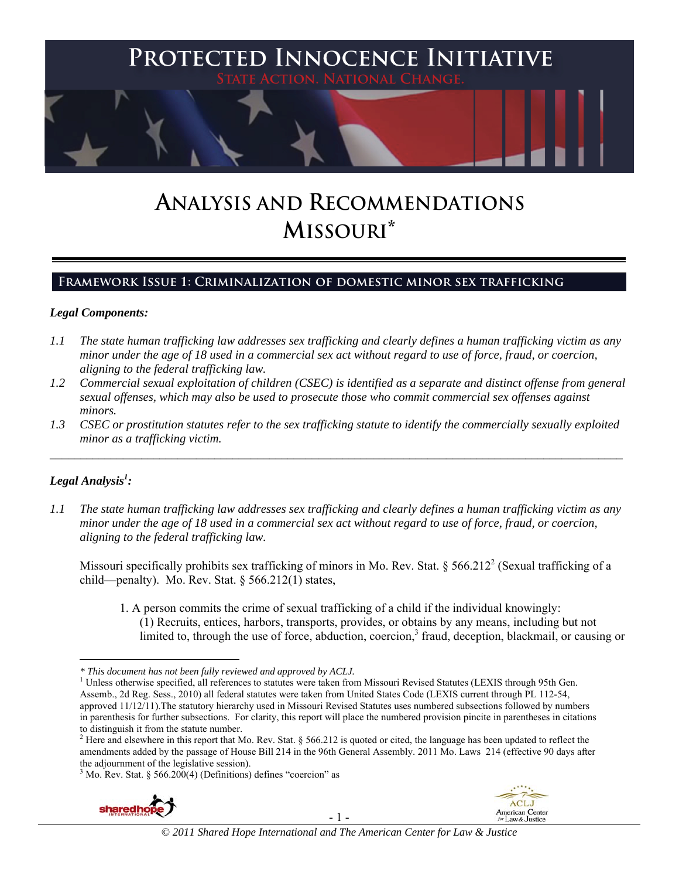# PROTECTED INNOCENCE INITIATIVE

STATE ACTION. NATIONAL CHANGE.

# ANALYSIS AND RECOMMENDATIONS
# MISSOURI*

## FRAMEWORK ISSUE 1: CRIMINALIZATION OF DOMESTIC MINOR SEX TRAFFICKING

***Legal Components:***

*1.1 The state human trafficking law addresses sex trafficking and clearly defines a human trafficking victim as any minor under the age of 18 used in a commercial sex act without regard to use of force, fraud, or coercion, aligning to the federal trafficking law.*

*1.2 Commercial sexual exploitation of children (CSEC) is identified as a separate and distinct offense from general sexual offenses, which may also be used to prosecute those who commit commercial sex offenses against minors.*

*1.3 CSEC or prostitution statutes refer to the sex trafficking statute to identify the commercially sexually exploited minor as a trafficking victim.*

---

***Legal Analysis[1]:***

*1.1 The state human trafficking law addresses sex trafficking and clearly defines a human trafficking victim as any minor under the age of 18 used in a commercial sex act without regard to use of force, fraud, or coercion, aligning to the federal trafficking law.*

Missouri specifically prohibits sex trafficking of minors in Mo. Rev. Stat. § 566.212[2] (Sexual trafficking of a child—penalty). Mo. Rev. Stat. § 566.212(1) states,

> 1. A person commits the crime of sexual trafficking of a child if the individual knowingly:
>
> (1) Recruits, entices, harbors, transports, provides, or obtains by any means, including but not limited to, through the use of force, abduction, coercion,[3] fraud, deception, blackmail, or causing or

---

*\* This document has not been fully reviewed and approved by ACLJ.*

[1] Unless otherwise specified, all references to statutes were taken from Missouri Revised Statutes (LEXIS through 95th Gen. Assemb., 2d Reg. Sess., 2010) all federal statutes were taken from United States Code (LEXIS current through PL 112-54, approved 11/12/11).The statutory hierarchy used in Missouri Revised Statutes uses numbered subsections followed by numbers in parenthesis for further subsections. For clarity, this report will place the numbered provision pincite in parentheses in citations to distinguish it from the statute number.

[2] Here and elsewhere in this report that Mo. Rev. Stat. § 566.212 is quoted or cited, the language has been updated to reflect the amendments added by the passage of House Bill 214 in the 96th General Assembly. 2011 Mo. Laws 214 (effective 90 days after the adjournment of the legislative session).

[3] Mo. Rev. Stat. § 566.200(4) (Definitions) defines "coercion" as

© 2011 Shared Hope International and The American Center for Law & Justice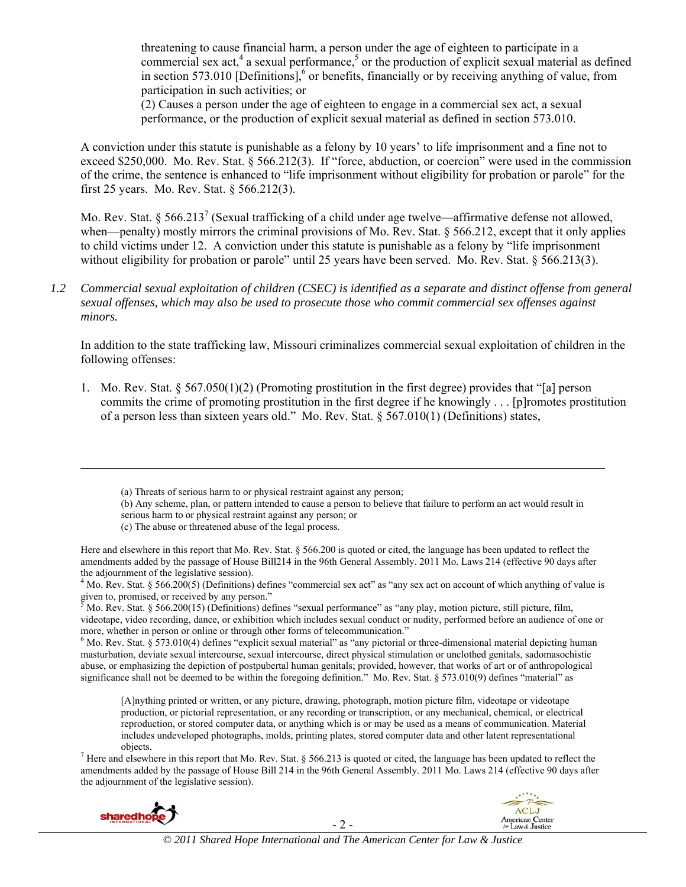threatening to cause financial harm, a person under the age of eighteen to participate in a commercial sex act,[4] a sexual performance,[5] or the production of explicit sexual material as defined in section 573.010 [Definitions],[6] or benefits, financially or by receiving anything of value, from participation in such activities; or

(2) Causes a person under the age of eighteen to engage in a commercial sex act, a sexual performance, or the production of explicit sexual material as defined in section 573.010.

A conviction under this statute is punishable as a felony by 10 years' to life imprisonment and a fine not to exceed $250,000. Mo. Rev. Stat. § 566.212(3). If "force, abduction, or coercion" were used in the commission of the crime, the sentence is enhanced to "life imprisonment without eligibility for probation or parole" for the first 25 years. Mo. Rev. Stat. § 566.212(3).

Mo. Rev. Stat. § 566.213[7] (Sexual trafficking of a child under age twelve—affirmative defense not allowed, when—penalty) mostly mirrors the criminal provisions of Mo. Rev. Stat. § 566.212, except that it only applies to child victims under 12. A conviction under this statute is punishable as a felony by "life imprisonment without eligibility for probation or parole" until 25 years have been served. Mo. Rev. Stat. § 566.213(3).

*1.2 Commercial sexual exploitation of children (CSEC) is identified as a separate and distinct offense from general sexual offenses, which may also be used to prosecute those who commit commercial sex offenses against minors.*

In addition to the state trafficking law, Missouri criminalizes commercial sexual exploitation of children in the following offenses:

1. Mo. Rev. Stat. § 567.050(1)(2) (Promoting prostitution in the first degree) provides that "[a] person commits the crime of promoting prostitution in the first degree if he knowingly . . . [p]romotes prostitution of a person less than sixteen years old." Mo. Rev. Stat. § 567.010(1) (Definitions) states,

---

(a) Threats of serious harm to or physical restraint against any person;
(b) Any scheme, plan, or pattern intended to cause a person to believe that failure to perform an act would result in serious harm to or physical restraint against any person; or
(c) The abuse or threatened abuse of the legal process.

Here and elsewhere in this report that Mo. Rev. Stat. § 566.200 is quoted or cited, the language has been updated to reflect the amendments added by the passage of House Bill214 in the 96th General Assembly. 2011 Mo. Laws 214 (effective 90 days after the adjournment of the legislative session).

[4] Mo. Rev. Stat. § 566.200(5) (Definitions) defines "commercial sex act" as "any sex act on account of which anything of value is given to, promised, or received by any person."

[5] Mo. Rev. Stat. § 566.200(15) (Definitions) defines "sexual performance" as "any play, motion picture, still picture, film, videotape, video recording, dance, or exhibition which includes sexual conduct or nudity, performed before an audience of one or more, whether in person or online or through other forms of telecommunication."

[6] Mo. Rev. Stat. § 573.010(4) defines "explicit sexual material" as "any pictorial or three-dimensional material depicting human masturbation, deviate sexual intercourse, sexual intercourse, direct physical stimulation or unclothed genitals, sadomasochistic abuse, or emphasizing the depiction of postpubertal human genitals; provided, however, that works of art or of anthropological significance shall not be deemed to be within the foregoing definition." Mo. Rev. Stat. § 573.010(9) defines "material" as

> [A]nything printed or written, or any picture, drawing, photograph, motion picture film, videotape or videotape production, or pictorial representation, or any recording or transcription, or any mechanical, chemical, or electrical reproduction, or stored computer data, or anything which is or may be used as a means of communication. Material includes undeveloped photographs, molds, printing plates, stored computer data and other latent representational objects.

[7] Here and elsewhere in this report that Mo. Rev. Stat. § 566.213 is quoted or cited, the language has been updated to reflect the amendments added by the passage of House Bill 214 in the 96th General Assembly. 2011 Mo. Laws 214 (effective 90 days after the adjournment of the legislative session).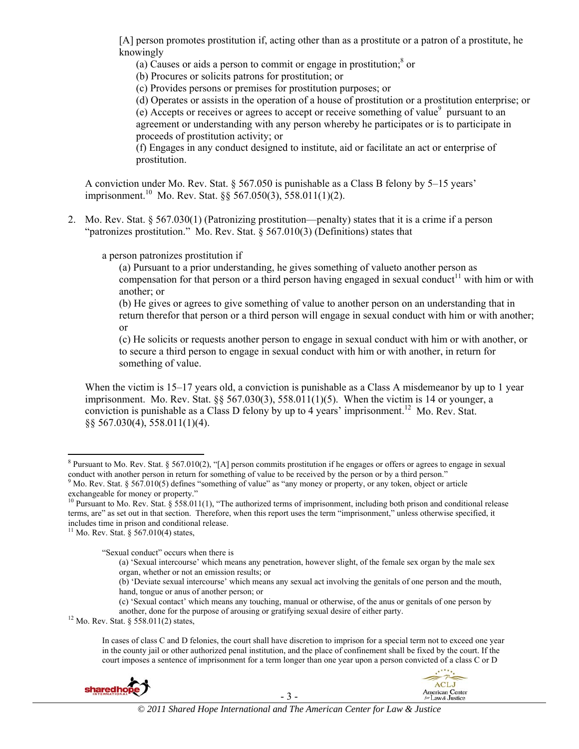> [A] person promotes prostitution if, acting other than as a prostitute or a patron of a prostitute, he knowingly
>
> (a) Causes or aids a person to commit or engage in prostitution;[8] or
> (b) Procures or solicits patrons for prostitution; or
> (c) Provides persons or premises for prostitution purposes; or
> (d) Operates or assists in the operation of a house of prostitution or a prostitution enterprise; or
> (e) Accepts or receives or agrees to accept or receive something of value[9] pursuant to an agreement or understanding with any person whereby he participates or is to participate in proceeds of prostitution activity; or
> (f) Engages in any conduct designed to institute, aid or facilitate an act or enterprise of prostitution.

A conviction under Mo. Rev. Stat. § 567.050 is punishable as a Class B felony by 5–15 years' imprisonment.[10] Mo. Rev. Stat. §§ 567.050(3), 558.011(1)(2).

2. Mo. Rev. Stat. § 567.030(1) (Patronizing prostitution—penalty) states that it is a crime if a person "patronizes prostitution." Mo. Rev. Stat. § 567.010(3) (Definitions) states that

> a person patronizes prostitution if
>
> (a) Pursuant to a prior understanding, he gives something of valueto another person as compensation for that person or a third person having engaged in sexual conduct[11] with him or with another; or
> (b) He gives or agrees to give something of value to another person on an understanding that in return therefor that person or a third person will engage in sexual conduct with him or with another; or
> (c) He solicits or requests another person to engage in sexual conduct with him or with another, or to secure a third person to engage in sexual conduct with him or with another, in return for something of value.

When the victim is 15–17 years old, a conviction is punishable as a Class A misdemeanor by up to 1 year imprisonment. Mo. Rev. Stat. §§ 567.030(3), 558.011(1)(5). When the victim is 14 or younger, a conviction is punishable as a Class D felony by up to 4 years' imprisonment.[12] Mo. Rev. Stat. §§ 567.030(4), 558.011(1)(4).

---

[8] Pursuant to Mo. Rev. Stat. § 567.010(2), "[A] person commits prostitution if he engages or offers or agrees to engage in sexual conduct with another person in return for something of value to be received by the person or by a third person."

[9] Mo. Rev. Stat. § 567.010(5) defines "something of value" as "any money or property, or any token, object or article exchangeable for money or property."

[10] Pursuant to Mo. Rev. Stat. § 558.011(1), "The authorized terms of imprisonment, including both prison and conditional release terms, are" as set out in that section. Therefore, when this report uses the term "imprisonment," unless otherwise specified, it includes time in prison and conditional release.

[11] Mo. Rev. Stat. § 567.010(4) states,

> "Sexual conduct" occurs when there is
>
> (a) 'Sexual intercourse' which means any penetration, however slight, of the female sex organ by the male sex organ, whether or not an emission results; or
> (b) 'Deviate sexual intercourse' which means any sexual act involving the genitals of one person and the mouth, hand, tongue or anus of another person; or
> (c) 'Sexual contact' which means any touching, manual or otherwise, of the anus or genitals of one person by another, done for the purpose of arousing or gratifying sexual desire of either party.

[12] Mo. Rev. Stat. § 558.011(2) states,

> In cases of class C and D felonies, the court shall have discretion to imprison for a special term not to exceed one year in the county jail or other authorized penal institution, and the place of confinement shall be fixed by the court. If the court imposes a sentence of imprisonment for a term longer than one year upon a person convicted of a class C or D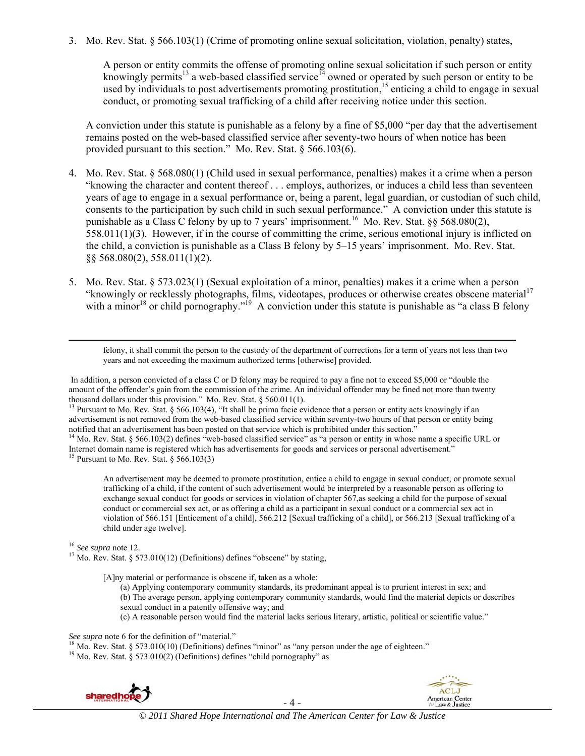3. Mo. Rev. Stat. § 566.103(1) (Crime of promoting online sexual solicitation, violation, penalty) states,

   > A person or entity commits the offense of promoting online sexual solicitation if such person or entity knowingly permits[13] a web-based classified service[14] owned or operated by such person or entity to be used by individuals to post advertisements promoting prostitution,[15] enticing a child to engage in sexual conduct, or promoting sexual trafficking of a child after receiving notice under this section.

   A conviction under this statute is punishable as a felony by a fine of $5,000 "per day that the advertisement remains posted on the web-based classified service after seventy-two hours of when notice has been provided pursuant to this section." Mo. Rev. Stat. § 566.103(6).

4. Mo. Rev. Stat. § 568.080(1) (Child used in sexual performance, penalties) makes it a crime when a person "knowing the character and content thereof . . . employs, authorizes, or induces a child less than seventeen years of age to engage in a sexual performance or, being a parent, legal guardian, or custodian of such child, consents to the participation by such child in such sexual performance." A conviction under this statute is punishable as a Class C felony by up to 7 years' imprisonment.[16] Mo. Rev. Stat. §§ 568.080(2), 558.011(1)(3). However, if in the course of committing the crime, serious emotional injury is inflicted on the child, a conviction is punishable as a Class B felony by 5–15 years' imprisonment. Mo. Rev. Stat. §§ 568.080(2), 558.011(1)(2).

5. Mo. Rev. Stat. § 573.023(1) (Sexual exploitation of a minor, penalties) makes it a crime when a person "knowingly or recklessly photographs, films, videotapes, produces or otherwise creates obscene material[17] with a minor[18] or child pornography."[19] A conviction under this statute is punishable as "a class B felony

---

> felony, it shall commit the person to the custody of the department of corrections for a term of years not less than two years and not exceeding the maximum authorized terms [otherwise] provided.

In addition, a person convicted of a class C or D felony may be required to pay a fine not to exceed $5,000 or "double the amount of the offender's gain from the commission of the crime. An individual offender may be fined not more than twenty thousand dollars under this provision." Mo. Rev. Stat. § 560.011(1).

[13] Pursuant to Mo. Rev. Stat. § 566.103(4), "It shall be prima facie evidence that a person or entity acts knowingly if an advertisement is not removed from the web-based classified service within seventy-two hours of that person or entity being notified that an advertisement has been posted on that service which is prohibited under this section."

[14] Mo. Rev. Stat. § 566.103(2) defines "web-based classified service" as "a person or entity in whose name a specific URL or Internet domain name is registered which has advertisements for goods and services or personal advertisement."

[15] Pursuant to Mo. Rev. Stat. § 566.103(3)

> An advertisement may be deemed to promote prostitution, entice a child to engage in sexual conduct, or promote sexual trafficking of a child, if the content of such advertisement would be interpreted by a reasonable person as offering to exchange sexual conduct for goods or services in violation of chapter 567,as seeking a child for the purpose of sexual conduct or commercial sex act, or as offering a child as a participant in sexual conduct or a commercial sex act in violation of 566.151 [Enticement of a child], 566.212 [Sexual trafficking of a child], or 566.213 [Sexual trafficking of a child under age twelve].

[16] *See supra* note 12.

[17] Mo. Rev. Stat. § 573.010(12) (Definitions) defines "obscene" by stating,

> [A]ny material or performance is obscene if, taken as a whole:
> (a) Applying contemporary community standards, its predominant appeal is to prurient interest in sex; and
> (b) The average person, applying contemporary community standards, would find the material depicts or describes sexual conduct in a patently offensive way; and
> (c) A reasonable person would find the material lacks serious literary, artistic, political or scientific value."

*See supra* note 6 for the definition of "material."

[18] Mo. Rev. Stat. § 573.010(10) (Definitions) defines "minor" as "any person under the age of eighteen."

[19] Mo. Rev. Stat. § 573.010(2) (Definitions) defines "child pornography" as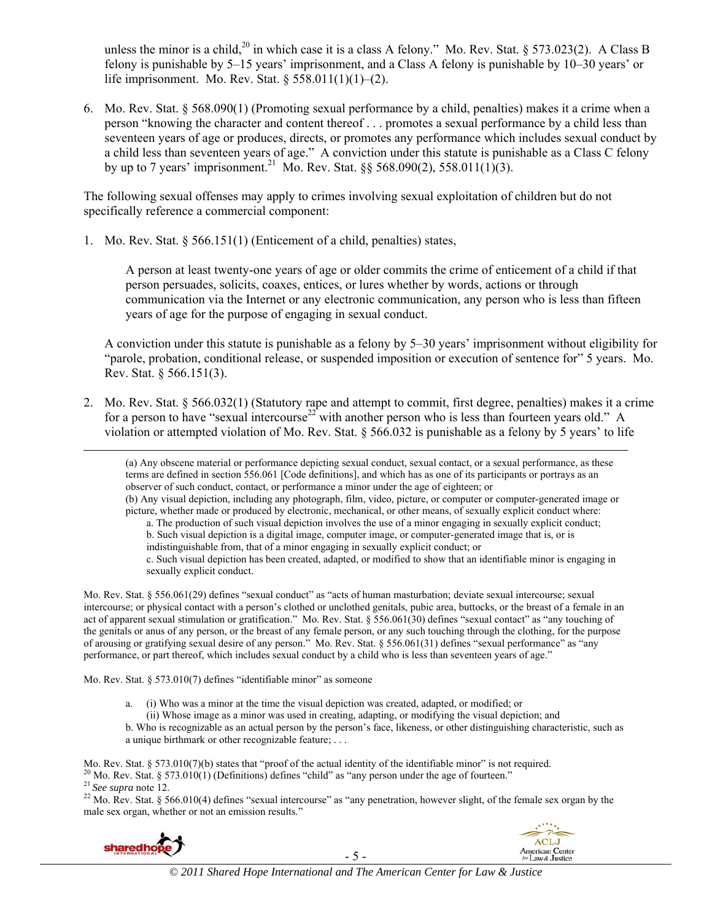unless the minor is a child,[20] in which case it is a class A felony." Mo. Rev. Stat. § 573.023(2). A Class B felony is punishable by 5–15 years' imprisonment, and a Class A felony is punishable by 10–30 years' or life imprisonment. Mo. Rev. Stat. § 558.011(1)(1)–(2).

6. Mo. Rev. Stat. § 568.090(1) (Promoting sexual performance by a child, penalties) makes it a crime when a person "knowing the character and content thereof . . . promotes a sexual performance by a child less than seventeen years of age or produces, directs, or promotes any performance which includes sexual conduct by a child less than seventeen years of age." A conviction under this statute is punishable as a Class C felony by up to 7 years' imprisonment.[21] Mo. Rev. Stat. §§ 568.090(2), 558.011(1)(3).

The following sexual offenses may apply to crimes involving sexual exploitation of children but do not specifically reference a commercial component:

1. Mo. Rev. Stat. § 566.151(1) (Enticement of a child, penalties) states,

   > A person at least twenty-one years of age or older commits the crime of enticement of a child if that person persuades, solicits, coaxes, entices, or lures whether by words, actions or through communication via the Internet or any electronic communication, any person who is less than fifteen years of age for the purpose of engaging in sexual conduct.

   A conviction under this statute is punishable as a felony by 5–30 years' imprisonment without eligibility for "parole, probation, conditional release, or suspended imposition or execution of sentence for" 5 years. Mo. Rev. Stat. § 566.151(3).

2. Mo. Rev. Stat. § 566.032(1) (Statutory rape and attempt to commit, first degree, penalties) makes it a crime for a person to have "sexual intercourse[22] with another person who is less than fourteen years old." A violation or attempted violation of Mo. Rev. Stat. § 566.032 is punishable as a felony by 5 years' to life

---

> (a) Any obscene material or performance depicting sexual conduct, sexual contact, or a sexual performance, as these terms are defined in section 556.061 [Code definitions], and which has as one of its participants or portrays as an observer of such conduct, contact, or performance a minor under the age of eighteen; or
> (b) Any visual depiction, including any photograph, film, video, picture, or computer or computer-generated image or picture, whether made or produced by electronic, mechanical, or other means, of sexually explicit conduct where:
> a. The production of such visual depiction involves the use of a minor engaging in sexually explicit conduct;
> b. Such visual depiction is a digital image, computer image, or computer-generated image that is, or is indistinguishable from, that of a minor engaging in sexually explicit conduct; or
> c. Such visual depiction has been created, adapted, or modified to show that an identifiable minor is engaging in sexually explicit conduct.

Mo. Rev. Stat. § 556.061(29) defines "sexual conduct" as "acts of human masturbation; deviate sexual intercourse; sexual intercourse; or physical contact with a person's clothed or unclothed genitals, pubic area, buttocks, or the breast of a female in an act of apparent sexual stimulation or gratification." Mo. Rev. Stat. § 556.061(30) defines "sexual contact" as "any touching of the genitals or anus of any person, or the breast of any female person, or any such touching through the clothing, for the purpose of arousing or gratifying sexual desire of any person." Mo. Rev. Stat. § 556.061(31) defines "sexual performance" as "any performance, or part thereof, which includes sexual conduct by a child who is less than seventeen years of age."

Mo. Rev. Stat. § 573.010(7) defines "identifiable minor" as someone

> a. (i) Who was a minor at the time the visual depiction was created, adapted, or modified; or
> (ii) Whose image as a minor was used in creating, adapting, or modifying the visual depiction; and
> b. Who is recognizable as an actual person by the person's face, likeness, or other distinguishing characteristic, such as a unique birthmark or other recognizable feature; . . .

Mo. Rev. Stat. § 573.010(7)(b) states that "proof of the actual identity of the identifiable minor" is not required.

[20] Mo. Rev. Stat. § 573.010(1) (Definitions) defines "child" as "any person under the age of fourteen."

[21] *See supra* note 12.

[22] Mo. Rev. Stat. § 566.010(4) defines "sexual intercourse" as "any penetration, however slight, of the female sex organ by the male sex organ, whether or not an emission results."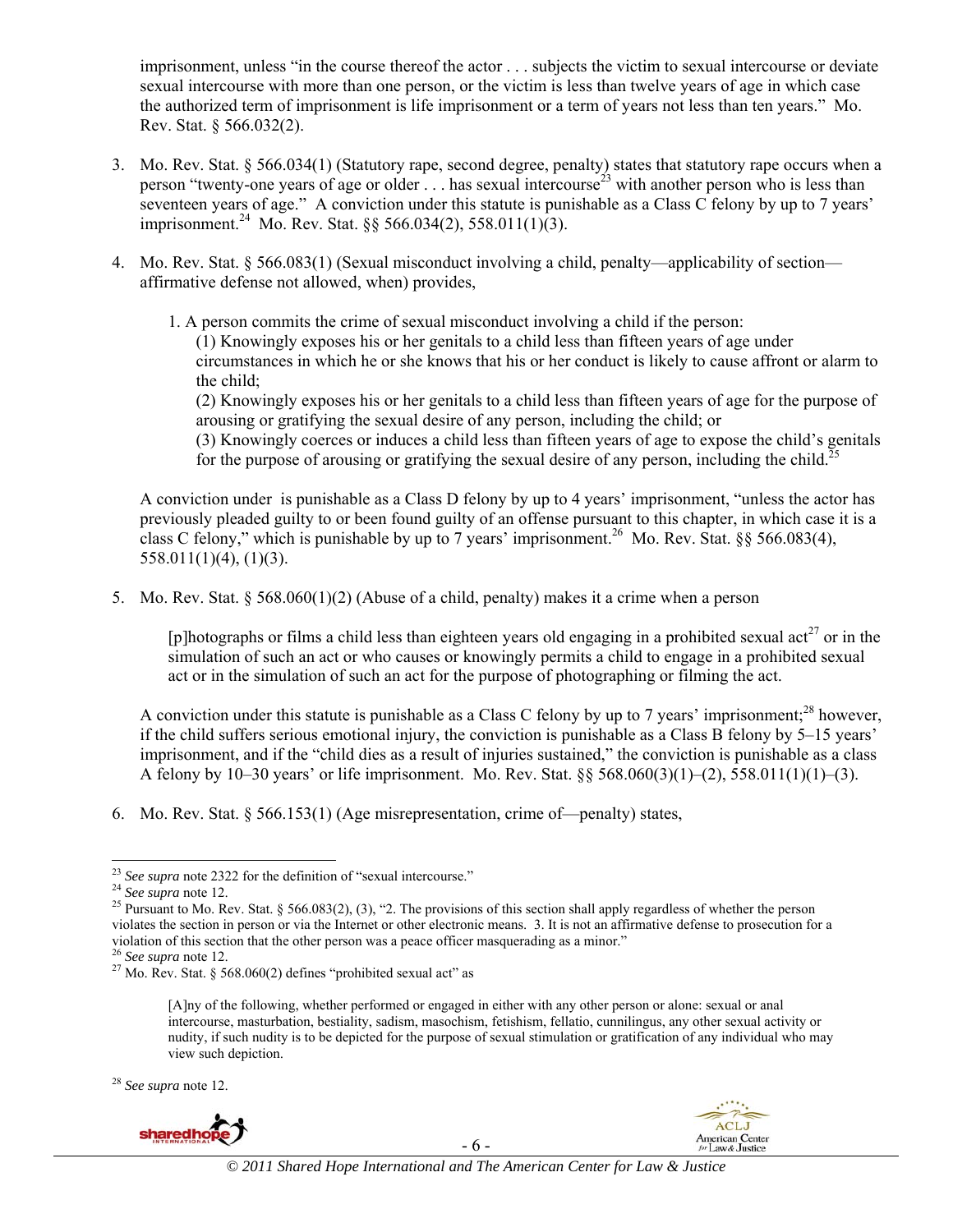imprisonment, unless "in the course thereof the actor . . . subjects the victim to sexual intercourse or deviate sexual intercourse with more than one person, or the victim is less than twelve years of age in which case the authorized term of imprisonment is life imprisonment or a term of years not less than ten years." Mo. Rev. Stat. § 566.032(2).

3. Mo. Rev. Stat. § 566.034(1) (Statutory rape, second degree, penalty) states that statutory rape occurs when a person "twenty-one years of age or older . . . has sexual intercourse[23] with another person who is less than seventeen years of age." A conviction under this statute is punishable as a Class C felony by up to 7 years' imprisonment.[24] Mo. Rev. Stat. §§ 566.034(2), 558.011(1)(3).

4. Mo. Rev. Stat. § 566.083(1) (Sexual misconduct involving a child, penalty—applicability of section—affirmative defense not allowed, when) provides,

   1. A person commits the crime of sexual misconduct involving a child if the person:
      (1) Knowingly exposes his or her genitals to a child less than fifteen years of age under circumstances in which he or she knows that his or her conduct is likely to cause affront or alarm to the child;
      (2) Knowingly exposes his or her genitals to a child less than fifteen years of age for the purpose of arousing or gratifying the sexual desire of any person, including the child; or
      (3) Knowingly coerces or induces a child less than fifteen years of age to expose the child's genitals for the purpose of arousing or gratifying the sexual desire of any person, including the child.[25]

   A conviction under is punishable as a Class D felony by up to 4 years' imprisonment, "unless the actor has previously pleaded guilty to or been found guilty of an offense pursuant to this chapter, in which case it is a class C felony," which is punishable by up to 7 years' imprisonment.[26] Mo. Rev. Stat. §§ 566.083(4), 558.011(1)(4), (1)(3).

5. Mo. Rev. Stat. § 568.060(1)(2) (Abuse of a child, penalty) makes it a crime when a person

   [p]hotographs or films a child less than eighteen years old engaging in a prohibited sexual act[27] or in the simulation of such an act or who causes or knowingly permits a child to engage in a prohibited sexual act or in the simulation of such an act for the purpose of photographing or filming the act.

   A conviction under this statute is punishable as a Class C felony by up to 7 years' imprisonment;[28] however, if the child suffers serious emotional injury, the conviction is punishable as a Class B felony by 5–15 years' imprisonment, and if the "child dies as a result of injuries sustained," the conviction is punishable as a class A felony by 10–30 years' or life imprisonment. Mo. Rev. Stat. §§ 568.060(3)(1)–(2), 558.011(1)(1)–(3).

6. Mo. Rev. Stat. § 566.153(1) (Age misrepresentation, crime of—penalty) states,

---

[23] *See supra* note 2322 for the definition of "sexual intercourse."

[24] *See supra* note 12.

[25] Pursuant to Mo. Rev. Stat. § 566.083(2), (3), "2. The provisions of this section shall apply regardless of whether the person violates the section in person or via the Internet or other electronic means. 3. It is not an affirmative defense to prosecution for a violation of this section that the other person was a peace officer masquerading as a minor."

[26] *See supra* note 12.

[27] Mo. Rev. Stat. § 568.060(2) defines "prohibited sexual act" as

> [A]ny of the following, whether performed or engaged in either with any other person or alone: sexual or anal intercourse, masturbation, bestiality, sadism, masochism, fetishism, fellatio, cunnilingus, any other sexual activity or nudity, if such nudity is to be depicted for the purpose of sexual stimulation or gratification of any individual who may view such depiction.

[28] *See supra* note 12.

*© 2011 Shared Hope International and The American Center for Law & Justice*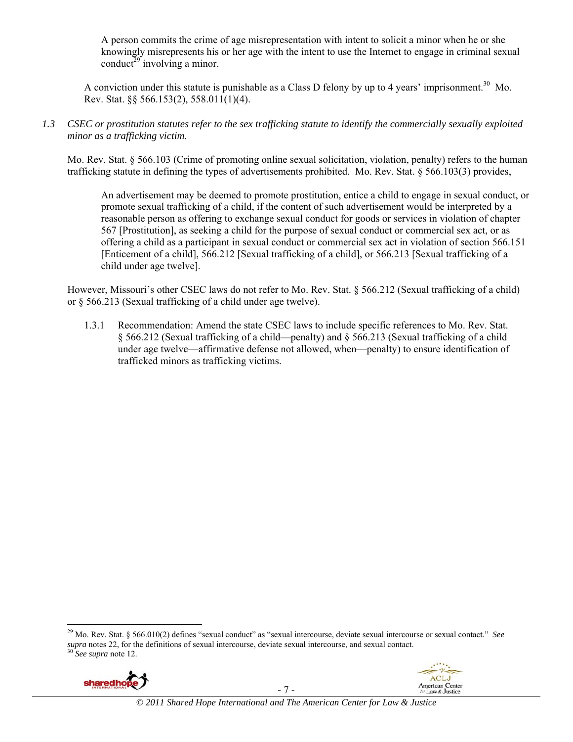A person commits the crime of age misrepresentation with intent to solicit a minor when he or she knowingly misrepresents his or her age with the intent to use the Internet to engage in criminal sexual conduct[29] involving a minor.

A conviction under this statute is punishable as a Class D felony by up to 4 years' imprisonment.[30] Mo. Rev. Stat. §§ 566.153(2), 558.011(1)(4).

*1.3 CSEC or prostitution statutes refer to the sex trafficking statute to identify the commercially sexually exploited minor as a trafficking victim.*

Mo. Rev. Stat. § 566.103 (Crime of promoting online sexual solicitation, violation, penalty) refers to the human trafficking statute in defining the types of advertisements prohibited. Mo. Rev. Stat. § 566.103(3) provides,

> An advertisement may be deemed to promote prostitution, entice a child to engage in sexual conduct, or promote sexual trafficking of a child, if the content of such advertisement would be interpreted by a reasonable person as offering to exchange sexual conduct for goods or services in violation of chapter 567 [Prostitution], as seeking a child for the purpose of sexual conduct or commercial sex act, or as offering a child as a participant in sexual conduct or commercial sex act in violation of section 566.151 [Enticement of a child], 566.212 [Sexual trafficking of a child], or 566.213 [Sexual trafficking of a child under age twelve].

However, Missouri's other CSEC laws do not refer to Mo. Rev. Stat. § 566.212 (Sexual trafficking of a child) or § 566.213 (Sexual trafficking of a child under age twelve).

1.3.1 Recommendation: Amend the state CSEC laws to include specific references to Mo. Rev. Stat. § 566.212 (Sexual trafficking of a child—penalty) and § 566.213 (Sexual trafficking of a child under age twelve—affirmative defense not allowed, when—penalty) to ensure identification of trafficked minors as trafficking victims.

---

[29] Mo. Rev. Stat. § 566.010(2) defines "sexual conduct" as "sexual intercourse, deviate sexual intercourse or sexual contact." *See supra* notes 22, for the definitions of sexual intercourse, deviate sexual intercourse, and sexual contact.

[30] *See supra* note 12.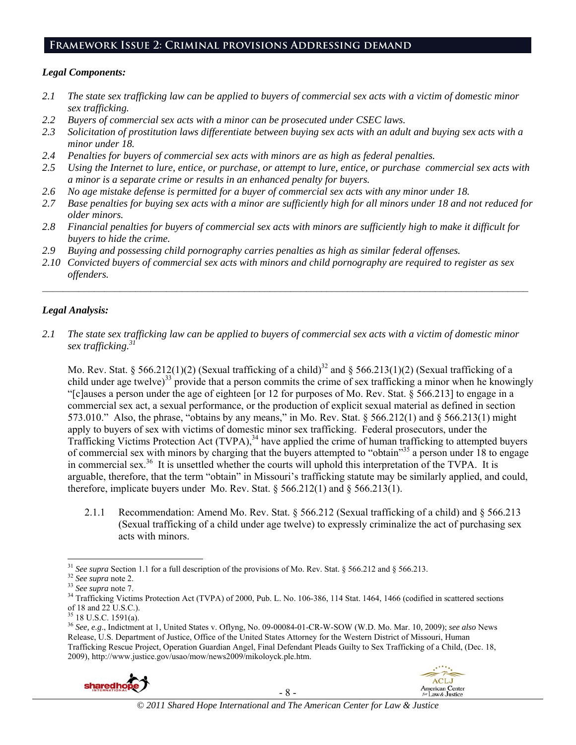## Framework Issue 2: Criminal provisions Addressing demand

### *Legal Components:*

*2.1 The state sex trafficking law can be applied to buyers of commercial sex acts with a victim of domestic minor sex trafficking.*

*2.2 Buyers of commercial sex acts with a minor can be prosecuted under CSEC laws.*

*2.3 Solicitation of prostitution laws differentiate between buying sex acts with an adult and buying sex acts with a minor under 18.*

*2.4 Penalties for buyers of commercial sex acts with minors are as high as federal penalties.*

*2.5 Using the Internet to lure, entice, or purchase, or attempt to lure, entice, or purchase commercial sex acts with a minor is a separate crime or results in an enhanced penalty for buyers.*

*2.6 No age mistake defense is permitted for a buyer of commercial sex acts with any minor under 18.*

*2.7 Base penalties for buying sex acts with a minor are sufficiently high for all minors under 18 and not reduced for older minors.*

*2.8 Financial penalties for buyers of commercial sex acts with minors are sufficiently high to make it difficult for buyers to hide the crime.*

*2.9 Buying and possessing child pornography carries penalties as high as similar federal offenses.*

*2.10 Convicted buyers of commercial sex acts with minors and child pornography are required to register as sex offenders.*

---

### *Legal Analysis:*

*2.1 The state sex trafficking law can be applied to buyers of commercial sex acts with a victim of domestic minor sex trafficking.*[31]

Mo. Rev. Stat. § 566.212(1)(2) (Sexual trafficking of a child)[32] and § 566.213(1)(2) (Sexual trafficking of a child under age twelve)[33] provide that a person commits the crime of sex trafficking a minor when he knowingly "[c]auses a person under the age of eighteen [or 12 for purposes of Mo. Rev. Stat. § 566.213] to engage in a commercial sex act, a sexual performance, or the production of explicit sexual material as defined in section 573.010." Also, the phrase, "obtains by any means," in Mo. Rev. Stat. § 566.212(1) and § 566.213(1) might apply to buyers of sex with victims of domestic minor sex trafficking. Federal prosecutors, under the Trafficking Victims Protection Act (TVPA),[34] have applied the crime of human trafficking to attempted buyers of commercial sex with minors by charging that the buyers attempted to "obtain"[35] a person under 18 to engage in commercial sex.[36] It is unsettled whether the courts will uphold this interpretation of the TVPA. It is arguable, therefore, that the term "obtain" in Missouri's trafficking statute may be similarly applied, and could, therefore, implicate buyers under Mo. Rev. Stat. § 566.212(1) and § 566.213(1).

2.1.1 Recommendation: Amend Mo. Rev. Stat. § 566.212 (Sexual trafficking of a child) and § 566.213 (Sexual trafficking of a child under age twelve) to expressly criminalize the act of purchasing sex acts with minors.

---

[31] *See supra* Section 1.1 for a full description of the provisions of Mo. Rev. Stat. § 566.212 and § 566.213.

[32] *See supra* note 2.

[33] *See supra* note 7.

[34] Trafficking Victims Protection Act (TVPA) of 2000, Pub. L. No. 106-386, 114 Stat. 1464, 1466 (codified in scattered sections of 18 and 22 U.S.C.).

[35] 18 U.S.C. 1591(a).

[36] *See, e.g*., Indictment at 1, United States v. Oflyng, No. 09-00084-01-CR-W-SOW (W.D. Mo. Mar. 10, 2009); *see also* News Release, U.S. Department of Justice, Office of the United States Attorney for the Western District of Missouri, Human Trafficking Rescue Project, Operation Guardian Angel, Final Defendant Pleads Guilty to Sex Trafficking of a Child, (Dec. 18, 2009), http://www.justice.gov/usao/mow/news2009/mikoloyck.ple.htm.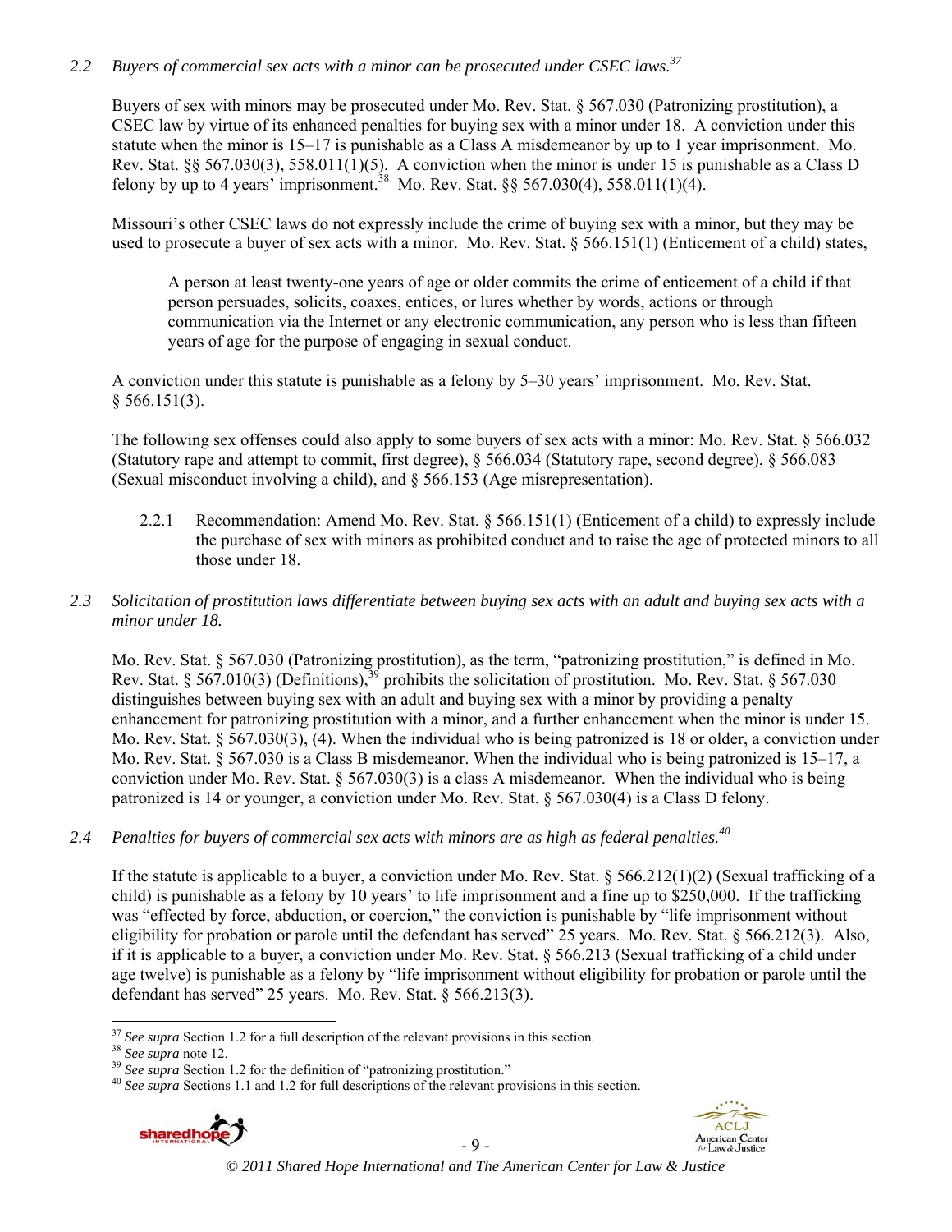*2.2 Buyers of commercial sex acts with a minor can be prosecuted under CSEC laws.*[37]

Buyers of sex with minors may be prosecuted under Mo. Rev. Stat. § 567.030 (Patronizing prostitution), a CSEC law by virtue of its enhanced penalties for buying sex with a minor under 18. A conviction under this statute when the minor is 15–17 is punishable as a Class A misdemeanor by up to 1 year imprisonment. Mo. Rev. Stat. §§ 567.030(3), 558.011(1)(5). A conviction when the minor is under 15 is punishable as a Class D felony by up to 4 years' imprisonment.[38] Mo. Rev. Stat. §§ 567.030(4), 558.011(1)(4).

Missouri's other CSEC laws do not expressly include the crime of buying sex with a minor, but they may be used to prosecute a buyer of sex acts with a minor. Mo. Rev. Stat. § 566.151(1) (Enticement of a child) states,

> A person at least twenty-one years of age or older commits the crime of enticement of a child if that person persuades, solicits, coaxes, entices, or lures whether by words, actions or through communication via the Internet or any electronic communication, any person who is less than fifteen years of age for the purpose of engaging in sexual conduct.

A conviction under this statute is punishable as a felony by 5–30 years' imprisonment. Mo. Rev. Stat. § 566.151(3).

The following sex offenses could also apply to some buyers of sex acts with a minor: Mo. Rev. Stat. § 566.032 (Statutory rape and attempt to commit, first degree), § 566.034 (Statutory rape, second degree), § 566.083 (Sexual misconduct involving a child), and § 566.153 (Age misrepresentation).

2.2.1 Recommendation: Amend Mo. Rev. Stat. § 566.151(1) (Enticement of a child) to expressly include the purchase of sex with minors as prohibited conduct and to raise the age of protected minors to all those under 18.

*2.3 Solicitation of prostitution laws differentiate between buying sex acts with an adult and buying sex acts with a minor under 18.*

Mo. Rev. Stat. § 567.030 (Patronizing prostitution), as the term, "patronizing prostitution," is defined in Mo. Rev. Stat. § 567.010(3) (Definitions),[39] prohibits the solicitation of prostitution. Mo. Rev. Stat. § 567.030 distinguishes between buying sex with an adult and buying sex with a minor by providing a penalty enhancement for patronizing prostitution with a minor, and a further enhancement when the minor is under 15. Mo. Rev. Stat. § 567.030(3), (4). When the individual who is being patronized is 18 or older, a conviction under Mo. Rev. Stat. § 567.030 is a Class B misdemeanor. When the individual who is being patronized is 15–17, a conviction under Mo. Rev. Stat. § 567.030(3) is a class A misdemeanor. When the individual who is being patronized is 14 or younger, a conviction under Mo. Rev. Stat. § 567.030(4) is a Class D felony.

*2.4 Penalties for buyers of commercial sex acts with minors are as high as federal penalties.*[40]

If the statute is applicable to a buyer, a conviction under Mo. Rev. Stat. § 566.212(1)(2) (Sexual trafficking of a child) is punishable as a felony by 10 years' to life imprisonment and a fine up to $250,000. If the trafficking was "effected by force, abduction, or coercion," the conviction is punishable by "life imprisonment without eligibility for probation or parole until the defendant has served" 25 years. Mo. Rev. Stat. § 566.212(3). Also, if it is applicable to a buyer, a conviction under Mo. Rev. Stat. § 566.213 (Sexual trafficking of a child under age twelve) is punishable as a felony by "life imprisonment without eligibility for probation or parole until the defendant has served" 25 years. Mo. Rev. Stat. § 566.213(3).

---

[37] *See supra* Section 1.2 for a full description of the relevant provisions in this section.
[38] *See supra* note 12.
[39] *See supra* Section 1.2 for the definition of "patronizing prostitution."
[40] *See supra* Sections 1.1 and 1.2 for full descriptions of the relevant provisions in this section.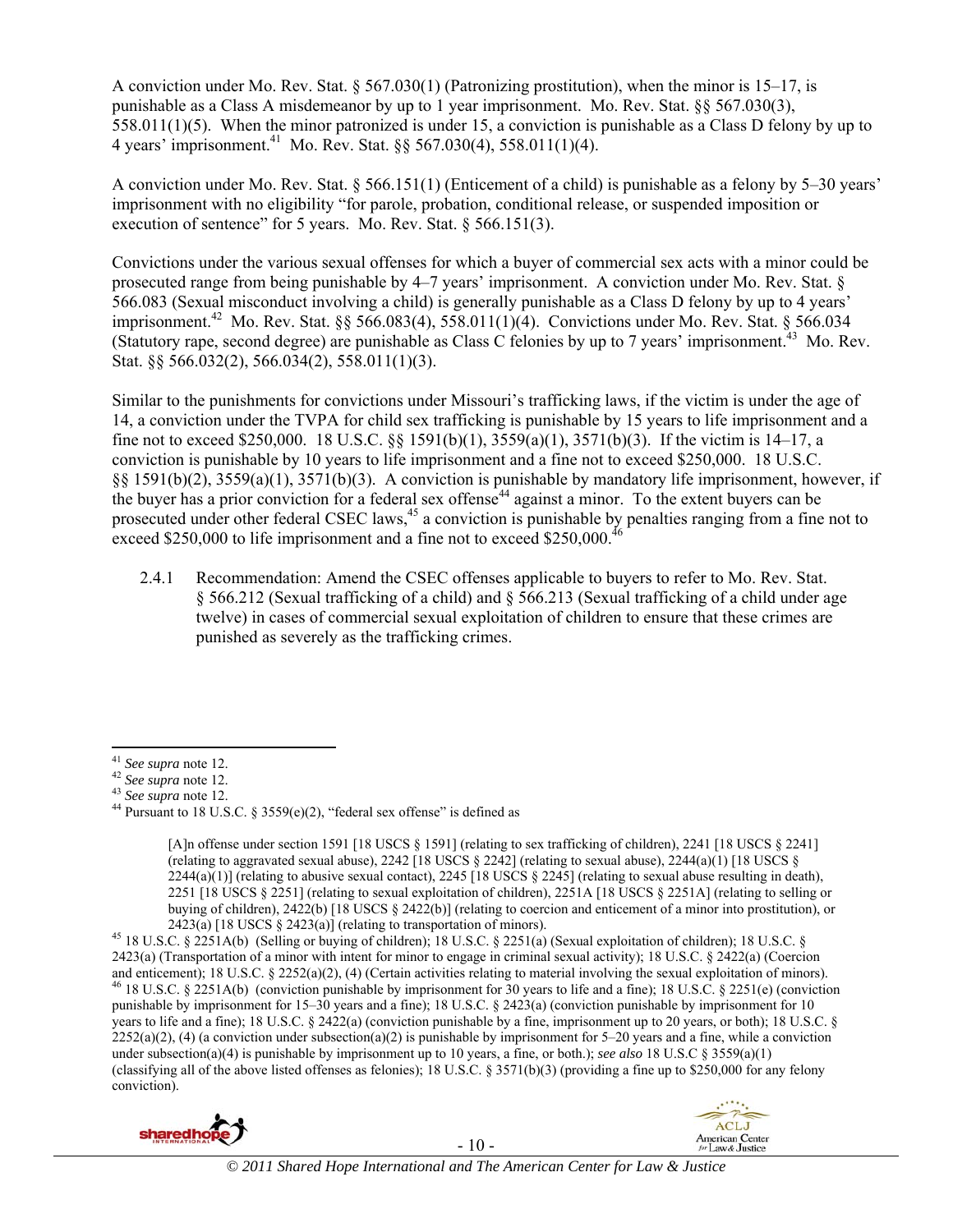A conviction under Mo. Rev. Stat. § 567.030(1) (Patronizing prostitution), when the minor is 15–17, is punishable as a Class A misdemeanor by up to 1 year imprisonment. Mo. Rev. Stat. §§ 567.030(3), 558.011(1)(5). When the minor patronized is under 15, a conviction is punishable as a Class D felony by up to 4 years' imprisonment.[41] Mo. Rev. Stat. §§ 567.030(4), 558.011(1)(4).

A conviction under Mo. Rev. Stat. § 566.151(1) (Enticement of a child) is punishable as a felony by 5–30 years' imprisonment with no eligibility "for parole, probation, conditional release, or suspended imposition or execution of sentence" for 5 years. Mo. Rev. Stat. § 566.151(3).

Convictions under the various sexual offenses for which a buyer of commercial sex acts with a minor could be prosecuted range from being punishable by 4–7 years' imprisonment. A conviction under Mo. Rev. Stat. § 566.083 (Sexual misconduct involving a child) is generally punishable as a Class D felony by up to 4 years' imprisonment.[42] Mo. Rev. Stat. §§ 566.083(4), 558.011(1)(4). Convictions under Mo. Rev. Stat. § 566.034 (Statutory rape, second degree) are punishable as Class C felonies by up to 7 years' imprisonment.[43] Mo. Rev. Stat. §§ 566.032(2), 566.034(2), 558.011(1)(3).

Similar to the punishments for convictions under Missouri's trafficking laws, if the victim is under the age of 14, a conviction under the TVPA for child sex trafficking is punishable by 15 years to life imprisonment and a fine not to exceed $250,000. 18 U.S.C. §§ 1591(b)(1), 3559(a)(1), 3571(b)(3). If the victim is 14–17, a conviction is punishable by 10 years to life imprisonment and a fine not to exceed $250,000. 18 U.S.C. §§ 1591(b)(2), 3559(a)(1), 3571(b)(3). A conviction is punishable by mandatory life imprisonment, however, if the buyer has a prior conviction for a federal sex offense[44] against a minor. To the extent buyers can be prosecuted under other federal CSEC laws,[45] a conviction is punishable by penalties ranging from a fine not to exceed $250,000 to life imprisonment and a fine not to exceed $250,000.[46]

2.4.1 Recommendation: Amend the CSEC offenses applicable to buyers to refer to Mo. Rev. Stat. § 566.212 (Sexual trafficking of a child) and § 566.213 (Sexual trafficking of a child under age twelve) in cases of commercial sexual exploitation of children to ensure that these crimes are punished as severely as the trafficking crimes.

---

[41] *See supra* note 12.

[42] *See supra* note 12.

[43] *See supra* note 12.

[44] Pursuant to 18 U.S.C. § 3559(e)(2), "federal sex offense" is defined as

> [A]n offense under section 1591 [18 USCS § 1591] (relating to sex trafficking of children), 2241 [18 USCS § 2241] (relating to aggravated sexual abuse), 2242 [18 USCS § 2242] (relating to sexual abuse), 2244(a)(1) [18 USCS § 2244(a)(1)] (relating to abusive sexual contact), 2245 [18 USCS § 2245] (relating to sexual abuse resulting in death), 2251 [18 USCS § 2251] (relating to sexual exploitation of children), 2251A [18 USCS § 2251A] (relating to selling or buying of children), 2422(b) [18 USCS § 2422(b)] (relating to coercion and enticement of a minor into prostitution), or 2423(a) [18 USCS § 2423(a)] (relating to transportation of minors).

[45] 18 U.S.C. § 2251A(b) (Selling or buying of children); 18 U.S.C. § 2251(a) (Sexual exploitation of children); 18 U.S.C. § 2423(a) (Transportation of a minor with intent for minor to engage in criminal sexual activity); 18 U.S.C. § 2422(a) (Coercion and enticement); 18 U.S.C. § 2252(a)(2), (4) (Certain activities relating to material involving the sexual exploitation of minors).

[46] 18 U.S.C. § 2251A(b) (conviction punishable by imprisonment for 30 years to life and a fine); 18 U.S.C. § 2251(e) (conviction punishable by imprisonment for 15–30 years and a fine); 18 U.S.C. § 2423(a) (conviction punishable by imprisonment for 10 years to life and a fine); 18 U.S.C. § 2422(a) (conviction punishable by a fine, imprisonment up to 20 years, or both); 18 U.S.C. § 2252(a)(2), (4) (a conviction under subsection(a)(2) is punishable by imprisonment for 5–20 years and a fine, while a conviction under subsection(a)(4) is punishable by imprisonment up to 10 years, a fine, or both.); *see also* 18 U.S.C § 3559(a)(1) (classifying all of the above listed offenses as felonies); 18 U.S.C. § 3571(b)(3) (providing a fine up to $250,000 for any felony conviction).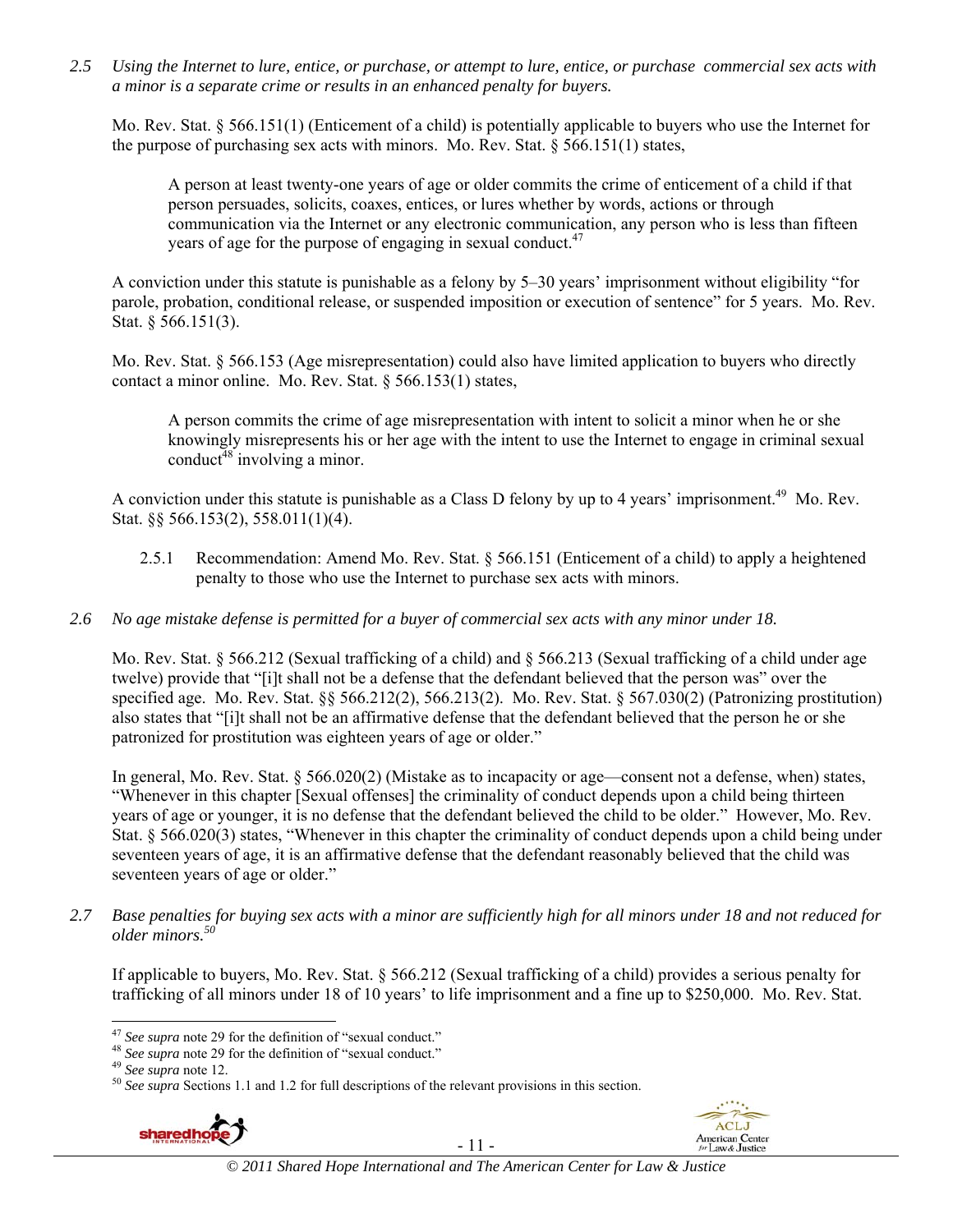*2.5 Using the Internet to lure, entice, or purchase, or attempt to lure, entice, or purchase commercial sex acts with a minor is a separate crime or results in an enhanced penalty for buyers.*

Mo. Rev. Stat. § 566.151(1) (Enticement of a child) is potentially applicable to buyers who use the Internet for the purpose of purchasing sex acts with minors. Mo. Rev. Stat. § 566.151(1) states,

> A person at least twenty-one years of age or older commits the crime of enticement of a child if that person persuades, solicits, coaxes, entices, or lures whether by words, actions or through communication via the Internet or any electronic communication, any person who is less than fifteen years of age for the purpose of engaging in sexual conduct.[47]

A conviction under this statute is punishable as a felony by 5–30 years' imprisonment without eligibility "for parole, probation, conditional release, or suspended imposition or execution of sentence" for 5 years. Mo. Rev. Stat. § 566.151(3).

Mo. Rev. Stat. § 566.153 (Age misrepresentation) could also have limited application to buyers who directly contact a minor online. Mo. Rev. Stat. § 566.153(1) states,

> A person commits the crime of age misrepresentation with intent to solicit a minor when he or she knowingly misrepresents his or her age with the intent to use the Internet to engage in criminal sexual conduct[48] involving a minor.

A conviction under this statute is punishable as a Class D felony by up to 4 years' imprisonment.[49] Mo. Rev. Stat. §§ 566.153(2), 558.011(1)(4).

2.5.1 Recommendation: Amend Mo. Rev. Stat. § 566.151 (Enticement of a child) to apply a heightened penalty to those who use the Internet to purchase sex acts with minors.

*2.6 No age mistake defense is permitted for a buyer of commercial sex acts with any minor under 18.*

Mo. Rev. Stat. § 566.212 (Sexual trafficking of a child) and § 566.213 (Sexual trafficking of a child under age twelve) provide that "[i]t shall not be a defense that the defendant believed that the person was" over the specified age. Mo. Rev. Stat. §§ 566.212(2), 566.213(2). Mo. Rev. Stat. § 567.030(2) (Patronizing prostitution) also states that "[i]t shall not be an affirmative defense that the defendant believed that the person he or she patronized for prostitution was eighteen years of age or older."

In general, Mo. Rev. Stat. § 566.020(2) (Mistake as to incapacity or age—consent not a defense, when) states, "Whenever in this chapter [Sexual offenses] the criminality of conduct depends upon a child being thirteen years of age or younger, it is no defense that the defendant believed the child to be older." However, Mo. Rev. Stat. § 566.020(3) states, "Whenever in this chapter the criminality of conduct depends upon a child being under seventeen years of age, it is an affirmative defense that the defendant reasonably believed that the child was seventeen years of age or older."

*2.7 Base penalties for buying sex acts with a minor are sufficiently high for all minors under 18 and not reduced for older minors.[50]*

If applicable to buyers, Mo. Rev. Stat. § 566.212 (Sexual trafficking of a child) provides a serious penalty for trafficking of all minors under 18 of 10 years' to life imprisonment and a fine up to $250,000. Mo. Rev. Stat.

---

[47] *See supra* note 29 for the definition of "sexual conduct."
[48] *See supra* note 29 for the definition of "sexual conduct."
[49] *See supra* note 12.
[50] *See supra* Sections 1.1 and 1.2 for full descriptions of the relevant provisions in this section.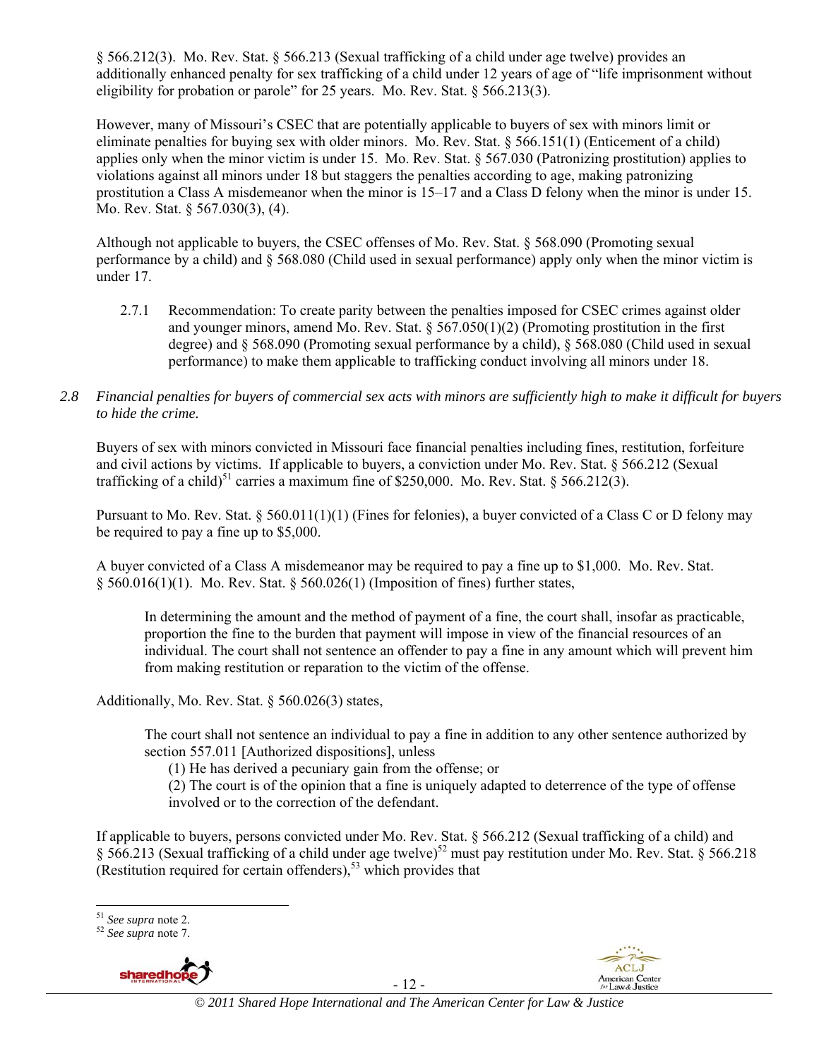§ 566.212(3). Mo. Rev. Stat. § 566.213 (Sexual trafficking of a child under age twelve) provides an additionally enhanced penalty for sex trafficking of a child under 12 years of age of "life imprisonment without eligibility for probation or parole" for 25 years. Mo. Rev. Stat. § 566.213(3).

However, many of Missouri's CSEC that are potentially applicable to buyers of sex with minors limit or eliminate penalties for buying sex with older minors. Mo. Rev. Stat. § 566.151(1) (Enticement of a child) applies only when the minor victim is under 15. Mo. Rev. Stat. § 567.030 (Patronizing prostitution) applies to violations against all minors under 18 but staggers the penalties according to age, making patronizing prostitution a Class A misdemeanor when the minor is 15–17 and a Class D felony when the minor is under 15. Mo. Rev. Stat. § 567.030(3), (4).

Although not applicable to buyers, the CSEC offenses of Mo. Rev. Stat. § 568.090 (Promoting sexual performance by a child) and § 568.080 (Child used in sexual performance) apply only when the minor victim is under 17.

2.7.1 Recommendation: To create parity between the penalties imposed for CSEC crimes against older and younger minors, amend Mo. Rev. Stat. § 567.050(1)(2) (Promoting prostitution in the first degree) and § 568.090 (Promoting sexual performance by a child), § 568.080 (Child used in sexual performance) to make them applicable to trafficking conduct involving all minors under 18.

*2.8 Financial penalties for buyers of commercial sex acts with minors are sufficiently high to make it difficult for buyers to hide the crime.*

Buyers of sex with minors convicted in Missouri face financial penalties including fines, restitution, forfeiture and civil actions by victims. If applicable to buyers, a conviction under Mo. Rev. Stat. § 566.212 (Sexual trafficking of a child)[51] carries a maximum fine of $250,000. Mo. Rev. Stat. § 566.212(3).

Pursuant to Mo. Rev. Stat. § 560.011(1)(1) (Fines for felonies), a buyer convicted of a Class C or D felony may be required to pay a fine up to $5,000.

A buyer convicted of a Class A misdemeanor may be required to pay a fine up to $1,000. Mo. Rev. Stat. § 560.016(1)(1). Mo. Rev. Stat. § 560.026(1) (Imposition of fines) further states,

> In determining the amount and the method of payment of a fine, the court shall, insofar as practicable, proportion the fine to the burden that payment will impose in view of the financial resources of an individual. The court shall not sentence an offender to pay a fine in any amount which will prevent him from making restitution or reparation to the victim of the offense.

Additionally, Mo. Rev. Stat. § 560.026(3) states,

> The court shall not sentence an individual to pay a fine in addition to any other sentence authorized by section 557.011 [Authorized dispositions], unless
> (1) He has derived a pecuniary gain from the offense; or
> (2) The court is of the opinion that a fine is uniquely adapted to deterrence of the type of offense involved or to the correction of the defendant.

If applicable to buyers, persons convicted under Mo. Rev. Stat. § 566.212 (Sexual trafficking of a child) and § 566.213 (Sexual trafficking of a child under age twelve)[52] must pay restitution under Mo. Rev. Stat. § 566.218 (Restitution required for certain offenders),[53] which provides that

---

[51] *See supra* note 2.
[52] *See supra* note 7.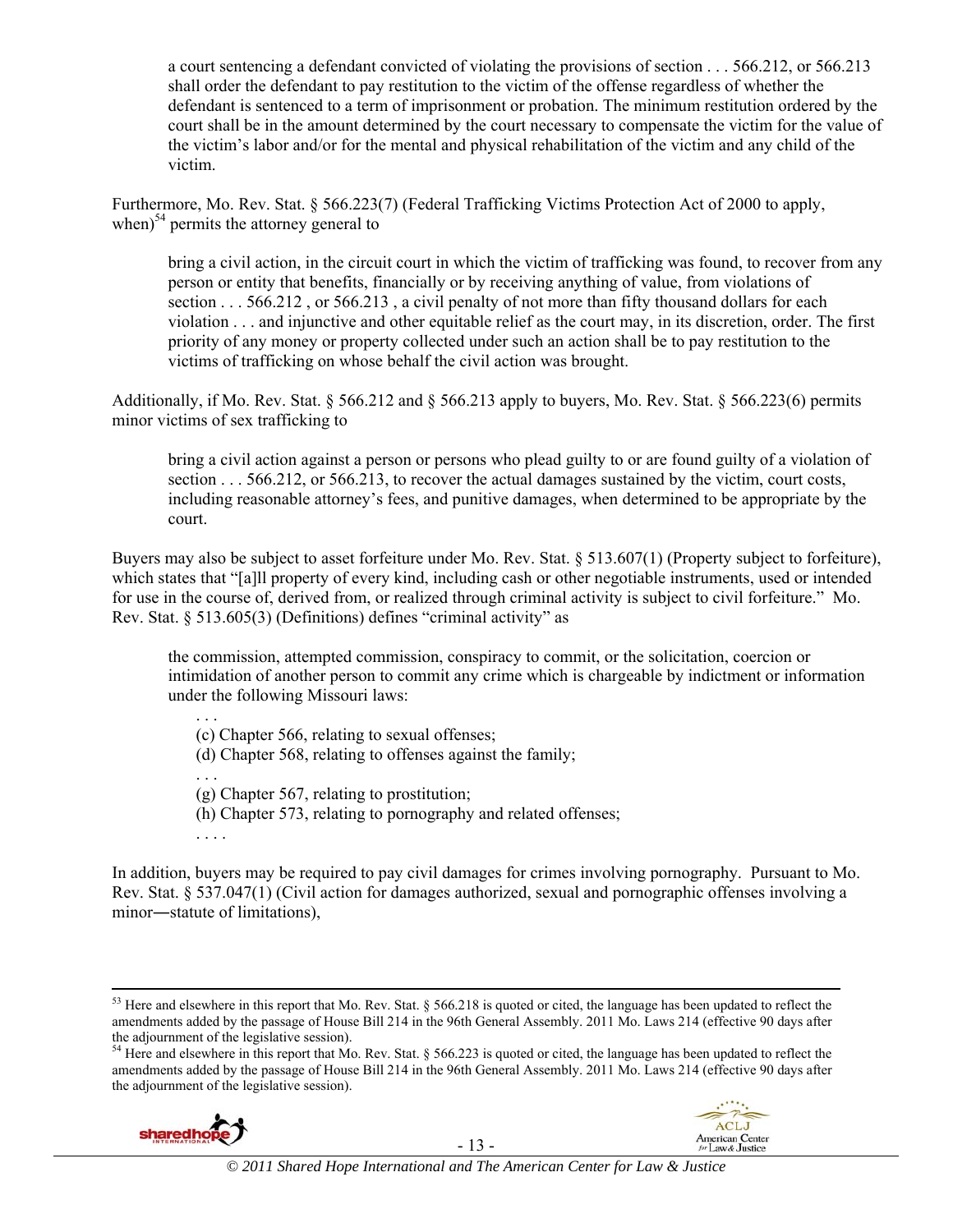a court sentencing a defendant convicted of violating the provisions of section . . . 566.212, or 566.213 shall order the defendant to pay restitution to the victim of the offense regardless of whether the defendant is sentenced to a term of imprisonment or probation. The minimum restitution ordered by the court shall be in the amount determined by the court necessary to compensate the victim for the value of the victim's labor and/or for the mental and physical rehabilitation of the victim and any child of the victim.

Furthermore, Mo. Rev. Stat. § 566.223(7) (Federal Trafficking Victims Protection Act of 2000 to apply, when)[54] permits the attorney general to

> bring a civil action, in the circuit court in which the victim of trafficking was found, to recover from any person or entity that benefits, financially or by receiving anything of value, from violations of section . . . 566.212 , or 566.213 , a civil penalty of not more than fifty thousand dollars for each violation . . . and injunctive and other equitable relief as the court may, in its discretion, order. The first priority of any money or property collected under such an action shall be to pay restitution to the victims of trafficking on whose behalf the civil action was brought.

Additionally, if Mo. Rev. Stat. § 566.212 and § 566.213 apply to buyers, Mo. Rev. Stat. § 566.223(6) permits minor victims of sex trafficking to

> bring a civil action against a person or persons who plead guilty to or are found guilty of a violation of section . . . 566.212, or 566.213, to recover the actual damages sustained by the victim, court costs, including reasonable attorney's fees, and punitive damages, when determined to be appropriate by the court.

Buyers may also be subject to asset forfeiture under Mo. Rev. Stat. § 513.607(1) (Property subject to forfeiture), which states that "[a]ll property of every kind, including cash or other negotiable instruments, used or intended for use in the course of, derived from, or realized through criminal activity is subject to civil forfeiture." Mo. Rev. Stat. § 513.605(3) (Definitions) defines "criminal activity" as

> the commission, attempted commission, conspiracy to commit, or the solicitation, coercion or intimidation of another person to commit any crime which is chargeable by indictment or information under the following Missouri laws:
>
> . . .
> (c) Chapter 566, relating to sexual offenses;
> (d) Chapter 568, relating to offenses against the family;
> . . .
> (g) Chapter 567, relating to prostitution;
> (h) Chapter 573, relating to pornography and related offenses;
> . . . .

In addition, buyers may be required to pay civil damages for crimes involving pornography. Pursuant to Mo. Rev. Stat. § 537.047(1) (Civil action for damages authorized, sexual and pornographic offenses involving a minor—statute of limitations),

---

[53] Here and elsewhere in this report that Mo. Rev. Stat. § 566.218 is quoted or cited, the language has been updated to reflect the amendments added by the passage of House Bill 214 in the 96th General Assembly. 2011 Mo. Laws 214 (effective 90 days after the adjournment of the legislative session).

[54] Here and elsewhere in this report that Mo. Rev. Stat. § 566.223 is quoted or cited, the language has been updated to reflect the amendments added by the passage of House Bill 214 in the 96th General Assembly. 2011 Mo. Laws 214 (effective 90 days after the adjournment of the legislative session).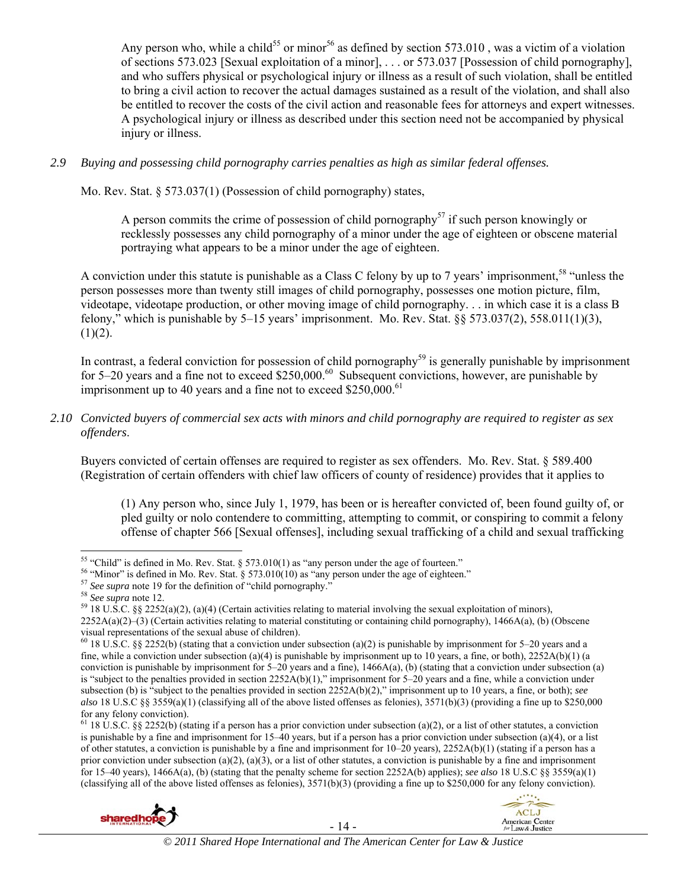Any person who, while a child[55] or minor[56] as defined by section 573.010 , was a victim of a violation of sections 573.023 [Sexual exploitation of a minor], . . . or 573.037 [Possession of child pornography], and who suffers physical or psychological injury or illness as a result of such violation, shall be entitled to bring a civil action to recover the actual damages sustained as a result of the violation, and shall also be entitled to recover the costs of the civil action and reasonable fees for attorneys and expert witnesses. A psychological injury or illness as described under this section need not be accompanied by physical injury or illness.

*2.9 Buying and possessing child pornography carries penalties as high as similar federal offenses.*

Mo. Rev. Stat. § 573.037(1) (Possession of child pornography) states,

> A person commits the crime of possession of child pornography[57] if such person knowingly or recklessly possesses any child pornography of a minor under the age of eighteen or obscene material portraying what appears to be a minor under the age of eighteen.

A conviction under this statute is punishable as a Class C felony by up to 7 years' imprisonment,[58] "unless the person possesses more than twenty still images of child pornography, possesses one motion picture, film, videotape, videotape production, or other moving image of child pornography. . . in which case it is a class B felony," which is punishable by 5–15 years' imprisonment. Mo. Rev. Stat. §§ 573.037(2), 558.011(1)(3), (1)(2).

In contrast, a federal conviction for possession of child pornography[59] is generally punishable by imprisonment for 5–20 years and a fine not to exceed $250,000.[60] Subsequent convictions, however, are punishable by imprisonment up to 40 years and a fine not to exceed $250,000.[61]

*2.10 Convicted buyers of commercial sex acts with minors and child pornography are required to register as sex offenders.*

Buyers convicted of certain offenses are required to register as sex offenders. Mo. Rev. Stat. § 589.400 (Registration of certain offenders with chief law officers of county of residence) provides that it applies to

> (1) Any person who, since July 1, 1979, has been or is hereafter convicted of, been found guilty of, or pled guilty or nolo contendere to committing, attempting to commit, or conspiring to commit a felony offense of chapter 566 [Sexual offenses], including sexual trafficking of a child and sexual trafficking

---

[55] "Child" is defined in Mo. Rev. Stat. § 573.010(1) as "any person under the age of fourteen."

[56] "Minor" is defined in Mo. Rev. Stat. § 573.010(10) as "any person under the age of eighteen."

[57] *See supra* note 19 for the definition of "child pornography."

[58] *See supra* note 12.

[59] 18 U.S.C. §§ 2252(a)(2), (a)(4) (Certain activities relating to material involving the sexual exploitation of minors), 2252A(a)(2)–(3) (Certain activities relating to material constituting or containing child pornography), 1466A(a), (b) (Obscene visual representations of the sexual abuse of children).

[60] 18 U.S.C. §§ 2252(b) (stating that a conviction under subsection (a)(2) is punishable by imprisonment for 5–20 years and a fine, while a conviction under subsection (a)(4) is punishable by imprisonment up to 10 years, a fine, or both), 2252A(b)(1) (a conviction is punishable by imprisonment for 5–20 years and a fine), 1466A(a), (b) (stating that a conviction under subsection (a) is "subject to the penalties provided in section 2252A(b)(1)," imprisonment for 5–20 years and a fine, while a conviction under subsection (b) is "subject to the penalties provided in section 2252A(b)(2)," imprisonment up to 10 years, a fine, or both); *see also* 18 U.S.C §§ 3559(a)(1) (classifying all of the above listed offenses as felonies), 3571(b)(3) (providing a fine up to $250,000 for any felony conviction).

[61] 18 U.S.C. §§ 2252(b) (stating if a person has a prior conviction under subsection (a)(2), or a list of other statutes, a conviction is punishable by a fine and imprisonment for 15–40 years, but if a person has a prior conviction under subsection (a)(4), or a list of other statutes, a conviction is punishable by a fine and imprisonment for 10–20 years), 2252A(b)(1) (stating if a person has a prior conviction under subsection (a)(2), (a)(3), or a list of other statutes, a conviction is punishable by a fine and imprisonment for 15–40 years), 1466A(a), (b) (stating that the penalty scheme for section 2252A(b) applies); *see also* 18 U.S.C §§ 3559(a)(1) (classifying all of the above listed offenses as felonies), 3571(b)(3) (providing a fine up to $250,000 for any felony conviction).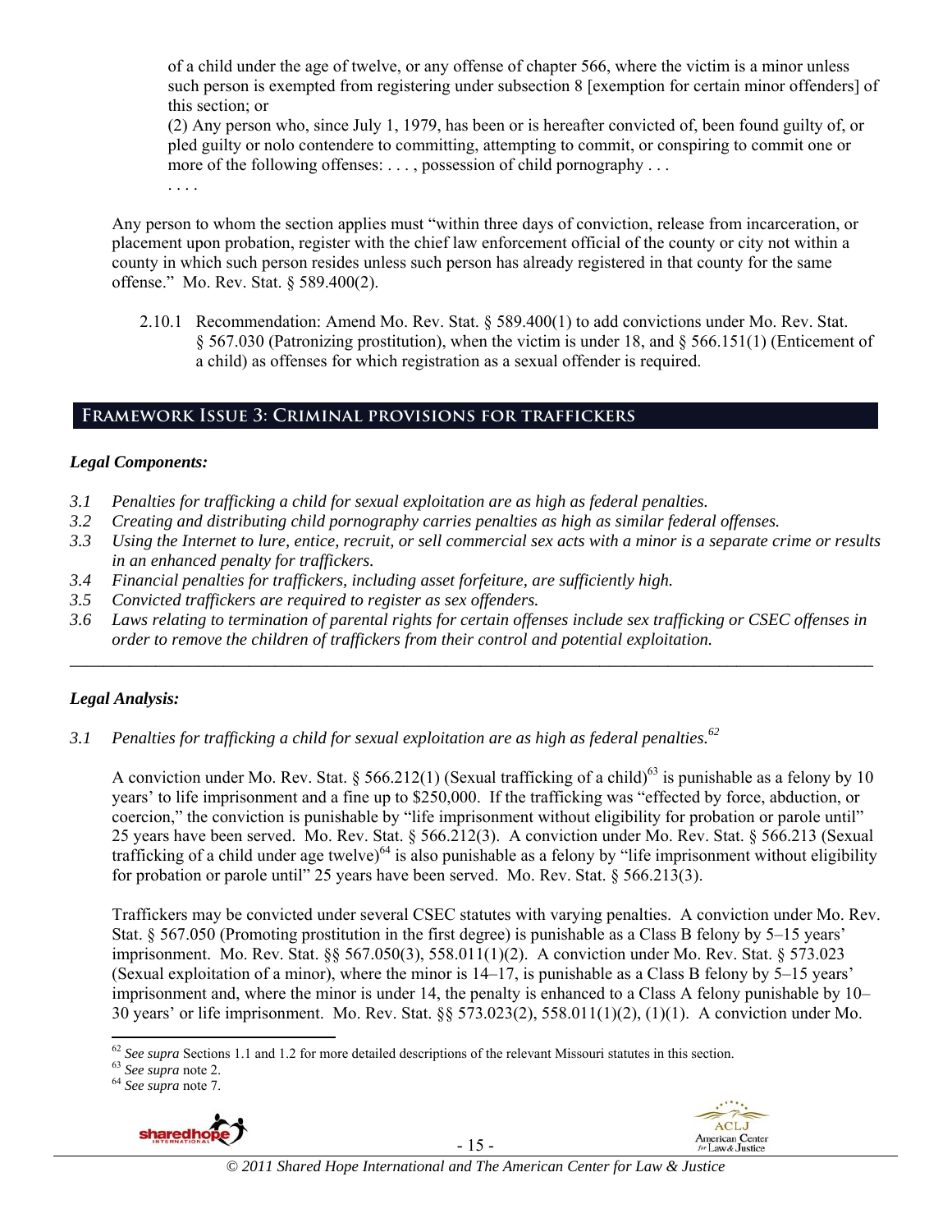of a child under the age of twelve, or any offense of chapter 566, where the victim is a minor unless such person is exempted from registering under subsection 8 [exemption for certain minor offenders] of this section; or

(2) Any person who, since July 1, 1979, has been or is hereafter convicted of, been found guilty of, or pled guilty or nolo contendere to committing, attempting to commit, or conspiring to commit one or more of the following offenses: . . . , possession of child pornography . . .

. . . .

Any person to whom the section applies must "within three days of conviction, release from incarceration, or placement upon probation, register with the chief law enforcement official of the county or city not within a county in which such person resides unless such person has already registered in that county for the same offense." Mo. Rev. Stat. § 589.400(2).

2.10.1 Recommendation: Amend Mo. Rev. Stat. § 589.400(1) to add convictions under Mo. Rev. Stat. § 567.030 (Patronizing prostitution), when the victim is under 18, and § 566.151(1) (Enticement of a child) as offenses for which registration as a sexual offender is required.

## Framework Issue 3: Criminal provisions for traffickers

### *Legal Components:*

*3.1 Penalties for trafficking a child for sexual exploitation are as high as federal penalties.*
*3.2 Creating and distributing child pornography carries penalties as high as similar federal offenses.*
*3.3 Using the Internet to lure, entice, recruit, or sell commercial sex acts with a minor is a separate crime or results in an enhanced penalty for traffickers.*
*3.4 Financial penalties for traffickers, including asset forfeiture, are sufficiently high.*
*3.5 Convicted traffickers are required to register as sex offenders.*
*3.6 Laws relating to termination of parental rights for certain offenses include sex trafficking or CSEC offenses in order to remove the children of traffickers from their control and potential exploitation.*

---

### *Legal Analysis:*

*3.1 Penalties for trafficking a child for sexual exploitation are as high as federal penalties.*[62]

A conviction under Mo. Rev. Stat. § 566.212(1) (Sexual trafficking of a child)[63] is punishable as a felony by 10 years' to life imprisonment and a fine up to $250,000. If the trafficking was "effected by force, abduction, or coercion," the conviction is punishable by "life imprisonment without eligibility for probation or parole until" 25 years have been served. Mo. Rev. Stat. § 566.212(3). A conviction under Mo. Rev. Stat. § 566.213 (Sexual trafficking of a child under age twelve)[64] is also punishable as a felony by "life imprisonment without eligibility for probation or parole until" 25 years have been served. Mo. Rev. Stat. § 566.213(3).

Traffickers may be convicted under several CSEC statutes with varying penalties. A conviction under Mo. Rev. Stat. § 567.050 (Promoting prostitution in the first degree) is punishable as a Class B felony by 5–15 years' imprisonment. Mo. Rev. Stat. §§ 567.050(3), 558.011(1)(2). A conviction under Mo. Rev. Stat. § 573.023 (Sexual exploitation of a minor), where the minor is 14–17, is punishable as a Class B felony by 5–15 years' imprisonment and, where the minor is under 14, the penalty is enhanced to a Class A felony punishable by 10–30 years' or life imprisonment. Mo. Rev. Stat. §§ 573.023(2), 558.011(1)(2), (1)(1). A conviction under Mo.

---

[62] *See supra* Sections 1.1 and 1.2 for more detailed descriptions of the relevant Missouri statutes in this section.
[63] *See supra* note 2.
[64] *See supra* note 7.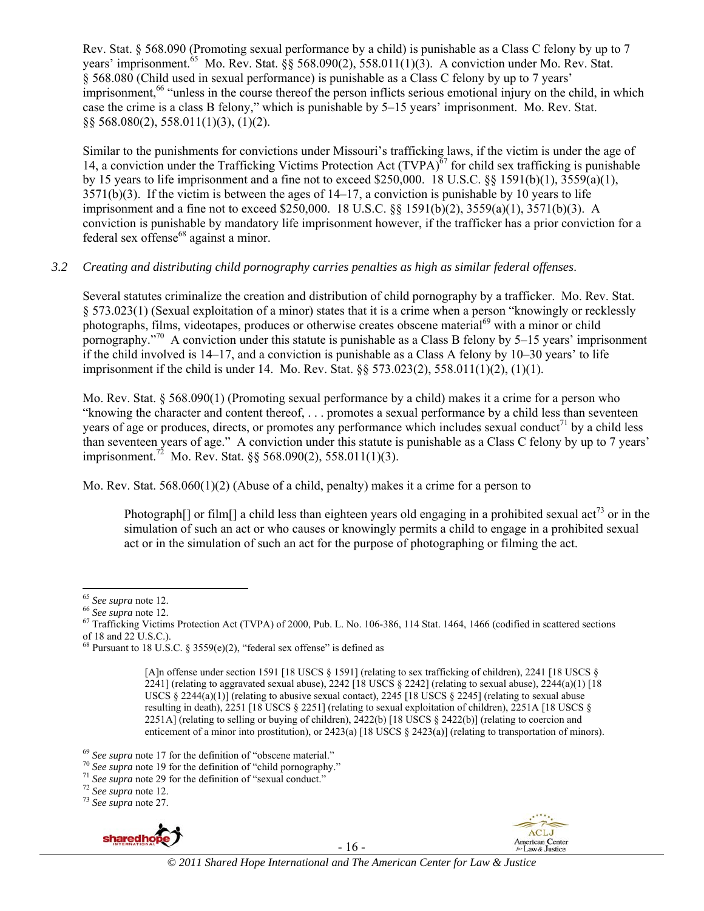Rev. Stat. § 568.090 (Promoting sexual performance by a child) is punishable as a Class C felony by up to 7 years' imprisonment.[65] Mo. Rev. Stat. §§ 568.090(2), 558.011(1)(3). A conviction under Mo. Rev. Stat. § 568.080 (Child used in sexual performance) is punishable as a Class C felony by up to 7 years' imprisonment,[66] "unless in the course thereof the person inflicts serious emotional injury on the child, in which case the crime is a class B felony," which is punishable by 5–15 years' imprisonment. Mo. Rev. Stat. §§ 568.080(2), 558.011(1)(3), (1)(2).

Similar to the punishments for convictions under Missouri's trafficking laws, if the victim is under the age of 14, a conviction under the Trafficking Victims Protection Act (TVPA)[67] for child sex trafficking is punishable by 15 years to life imprisonment and a fine not to exceed $250,000. 18 U.S.C. §§ 1591(b)(1), 3559(a)(1), 3571(b)(3). If the victim is between the ages of 14–17, a conviction is punishable by 10 years to life imprisonment and a fine not to exceed $250,000. 18 U.S.C. §§ 1591(b)(2), 3559(a)(1), 3571(b)(3). A conviction is punishable by mandatory life imprisonment however, if the trafficker has a prior conviction for a federal sex offense[68] against a minor.

*3.2 Creating and distributing child pornography carries penalties as high as similar federal offenses.*

Several statutes criminalize the creation and distribution of child pornography by a trafficker. Mo. Rev. Stat. § 573.023(1) (Sexual exploitation of a minor) states that it is a crime when a person "knowingly or recklessly photographs, films, videotapes, produces or otherwise creates obscene material[69] with a minor or child pornography."[70] A conviction under this statute is punishable as a Class B felony by 5–15 years' imprisonment if the child involved is 14–17, and a conviction is punishable as a Class A felony by 10–30 years' to life imprisonment if the child is under 14. Mo. Rev. Stat. §§ 573.023(2), 558.011(1)(2), (1)(1).

Mo. Rev. Stat. § 568.090(1) (Promoting sexual performance by a child) makes it a crime for a person who "knowing the character and content thereof, . . . promotes a sexual performance by a child less than seventeen years of age or produces, directs, or promotes any performance which includes sexual conduct[71] by a child less than seventeen years of age." A conviction under this statute is punishable as a Class C felony by up to 7 years' imprisonment.[72] Mo. Rev. Stat. §§ 568.090(2), 558.011(1)(3).

Mo. Rev. Stat. 568.060(1)(2) (Abuse of a child, penalty) makes it a crime for a person to

> Photograph[] or film[] a child less than eighteen years old engaging in a prohibited sexual act[73] or in the simulation of such an act or who causes or knowingly permits a child to engage in a prohibited sexual act or in the simulation of such an act for the purpose of photographing or filming the act.

---

[65] *See supra* note 12.

[66] *See supra* note 12.

[67] Trafficking Victims Protection Act (TVPA) of 2000, Pub. L. No. 106-386, 114 Stat. 1464, 1466 (codified in scattered sections of 18 and 22 U.S.C.).

[68] Pursuant to 18 U.S.C. § 3559(e)(2), "federal sex offense" is defined as

> [A]n offense under section 1591 [18 USCS § 1591] (relating to sex trafficking of children), 2241 [18 USCS § 2241] (relating to aggravated sexual abuse), 2242 [18 USCS § 2242] (relating to sexual abuse), 2244(a)(1) [18 USCS § 2244(a)(1)] (relating to abusive sexual contact), 2245 [18 USCS § 2245] (relating to sexual abuse resulting in death), 2251 [18 USCS § 2251] (relating to sexual exploitation of children), 2251A [18 USCS § 2251A] (relating to selling or buying of children), 2422(b) [18 USCS § 2422(b)] (relating to coercion and enticement of a minor into prostitution), or 2423(a) [18 USCS § 2423(a)] (relating to transportation of minors).

[69] *See supra* note 17 for the definition of "obscene material."

[70] *See supra* note 19 for the definition of "child pornography."

[71] *See supra* note 29 for the definition of "sexual conduct."

[72] *See supra* note 12.

[73] *See supra* note 27.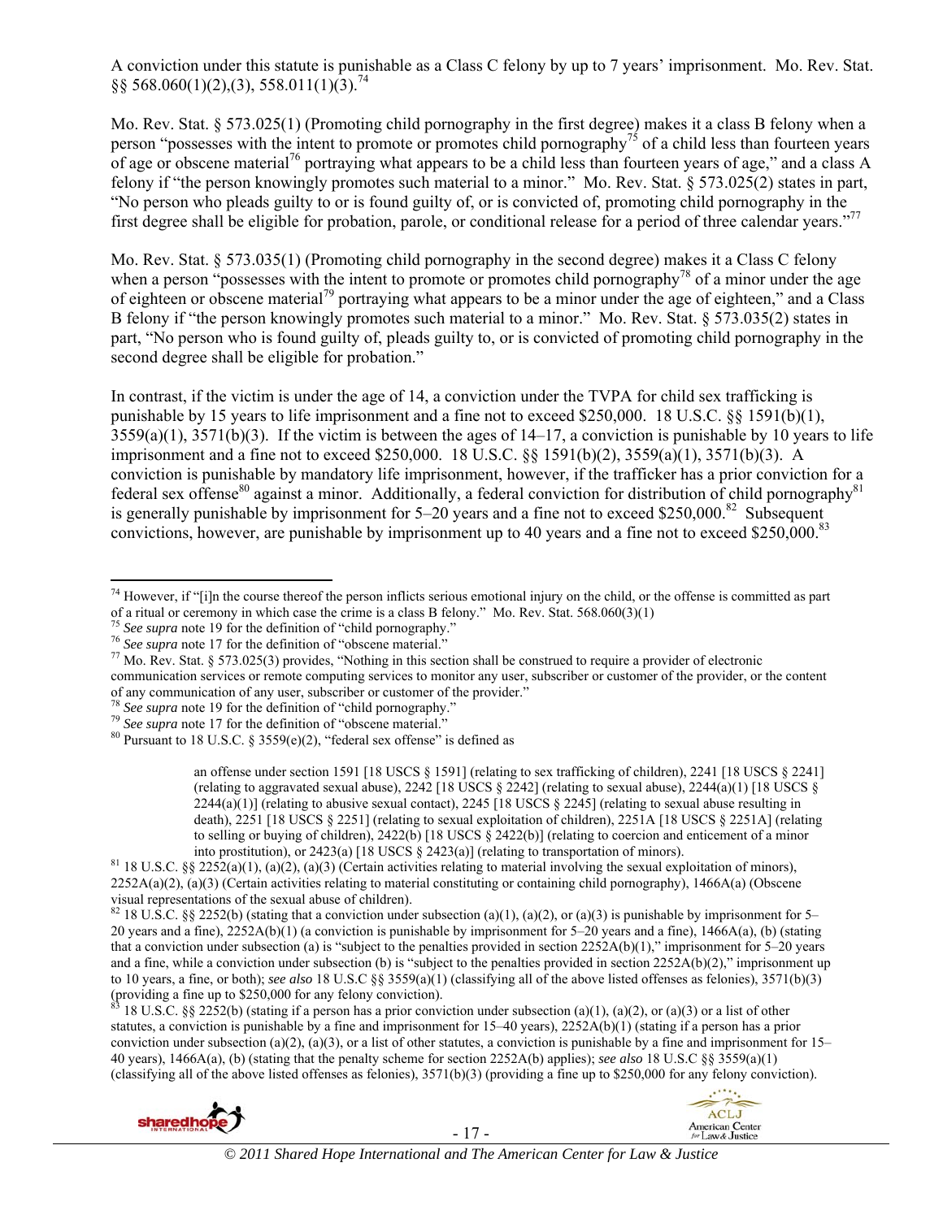A conviction under this statute is punishable as a Class C felony by up to 7 years' imprisonment. Mo. Rev. Stat. §§ 568.060(1)(2),(3), 558.011(1)(3).[74]

Mo. Rev. Stat. § 573.025(1) (Promoting child pornography in the first degree) makes it a class B felony when a person "possesses with the intent to promote or promotes child pornography[75] of a child less than fourteen years of age or obscene material[76] portraying what appears to be a child less than fourteen years of age," and a class A felony if "the person knowingly promotes such material to a minor." Mo. Rev. Stat. § 573.025(2) states in part, "No person who pleads guilty to or is found guilty of, or is convicted of, promoting child pornography in the first degree shall be eligible for probation, parole, or conditional release for a period of three calendar years."[77]

Mo. Rev. Stat. § 573.035(1) (Promoting child pornography in the second degree) makes it a Class C felony when a person "possesses with the intent to promote or promotes child pornography[78] of a minor under the age of eighteen or obscene material[79] portraying what appears to be a minor under the age of eighteen," and a Class B felony if "the person knowingly promotes such material to a minor." Mo. Rev. Stat. § 573.035(2) states in part, "No person who is found guilty of, pleads guilty to, or is convicted of promoting child pornography in the second degree shall be eligible for probation."

In contrast, if the victim is under the age of 14, a conviction under the TVPA for child sex trafficking is punishable by 15 years to life imprisonment and a fine not to exceed $250,000. 18 U.S.C. §§ 1591(b)(1), 3559(a)(1), 3571(b)(3). If the victim is between the ages of 14–17, a conviction is punishable by 10 years to life imprisonment and a fine not to exceed $250,000. 18 U.S.C. §§ 1591(b)(2), 3559(a)(1), 3571(b)(3). A conviction is punishable by mandatory life imprisonment, however, if the trafficker has a prior conviction for a federal sex offense[80] against a minor. Additionally, a federal conviction for distribution of child pornography[81] is generally punishable by imprisonment for 5–20 years and a fine not to exceed $250,000.[82] Subsequent convictions, however, are punishable by imprisonment up to 40 years and a fine not to exceed $250,000.[83]

---

[74] However, if "[i]n the course thereof the person inflicts serious emotional injury on the child, or the offense is committed as part of a ritual or ceremony in which case the crime is a class B felony." Mo. Rev. Stat. 568.060(3)(1)

[75] *See supra* note 19 for the definition of "child pornography."

[76] *See supra* note 17 for the definition of "obscene material."

[77] Mo. Rev. Stat. § 573.025(3) provides, "Nothing in this section shall be construed to require a provider of electronic communication services or remote computing services to monitor any user, subscriber or customer of the provider, or the content of any communication of any user, subscriber or customer of the provider."

[78] *See supra* note 19 for the definition of "child pornography."

[79] *See supra* note 17 for the definition of "obscene material."

[80] Pursuant to 18 U.S.C. § 3559(e)(2), "federal sex offense" is defined as

> an offense under section 1591 [18 USCS § 1591] (relating to sex trafficking of children), 2241 [18 USCS § 2241] (relating to aggravated sexual abuse), 2242 [18 USCS § 2242] (relating to sexual abuse), 2244(a)(1) [18 USCS § 2244(a)(1)] (relating to abusive sexual contact), 2245 [18 USCS § 2245] (relating to sexual abuse resulting in death), 2251 [18 USCS § 2251] (relating to sexual exploitation of children), 2251A [18 USCS § 2251A] (relating to selling or buying of children), 2422(b) [18 USCS § 2422(b)] (relating to coercion and enticement of a minor into prostitution), or 2423(a) [18 USCS § 2423(a)] (relating to transportation of minors).

[81] 18 U.S.C. §§ 2252(a)(1), (a)(2), (a)(3) (Certain activities relating to material involving the sexual exploitation of minors), 2252A(a)(2), (a)(3) (Certain activities relating to material constituting or containing child pornography), 1466A(a) (Obscene visual representations of the sexual abuse of children).

[82] 18 U.S.C. §§ 2252(b) (stating that a conviction under subsection (a)(1), (a)(2), or (a)(3) is punishable by imprisonment for 5–20 years and a fine), 2252A(b)(1) (a conviction is punishable by imprisonment for 5–20 years and a fine), 1466A(a), (b) (stating that a conviction under subsection (a) is "subject to the penalties provided in section 2252A(b)(1)," imprisonment for 5–20 years and a fine, while a conviction under subsection (b) is "subject to the penalties provided in section 2252A(b)(2)," imprisonment up to 10 years, a fine, or both); *see also* 18 U.S.C §§ 3559(a)(1) (classifying all of the above listed offenses as felonies), 3571(b)(3) (providing a fine up to $250,000 for any felony conviction).

[83] 18 U.S.C. §§ 2252(b) (stating if a person has a prior conviction under subsection (a)(1), (a)(2), or (a)(3) or a list of other statutes, a conviction is punishable by a fine and imprisonment for 15–40 years), 2252A(b)(1) (stating if a person has a prior conviction under subsection (a)(2), (a)(3), or a list of other statutes, a conviction is punishable by a fine and imprisonment for 15–40 years), 1466A(a), (b) (stating that the penalty scheme for section 2252A(b) applies); *see also* 18 U.S.C §§ 3559(a)(1) (classifying all of the above listed offenses as felonies), 3571(b)(3) (providing a fine up to $250,000 for any felony conviction).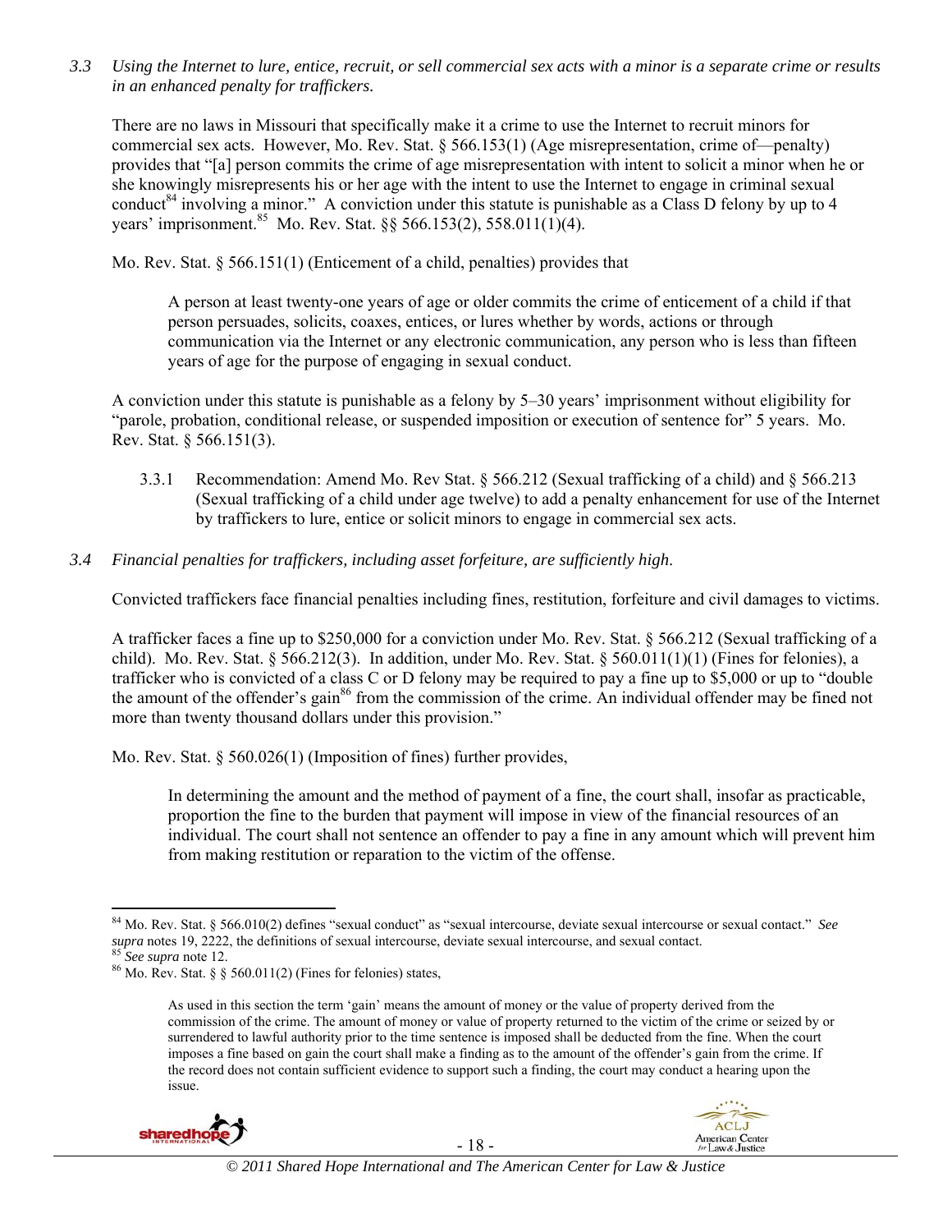*3.3 Using the Internet to lure, entice, recruit, or sell commercial sex acts with a minor is a separate crime or results in an enhanced penalty for traffickers.*

There are no laws in Missouri that specifically make it a crime to use the Internet to recruit minors for commercial sex acts. However, Mo. Rev. Stat. § 566.153(1) (Age misrepresentation, crime of—penalty) provides that "[a] person commits the crime of age misrepresentation with intent to solicit a minor when he or she knowingly misrepresents his or her age with the intent to use the Internet to engage in criminal sexual conduct[84] involving a minor." A conviction under this statute is punishable as a Class D felony by up to 4 years' imprisonment.[85] Mo. Rev. Stat. §§ 566.153(2), 558.011(1)(4).

Mo. Rev. Stat. § 566.151(1) (Enticement of a child, penalties) provides that

> A person at least twenty-one years of age or older commits the crime of enticement of a child if that person persuades, solicits, coaxes, entices, or lures whether by words, actions or through communication via the Internet or any electronic communication, any person who is less than fifteen years of age for the purpose of engaging in sexual conduct.

A conviction under this statute is punishable as a felony by 5–30 years' imprisonment without eligibility for "parole, probation, conditional release, or suspended imposition or execution of sentence for" 5 years. Mo. Rev. Stat. § 566.151(3).

3.3.1 Recommendation: Amend Mo. Rev Stat. § 566.212 (Sexual trafficking of a child) and § 566.213 (Sexual trafficking of a child under age twelve) to add a penalty enhancement for use of the Internet by traffickers to lure, entice or solicit minors to engage in commercial sex acts.

*3.4 Financial penalties for traffickers, including asset forfeiture, are sufficiently high.*

Convicted traffickers face financial penalties including fines, restitution, forfeiture and civil damages to victims.

A trafficker faces a fine up to $250,000 for a conviction under Mo. Rev. Stat. § 566.212 (Sexual trafficking of a child). Mo. Rev. Stat. § 566.212(3). In addition, under Mo. Rev. Stat. § 560.011(1)(1) (Fines for felonies), a trafficker who is convicted of a class C or D felony may be required to pay a fine up to $5,000 or up to "double the amount of the offender's gain[86] from the commission of the crime. An individual offender may be fined not more than twenty thousand dollars under this provision."

Mo. Rev. Stat. § 560.026(1) (Imposition of fines) further provides,

> In determining the amount and the method of payment of a fine, the court shall, insofar as practicable, proportion the fine to the burden that payment will impose in view of the financial resources of an individual. The court shall not sentence an offender to pay a fine in any amount which will prevent him from making restitution or reparation to the victim of the offense.

---

[84] Mo. Rev. Stat. § 566.010(2) defines "sexual conduct" as "sexual intercourse, deviate sexual intercourse or sexual contact." *See supra* notes 19, 2222, the definitions of sexual intercourse, deviate sexual intercourse, and sexual contact.

[85] *See supra* note 12.

[86] Mo. Rev. Stat. § § 560.011(2) (Fines for felonies) states,

> As used in this section the term 'gain' means the amount of money or the value of property derived from the commission of the crime. The amount of money or value of property returned to the victim of the crime or seized by or surrendered to lawful authority prior to the time sentence is imposed shall be deducted from the fine. When the court imposes a fine based on gain the court shall make a finding as to the amount of the offender's gain from the crime. If the record does not contain sufficient evidence to support such a finding, the court may conduct a hearing upon the issue.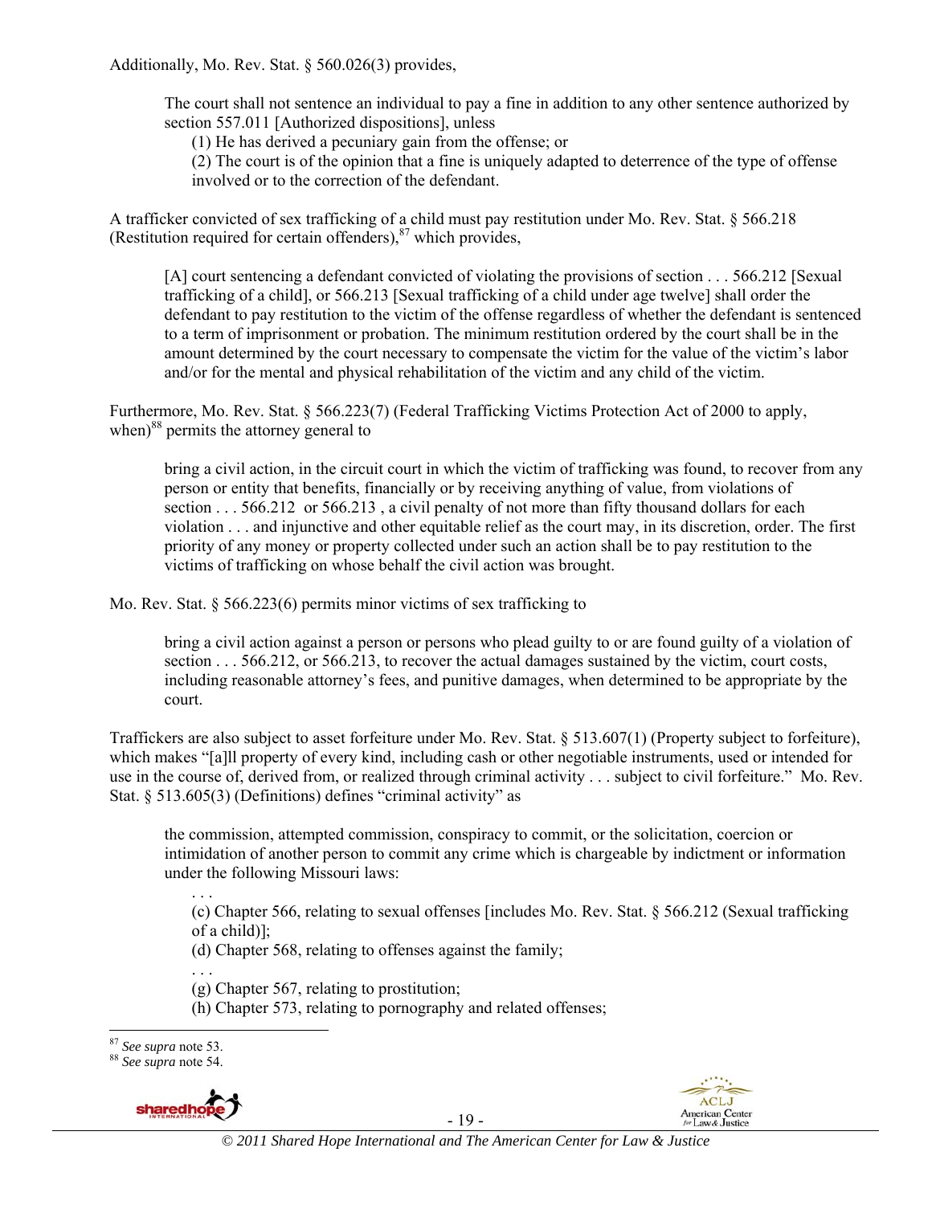Additionally, Mo. Rev. Stat. § 560.026(3) provides,

> The court shall not sentence an individual to pay a fine in addition to any other sentence authorized by section 557.011 [Authorized dispositions], unless
>
> (1) He has derived a pecuniary gain from the offense; or
>
> (2) The court is of the opinion that a fine is uniquely adapted to deterrence of the type of offense involved or to the correction of the defendant.

A trafficker convicted of sex trafficking of a child must pay restitution under Mo. Rev. Stat. § 566.218 (Restitution required for certain offenders),[87] which provides,

> [A] court sentencing a defendant convicted of violating the provisions of section . . . 566.212 [Sexual trafficking of a child], or 566.213 [Sexual trafficking of a child under age twelve] shall order the defendant to pay restitution to the victim of the offense regardless of whether the defendant is sentenced to a term of imprisonment or probation. The minimum restitution ordered by the court shall be in the amount determined by the court necessary to compensate the victim for the value of the victim's labor and/or for the mental and physical rehabilitation of the victim and any child of the victim.

Furthermore, Mo. Rev. Stat. § 566.223(7) (Federal Trafficking Victims Protection Act of 2000 to apply, when)[88] permits the attorney general to

> bring a civil action, in the circuit court in which the victim of trafficking was found, to recover from any person or entity that benefits, financially or by receiving anything of value, from violations of section . . . 566.212 or 566.213 , a civil penalty of not more than fifty thousand dollars for each violation . . . and injunctive and other equitable relief as the court may, in its discretion, order. The first priority of any money or property collected under such an action shall be to pay restitution to the victims of trafficking on whose behalf the civil action was brought.

Mo. Rev. Stat. § 566.223(6) permits minor victims of sex trafficking to

> bring a civil action against a person or persons who plead guilty to or are found guilty of a violation of section . . . 566.212, or 566.213, to recover the actual damages sustained by the victim, court costs, including reasonable attorney's fees, and punitive damages, when determined to be appropriate by the court.

Traffickers are also subject to asset forfeiture under Mo. Rev. Stat. § 513.607(1) (Property subject to forfeiture), which makes "[a]ll property of every kind, including cash or other negotiable instruments, used or intended for use in the course of, derived from, or realized through criminal activity . . . subject to civil forfeiture." Mo. Rev. Stat. § 513.605(3) (Definitions) defines "criminal activity" as

> the commission, attempted commission, conspiracy to commit, or the solicitation, coercion or intimidation of another person to commit any crime which is chargeable by indictment or information under the following Missouri laws:
>
> . . .
>
> (c) Chapter 566, relating to sexual offenses [includes Mo. Rev. Stat. § 566.212 (Sexual trafficking of a child)];
>
> (d) Chapter 568, relating to offenses against the family;
>
> . . .
>
> (g) Chapter 567, relating to prostitution;
>
> (h) Chapter 573, relating to pornography and related offenses;

---

[87] *See supra* note 53.

[88] *See supra* note 54.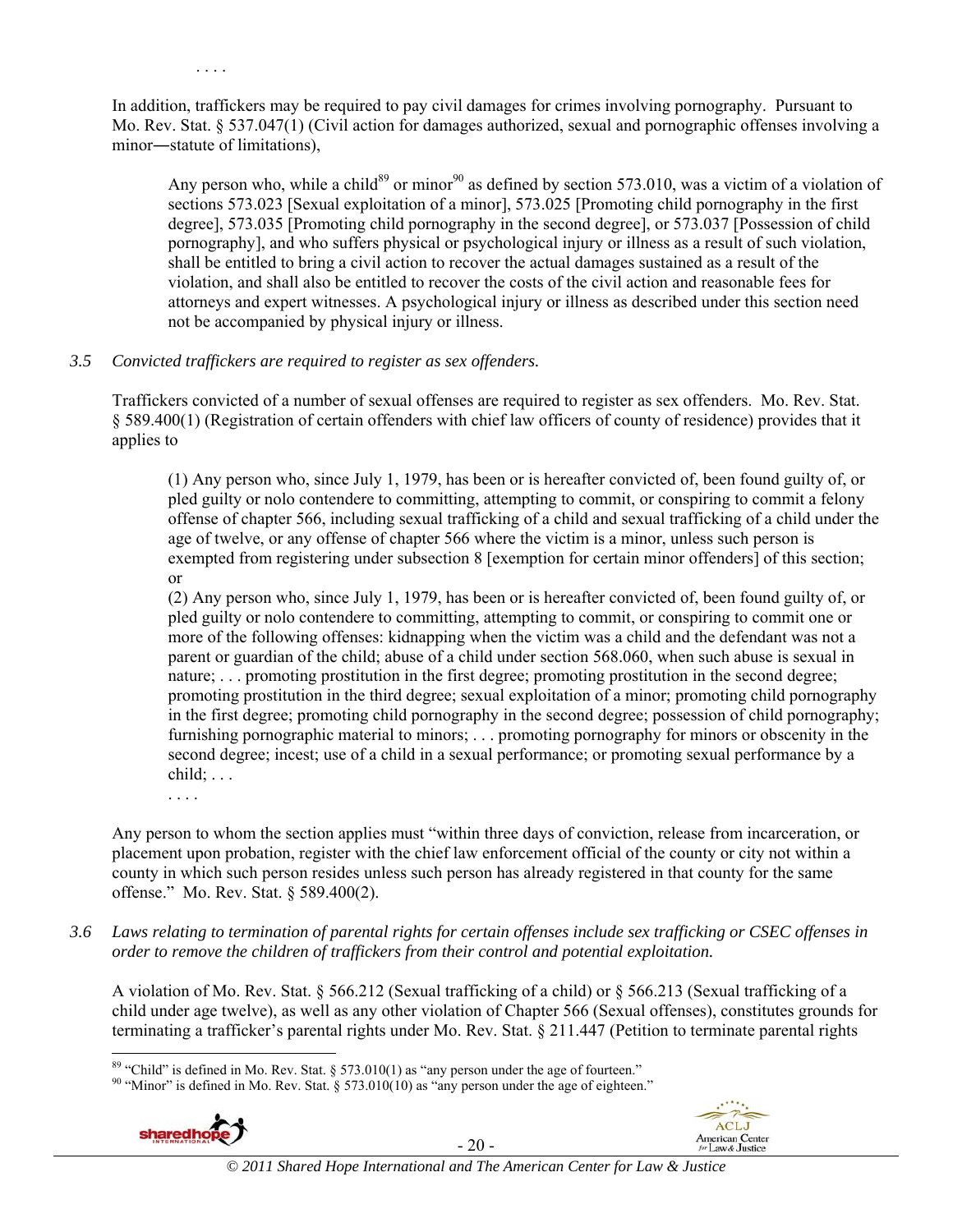. . . .

In addition, traffickers may be required to pay civil damages for crimes involving pornography. Pursuant to Mo. Rev. Stat. § 537.047(1) (Civil action for damages authorized, sexual and pornographic offenses involving a minor―statute of limitations),

> Any person who, while a child[89] or minor[90] as defined by section 573.010, was a victim of a violation of sections 573.023 [Sexual exploitation of a minor], 573.025 [Promoting child pornography in the first degree], 573.035 [Promoting child pornography in the second degree], or 573.037 [Possession of child pornography], and who suffers physical or psychological injury or illness as a result of such violation, shall be entitled to bring a civil action to recover the actual damages sustained as a result of the violation, and shall also be entitled to recover the costs of the civil action and reasonable fees for attorneys and expert witnesses. A psychological injury or illness as described under this section need not be accompanied by physical injury or illness.

*3.5 Convicted traffickers are required to register as sex offenders.*

Traffickers convicted of a number of sexual offenses are required to register as sex offenders. Mo. Rev. Stat. § 589.400(1) (Registration of certain offenders with chief law officers of county of residence) provides that it applies to

> (1) Any person who, since July 1, 1979, has been or is hereafter convicted of, been found guilty of, or pled guilty or nolo contendere to committing, attempting to commit, or conspiring to commit a felony offense of chapter 566, including sexual trafficking of a child and sexual trafficking of a child under the age of twelve, or any offense of chapter 566 where the victim is a minor, unless such person is exempted from registering under subsection 8 [exemption for certain minor offenders] of this section; or
>
> (2) Any person who, since July 1, 1979, has been or is hereafter convicted of, been found guilty of, or pled guilty or nolo contendere to committing, attempting to commit, or conspiring to commit one or more of the following offenses: kidnapping when the victim was a child and the defendant was not a parent or guardian of the child; abuse of a child under section 568.060, when such abuse is sexual in nature; . . . promoting prostitution in the first degree; promoting prostitution in the second degree; promoting prostitution in the third degree; sexual exploitation of a minor; promoting child pornography in the first degree; promoting child pornography in the second degree; possession of child pornography; furnishing pornographic material to minors; . . . promoting pornography for minors or obscenity in the second degree; incest; use of a child in a sexual performance; or promoting sexual performance by a child; . . .
>
> . . . .

Any person to whom the section applies must "within three days of conviction, release from incarceration, or placement upon probation, register with the chief law enforcement official of the county or city not within a county in which such person resides unless such person has already registered in that county for the same offense." Mo. Rev. Stat. § 589.400(2).

*3.6 Laws relating to termination of parental rights for certain offenses include sex trafficking or CSEC offenses in order to remove the children of traffickers from their control and potential exploitation.*

A violation of Mo. Rev. Stat. § 566.212 (Sexual trafficking of a child) or § 566.213 (Sexual trafficking of a child under age twelve), as well as any other violation of Chapter 566 (Sexual offenses), constitutes grounds for terminating a trafficker's parental rights under Mo. Rev. Stat. § 211.447 (Petition to terminate parental rights

---

[89] "Child" is defined in Mo. Rev. Stat. § 573.010(1) as "any person under the age of fourteen."

[90] "Minor" is defined in Mo. Rev. Stat. § 573.010(10) as "any person under the age of eighteen."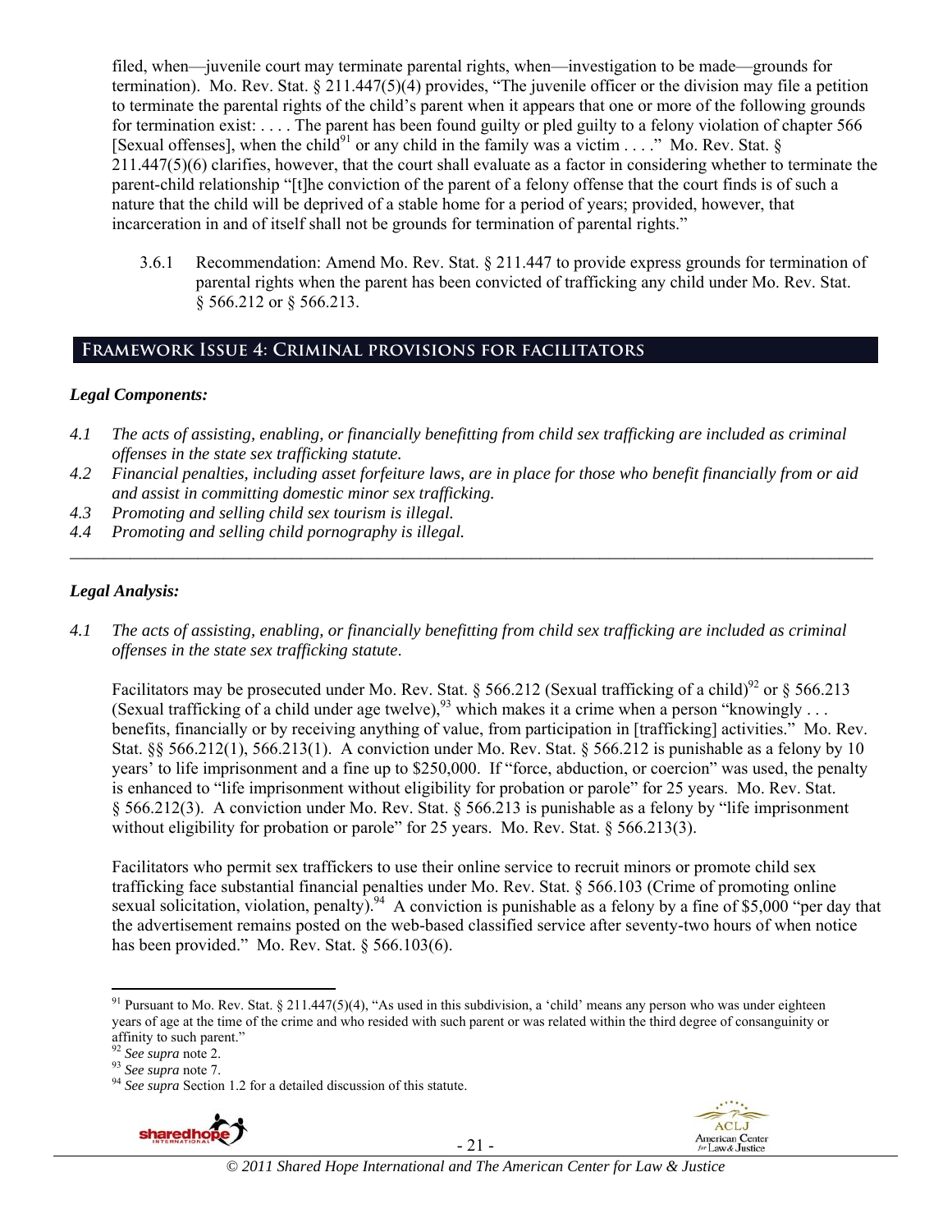filed, when—juvenile court may terminate parental rights, when—investigation to be made—grounds for termination). Mo. Rev. Stat. § 211.447(5)(4) provides, "The juvenile officer or the division may file a petition to terminate the parental rights of the child's parent when it appears that one or more of the following grounds for termination exist: . . . . The parent has been found guilty or pled guilty to a felony violation of chapter 566 [Sexual offenses], when the child[91] or any child in the family was a victim . . . ." Mo. Rev. Stat. § 211.447(5)(6) clarifies, however, that the court shall evaluate as a factor in considering whether to terminate the parent-child relationship "[t]he conviction of the parent of a felony offense that the court finds is of such a nature that the child will be deprived of a stable home for a period of years; provided, however, that incarceration in and of itself shall not be grounds for termination of parental rights."

3.6.1 Recommendation: Amend Mo. Rev. Stat. § 211.447 to provide express grounds for termination of parental rights when the parent has been convicted of trafficking any child under Mo. Rev. Stat. § 566.212 or § 566.213.

## Framework Issue 4: Criminal provisions for facilitators

### *Legal Components:*

*4.1 The acts of assisting, enabling, or financially benefitting from child sex trafficking are included as criminal offenses in the state sex trafficking statute.*
*4.2 Financial penalties, including asset forfeiture laws, are in place for those who benefit financially from or aid and assist in committing domestic minor sex trafficking.*
*4.3 Promoting and selling child sex tourism is illegal.*
*4.4 Promoting and selling child pornography is illegal.*

---

### *Legal Analysis:*

*4.1 The acts of assisting, enabling, or financially benefitting from child sex trafficking are included as criminal offenses in the state sex trafficking statute.*

Facilitators may be prosecuted under Mo. Rev. Stat. § 566.212 (Sexual trafficking of a child)[92] or § 566.213 (Sexual trafficking of a child under age twelve),[93] which makes it a crime when a person "knowingly . . . benefits, financially or by receiving anything of value, from participation in [trafficking] activities." Mo. Rev. Stat. §§ 566.212(1), 566.213(1). A conviction under Mo. Rev. Stat. § 566.212 is punishable as a felony by 10 years' to life imprisonment and a fine up to $250,000. If "force, abduction, or coercion" was used, the penalty is enhanced to "life imprisonment without eligibility for probation or parole" for 25 years. Mo. Rev. Stat. § 566.212(3). A conviction under Mo. Rev. Stat. § 566.213 is punishable as a felony by "life imprisonment without eligibility for probation or parole" for 25 years. Mo. Rev. Stat. § 566.213(3).

Facilitators who permit sex traffickers to use their online service to recruit minors or promote child sex trafficking face substantial financial penalties under Mo. Rev. Stat. § 566.103 (Crime of promoting online sexual solicitation, violation, penalty).[94] A conviction is punishable as a felony by a fine of $5,000 "per day that the advertisement remains posted on the web-based classified service after seventy-two hours of when notice has been provided." Mo. Rev. Stat. § 566.103(6).

---

[91] Pursuant to Mo. Rev. Stat. § 211.447(5)(4), "As used in this subdivision, a 'child' means any person who was under eighteen years of age at the time of the crime and who resided with such parent or was related within the third degree of consanguinity or affinity to such parent."
[92] *See supra* note 2.
[93] *See supra* note 7.
[94] *See supra* Section 1.2 for a detailed discussion of this statute.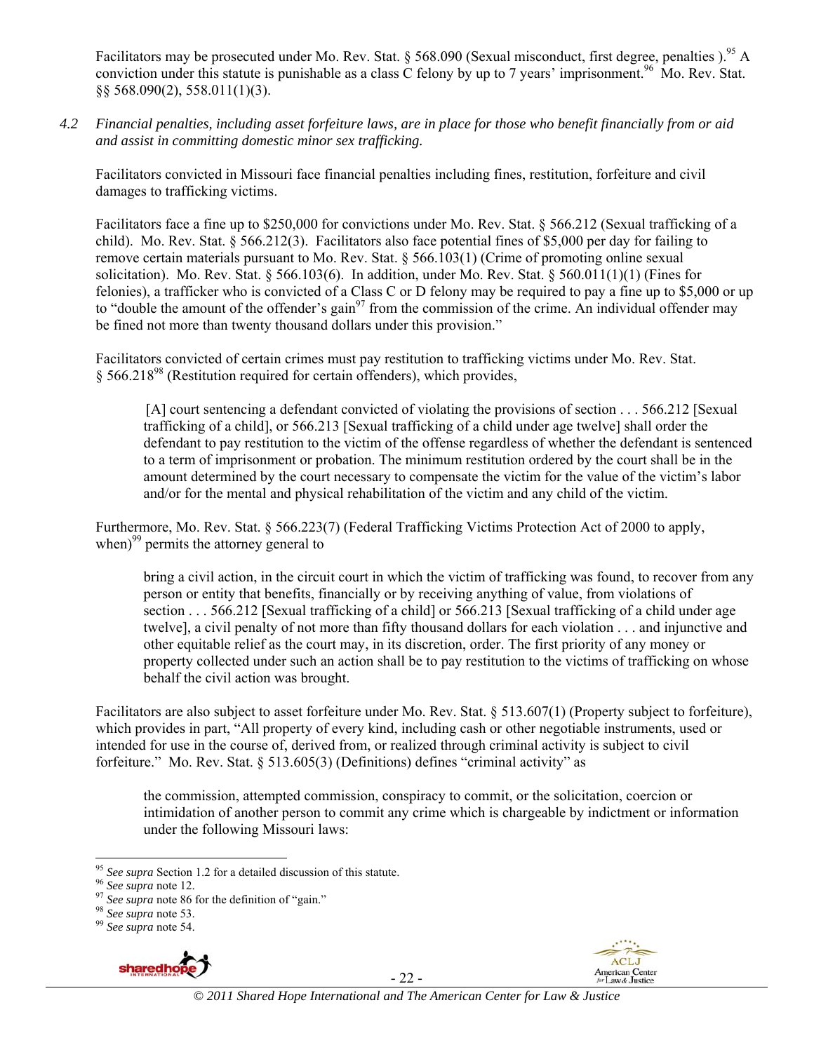Facilitators may be prosecuted under Mo. Rev. Stat. § 568.090 (Sexual misconduct, first degree, penalties ).[95] A conviction under this statute is punishable as a class C felony by up to 7 years' imprisonment.[96] Mo. Rev. Stat. §§ 568.090(2), 558.011(1)(3).

*4.2 Financial penalties, including asset forfeiture laws, are in place for those who benefit financially from or aid and assist in committing domestic minor sex trafficking.*

Facilitators convicted in Missouri face financial penalties including fines, restitution, forfeiture and civil damages to trafficking victims.

Facilitators face a fine up to $250,000 for convictions under Mo. Rev. Stat. § 566.212 (Sexual trafficking of a child). Mo. Rev. Stat. § 566.212(3). Facilitators also face potential fines of $5,000 per day for failing to remove certain materials pursuant to Mo. Rev. Stat. § 566.103(1) (Crime of promoting online sexual solicitation). Mo. Rev. Stat. § 566.103(6). In addition, under Mo. Rev. Stat. § 560.011(1)(1) (Fines for felonies), a trafficker who is convicted of a Class C or D felony may be required to pay a fine up to $5,000 or up to "double the amount of the offender's gain[97] from the commission of the crime. An individual offender may be fined not more than twenty thousand dollars under this provision."

Facilitators convicted of certain crimes must pay restitution to trafficking victims under Mo. Rev. Stat. § 566.218[98] (Restitution required for certain offenders), which provides,

> [A] court sentencing a defendant convicted of violating the provisions of section . . . 566.212 [Sexual trafficking of a child], or 566.213 [Sexual trafficking of a child under age twelve] shall order the defendant to pay restitution to the victim of the offense regardless of whether the defendant is sentenced to a term of imprisonment or probation. The minimum restitution ordered by the court shall be in the amount determined by the court necessary to compensate the victim for the value of the victim's labor and/or for the mental and physical rehabilitation of the victim and any child of the victim.

Furthermore, Mo. Rev. Stat. § 566.223(7) (Federal Trafficking Victims Protection Act of 2000 to apply, when)[99] permits the attorney general to

> bring a civil action, in the circuit court in which the victim of trafficking was found, to recover from any person or entity that benefits, financially or by receiving anything of value, from violations of section . . . 566.212 [Sexual trafficking of a child] or 566.213 [Sexual trafficking of a child under age twelve], a civil penalty of not more than fifty thousand dollars for each violation . . . and injunctive and other equitable relief as the court may, in its discretion, order. The first priority of any money or property collected under such an action shall be to pay restitution to the victims of trafficking on whose behalf the civil action was brought.

Facilitators are also subject to asset forfeiture under Mo. Rev. Stat. § 513.607(1) (Property subject to forfeiture), which provides in part, "All property of every kind, including cash or other negotiable instruments, used or intended for use in the course of, derived from, or realized through criminal activity is subject to civil forfeiture." Mo. Rev. Stat. § 513.605(3) (Definitions) defines "criminal activity" as

> the commission, attempted commission, conspiracy to commit, or the solicitation, coercion or intimidation of another person to commit any crime which is chargeable by indictment or information under the following Missouri laws:

---

[95] *See supra* Section 1.2 for a detailed discussion of this statute.
[96] *See supra* note 12.
[97] *See supra* note 86 for the definition of "gain."
[98] *See supra* note 53.
[99] *See supra* note 54.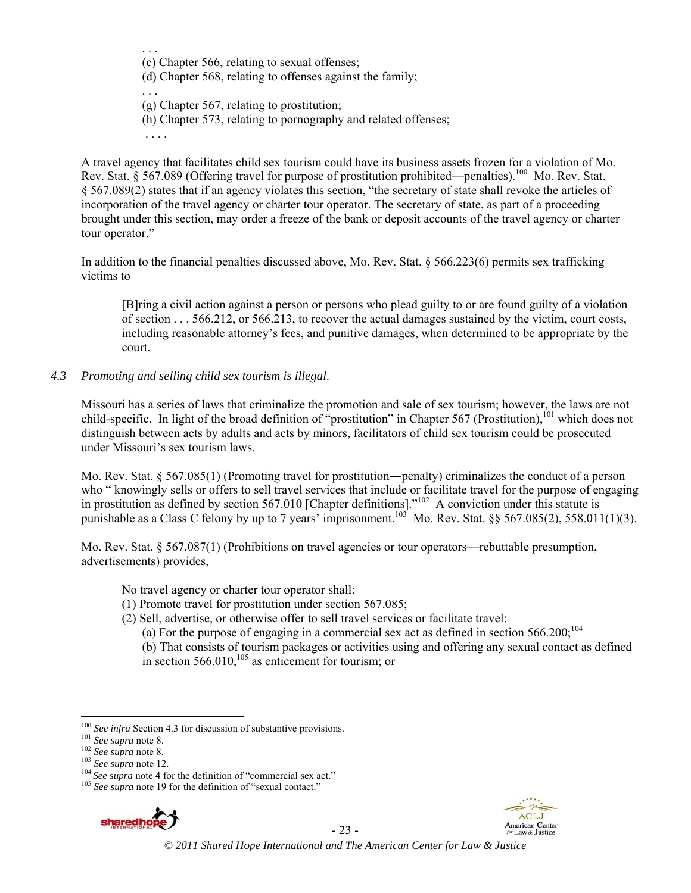> . . .
> (c) Chapter 566, relating to sexual offenses;
> (d) Chapter 568, relating to offenses against the family;
> . . .
> (g) Chapter 567, relating to prostitution;
> (h) Chapter 573, relating to pornography and related offenses;
> . . . .

A travel agency that facilitates child sex tourism could have its business assets frozen for a violation of Mo. Rev. Stat. § 567.089 (Offering travel for purpose of prostitution prohibited—penalties).[100] Mo. Rev. Stat. § 567.089(2) states that if an agency violates this section, "the secretary of state shall revoke the articles of incorporation of the travel agency or charter tour operator. The secretary of state, as part of a proceeding brought under this section, may order a freeze of the bank or deposit accounts of the travel agency or charter tour operator."

In addition to the financial penalties discussed above, Mo. Rev. Stat. § 566.223(6) permits sex trafficking victims to

> [B]ring a civil action against a person or persons who plead guilty to or are found guilty of a violation of section . . . 566.212, or 566.213, to recover the actual damages sustained by the victim, court costs, including reasonable attorney's fees, and punitive damages, when determined to be appropriate by the court.

### 4.3 *Promoting and selling child sex tourism is illegal.*

Missouri has a series of laws that criminalize the promotion and sale of sex tourism; however, the laws are not child-specific. In light of the broad definition of "prostitution" in Chapter 567 (Prostitution),[101] which does not distinguish between acts by adults and acts by minors, facilitators of child sex tourism could be prosecuted under Missouri's sex tourism laws.

Mo. Rev. Stat. § 567.085(1) (Promoting travel for prostitution―penalty) criminalizes the conduct of a person who " knowingly sells or offers to sell travel services that include or facilitate travel for the purpose of engaging in prostitution as defined by section 567.010 [Chapter definitions]."[102] A conviction under this statute is punishable as a Class C felony by up to 7 years' imprisonment.[103] Mo. Rev. Stat. §§ 567.085(2), 558.011(1)(3).

Mo. Rev. Stat. § 567.087(1) (Prohibitions on travel agencies or tour operators—rebuttable presumption, advertisements) provides,

> No travel agency or charter tour operator shall:
> (1) Promote travel for prostitution under section 567.085;
> (2) Sell, advertise, or otherwise offer to sell travel services or facilitate travel:
> (a) For the purpose of engaging in a commercial sex act as defined in section 566.200;[104]
> (b) That consists of tourism packages or activities using and offering any sexual contact as defined in section 566.010,[105] as enticement for tourism; or

---

[100] *See infra* Section 4.3 for discussion of substantive provisions.
[101] *See supra* note 8.
[102] *See supra* note 8.
[103] *See supra* note 12.
[104] *See supra* note 4 for the definition of "commercial sex act."
[105] *See supra* note 19 for the definition of "sexual contact."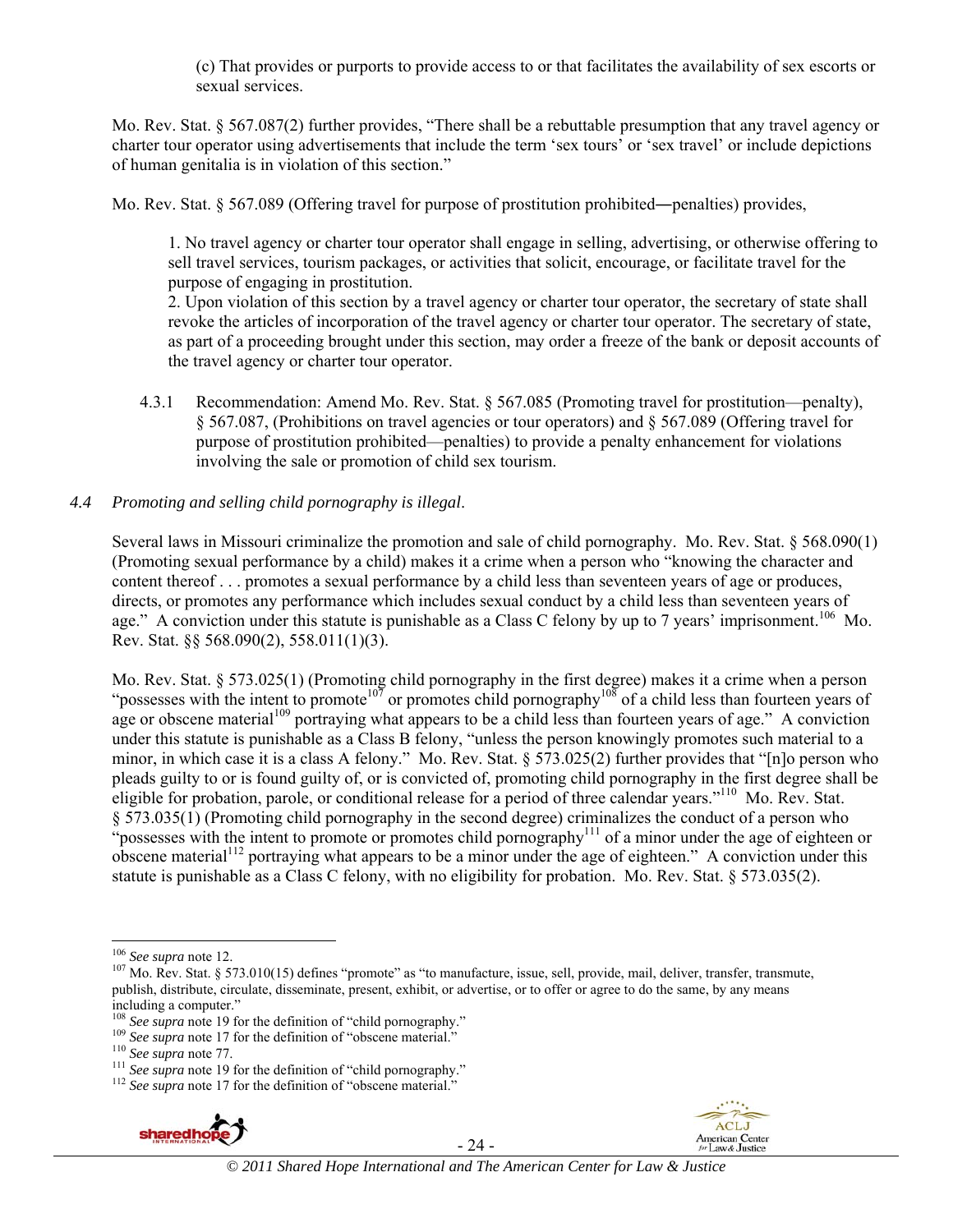(c) That provides or purports to provide access to or that facilitates the availability of sex escorts or sexual services.

Mo. Rev. Stat. § 567.087(2) further provides, "There shall be a rebuttable presumption that any travel agency or charter tour operator using advertisements that include the term 'sex tours' or 'sex travel' or include depictions of human genitalia is in violation of this section."

Mo. Rev. Stat. § 567.089 (Offering travel for purpose of prostitution prohibited―penalties) provides,

> 1. No travel agency or charter tour operator shall engage in selling, advertising, or otherwise offering to sell travel services, tourism packages, or activities that solicit, encourage, or facilitate travel for the purpose of engaging in prostitution.
> 2. Upon violation of this section by a travel agency or charter tour operator, the secretary of state shall revoke the articles of incorporation of the travel agency or charter tour operator. The secretary of state, as part of a proceeding brought under this section, may order a freeze of the bank or deposit accounts of the travel agency or charter tour operator.

4.3.1 Recommendation: Amend Mo. Rev. Stat. § 567.085 (Promoting travel for prostitution—penalty), § 567.087, (Prohibitions on travel agencies or tour operators) and § 567.089 (Offering travel for purpose of prostitution prohibited—penalties) to provide a penalty enhancement for violations involving the sale or promotion of child sex tourism.

*4.4 Promoting and selling child pornography is illegal.*

Several laws in Missouri criminalize the promotion and sale of child pornography. Mo. Rev. Stat. § 568.090(1) (Promoting sexual performance by a child) makes it a crime when a person who "knowing the character and content thereof . . . promotes a sexual performance by a child less than seventeen years of age or produces, directs, or promotes any performance which includes sexual conduct by a child less than seventeen years of age." A conviction under this statute is punishable as a Class C felony by up to 7 years' imprisonment.[106] Mo. Rev. Stat. §§ 568.090(2), 558.011(1)(3).

Mo. Rev. Stat. § 573.025(1) (Promoting child pornography in the first degree) makes it a crime when a person "possesses with the intent to promote[107] or promotes child pornography[108] of a child less than fourteen years of age or obscene material[109] portraying what appears to be a child less than fourteen years of age." A conviction under this statute is punishable as a Class B felony, "unless the person knowingly promotes such material to a minor, in which case it is a class A felony." Mo. Rev. Stat. § 573.025(2) further provides that "[n]o person who pleads guilty to or is found guilty of, or is convicted of, promoting child pornography in the first degree shall be eligible for probation, parole, or conditional release for a period of three calendar years."[110] Mo. Rev. Stat. § 573.035(1) (Promoting child pornography in the second degree) criminalizes the conduct of a person who "possesses with the intent to promote or promotes child pornography[111] of a minor under the age of eighteen or obscene material[112] portraying what appears to be a minor under the age of eighteen." A conviction under this statute is punishable as a Class C felony, with no eligibility for probation. Mo. Rev. Stat. § 573.035(2).

---

[106] *See supra* note 12.
[107] Mo. Rev. Stat. § 573.010(15) defines "promote" as "to manufacture, issue, sell, provide, mail, deliver, transfer, transmute, publish, distribute, circulate, disseminate, present, exhibit, or advertise, or to offer or agree to do the same, by any means including a computer."
[108] *See supra* note 19 for the definition of "child pornography."
[109] *See supra* note 17 for the definition of "obscene material."
[110] *See supra* note 77.
[111] *See supra* note 19 for the definition of "child pornography."
[112] *See supra* note 17 for the definition of "obscene material."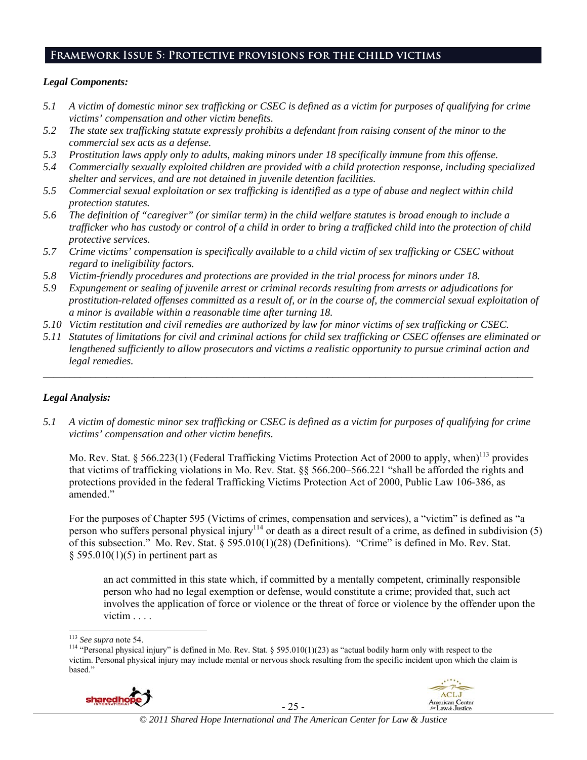## Framework Issue 5: Protective provisions for the child victims

### *Legal Components:*

*5.1 A victim of domestic minor sex trafficking or CSEC is defined as a victim for purposes of qualifying for crime victims' compensation and other victim benefits.*

*5.2 The state sex trafficking statute expressly prohibits a defendant from raising consent of the minor to the commercial sex acts as a defense.*

*5.3 Prostitution laws apply only to adults, making minors under 18 specifically immune from this offense.*

*5.4 Commercially sexually exploited children are provided with a child protection response, including specialized shelter and services, and are not detained in juvenile detention facilities.*

*5.5 Commercial sexual exploitation or sex trafficking is identified as a type of abuse and neglect within child protection statutes.*

*5.6 The definition of "caregiver" (or similar term) in the child welfare statutes is broad enough to include a trafficker who has custody or control of a child in order to bring a trafficked child into the protection of child protective services.*

*5.7 Crime victims' compensation is specifically available to a child victim of sex trafficking or CSEC without regard to ineligibility factors.*

*5.8 Victim-friendly procedures and protections are provided in the trial process for minors under 18.*

*5.9 Expungement or sealing of juvenile arrest or criminal records resulting from arrests or adjudications for prostitution-related offenses committed as a result of, or in the course of, the commercial sexual exploitation of a minor is available within a reasonable time after turning 18.*

*5.10 Victim restitution and civil remedies are authorized by law for minor victims of sex trafficking or CSEC.*

*5.11 Statutes of limitations for civil and criminal actions for child sex trafficking or CSEC offenses are eliminated or lengthened sufficiently to allow prosecutors and victims a realistic opportunity to pursue criminal action and legal remedies.*

---

### *Legal Analysis:*

*5.1 A victim of domestic minor sex trafficking or CSEC is defined as a victim for purposes of qualifying for crime victims' compensation and other victim benefits.*

Mo. Rev. Stat. § 566.223(1) (Federal Trafficking Victims Protection Act of 2000 to apply, when)[113] provides that victims of trafficking violations in Mo. Rev. Stat. §§ 566.200–566.221 "shall be afforded the rights and protections provided in the federal Trafficking Victims Protection Act of 2000, Public Law 106-386, as amended."

For the purposes of Chapter 595 (Victims of crimes, compensation and services), a "victim" is defined as "a person who suffers personal physical injury[114] or death as a direct result of a crime, as defined in subdivision (5) of this subsection." Mo. Rev. Stat. § 595.010(1)(28) (Definitions). "Crime" is defined in Mo. Rev. Stat. § 595.010(1)(5) in pertinent part as

> an act committed in this state which, if committed by a mentally competent, criminally responsible person who had no legal exemption or defense, would constitute a crime; provided that, such act involves the application of force or violence or the threat of force or violence by the offender upon the victim . . . .

---

[113] *See supra* note 54.

[114] "Personal physical injury" is defined in Mo. Rev. Stat. § 595.010(1)(23) as "actual bodily harm only with respect to the victim. Personal physical injury may include mental or nervous shock resulting from the specific incident upon which the claim is based."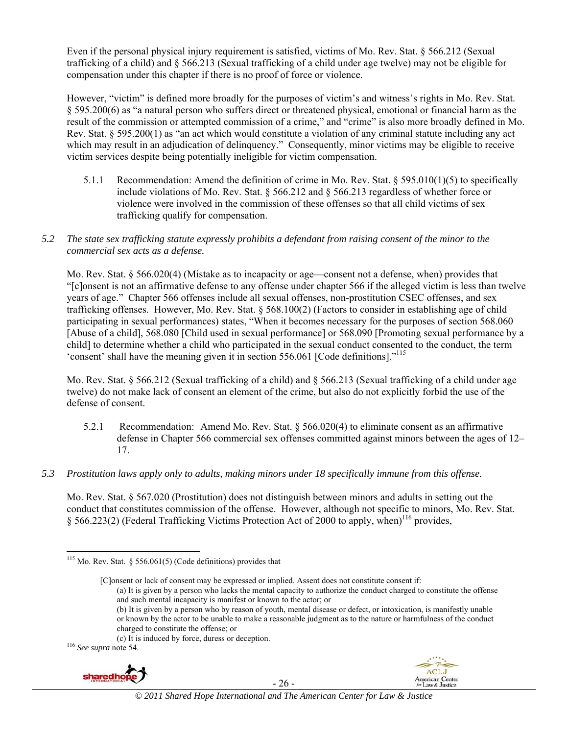Even if the personal physical injury requirement is satisfied, victims of Mo. Rev. Stat. § 566.212 (Sexual trafficking of a child) and § 566.213 (Sexual trafficking of a child under age twelve) may not be eligible for compensation under this chapter if there is no proof of force or violence.

However, "victim" is defined more broadly for the purposes of victim's and witness's rights in Mo. Rev. Stat. § 595.200(6) as "a natural person who suffers direct or threatened physical, emotional or financial harm as the result of the commission or attempted commission of a crime," and "crime" is also more broadly defined in Mo. Rev. Stat. § 595.200(1) as "an act which would constitute a violation of any criminal statute including any act which may result in an adjudication of delinquency." Consequently, minor victims may be eligible to receive victim services despite being potentially ineligible for victim compensation.

5.1.1 Recommendation: Amend the definition of crime in Mo. Rev. Stat. § 595.010(1)(5) to specifically include violations of Mo. Rev. Stat. § 566.212 and § 566.213 regardless of whether force or violence were involved in the commission of these offenses so that all child victims of sex trafficking qualify for compensation.

*5.2 The state sex trafficking statute expressly prohibits a defendant from raising consent of the minor to the commercial sex acts as a defense.*

Mo. Rev. Stat. § 566.020(4) (Mistake as to incapacity or age—consent not a defense, when) provides that "[c]onsent is not an affirmative defense to any offense under chapter 566 if the alleged victim is less than twelve years of age." Chapter 566 offenses include all sexual offenses, non-prostitution CSEC offenses, and sex trafficking offenses. However, Mo. Rev. Stat. § 568.100(2) (Factors to consider in establishing age of child participating in sexual performances) states, "When it becomes necessary for the purposes of section 568.060 [Abuse of a child], 568.080 [Child used in sexual performance] or 568.090 [Promoting sexual performance by a child] to determine whether a child who participated in the sexual conduct consented to the conduct, the term 'consent' shall have the meaning given it in section 556.061 [Code definitions]."[115]

Mo. Rev. Stat. § 566.212 (Sexual trafficking of a child) and § 566.213 (Sexual trafficking of a child under age twelve) do not make lack of consent an element of the crime, but also do not explicitly forbid the use of the defense of consent.

5.2.1 Recommendation: Amend Mo. Rev. Stat. § 566.020(4) to eliminate consent as an affirmative defense in Chapter 566 commercial sex offenses committed against minors between the ages of 12–17.

*5.3 Prostitution laws apply only to adults, making minors under 18 specifically immune from this offense.*

Mo. Rev. Stat. § 567.020 (Prostitution) does not distinguish between minors and adults in setting out the conduct that constitutes commission of the offense. However, although not specific to minors, Mo. Rev. Stat. § 566.223(2) (Federal Trafficking Victims Protection Act of 2000 to apply, when)[116] provides,

---

[115] Mo. Rev. Stat. § 556.061(5) (Code definitions) provides that

> [C]onsent or lack of consent may be expressed or implied. Assent does not constitute consent if:
> (a) It is given by a person who lacks the mental capacity to authorize the conduct charged to constitute the offense and such mental incapacity is manifest or known to the actor; or
> (b) It is given by a person who by reason of youth, mental disease or defect, or intoxication, is manifestly unable or known by the actor to be unable to make a reasonable judgment as to the nature or harmfulness of the conduct charged to constitute the offense; or
> (c) It is induced by force, duress or deception.

[116] *See supra* note 54.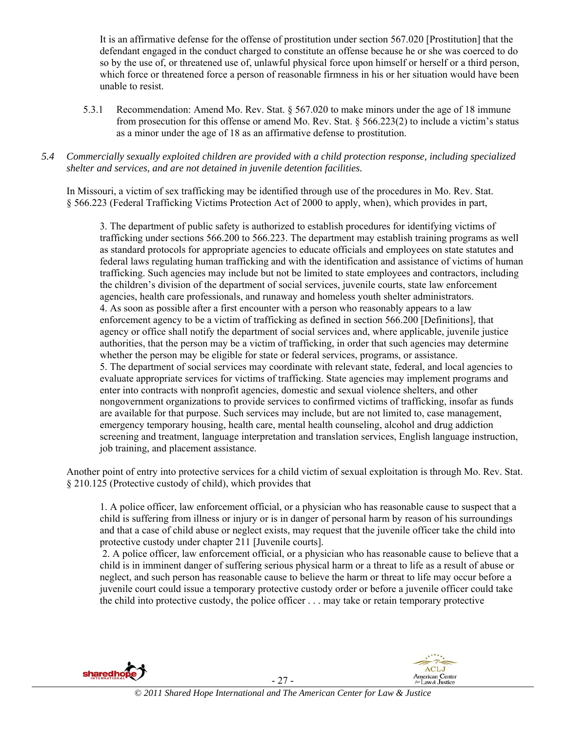It is an affirmative defense for the offense of prostitution under section 567.020 [Prostitution] that the defendant engaged in the conduct charged to constitute an offense because he or she was coerced to do so by the use of, or threatened use of, unlawful physical force upon himself or herself or a third person, which force or threatened force a person of reasonable firmness in his or her situation would have been unable to resist.

5.3.1 Recommendation: Amend Mo. Rev. Stat. § 567.020 to make minors under the age of 18 immune from prosecution for this offense or amend Mo. Rev. Stat. § 566.223(2) to include a victim's status as a minor under the age of 18 as an affirmative defense to prostitution.

*5.4 Commercially sexually exploited children are provided with a child protection response, including specialized shelter and services, and are not detained in juvenile detention facilities.*

In Missouri, a victim of sex trafficking may be identified through use of the procedures in Mo. Rev. Stat. § 566.223 (Federal Trafficking Victims Protection Act of 2000 to apply, when), which provides in part,

> 3. The department of public safety is authorized to establish procedures for identifying victims of trafficking under sections 566.200 to 566.223. The department may establish training programs as well as standard protocols for appropriate agencies to educate officials and employees on state statutes and federal laws regulating human trafficking and with the identification and assistance of victims of human trafficking. Such agencies may include but not be limited to state employees and contractors, including the children's division of the department of social services, juvenile courts, state law enforcement agencies, health care professionals, and runaway and homeless youth shelter administrators.
> 4. As soon as possible after a first encounter with a person who reasonably appears to a law enforcement agency to be a victim of trafficking as defined in section 566.200 [Definitions], that agency or office shall notify the department of social services and, where applicable, juvenile justice authorities, that the person may be a victim of trafficking, in order that such agencies may determine whether the person may be eligible for state or federal services, programs, or assistance.
> 5. The department of social services may coordinate with relevant state, federal, and local agencies to evaluate appropriate services for victims of trafficking. State agencies may implement programs and enter into contracts with nonprofit agencies, domestic and sexual violence shelters, and other nongovernment organizations to provide services to confirmed victims of trafficking, insofar as funds are available for that purpose. Such services may include, but are not limited to, case management, emergency temporary housing, health care, mental health counseling, alcohol and drug addiction screening and treatment, language interpretation and translation services, English language instruction, job training, and placement assistance.

Another point of entry into protective services for a child victim of sexual exploitation is through Mo. Rev. Stat. § 210.125 (Protective custody of child), which provides that

> 1. A police officer, law enforcement official, or a physician who has reasonable cause to suspect that a child is suffering from illness or injury or is in danger of personal harm by reason of his surroundings and that a case of child abuse or neglect exists, may request that the juvenile officer take the child into protective custody under chapter 211 [Juvenile courts].
> 2. A police officer, law enforcement official, or a physician who has reasonable cause to believe that a child is in imminent danger of suffering serious physical harm or a threat to life as a result of abuse or neglect, and such person has reasonable cause to believe the harm or threat to life may occur before a juvenile court could issue a temporary protective custody order or before a juvenile officer could take the child into protective custody, the police officer . . . may take or retain temporary protective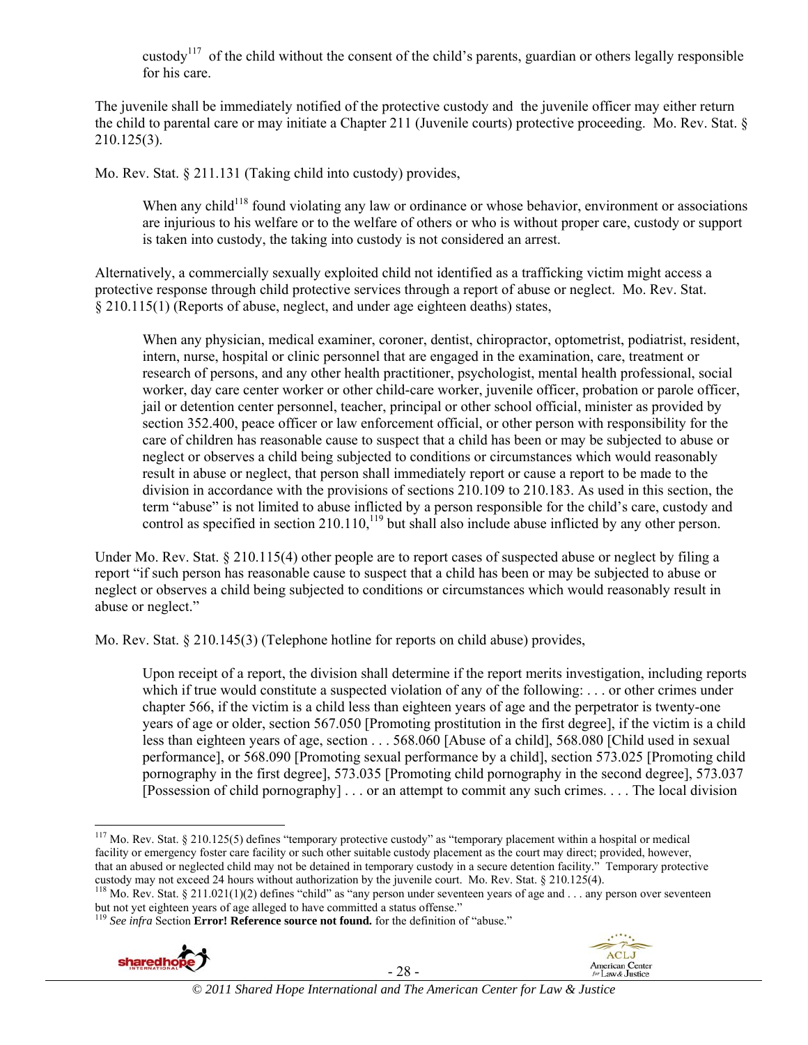custody[117] of the child without the consent of the child's parents, guardian or others legally responsible for his care.

The juvenile shall be immediately notified of the protective custody and the juvenile officer may either return the child to parental care or may initiate a Chapter 211 (Juvenile courts) protective proceeding. Mo. Rev. Stat. § 210.125(3).

Mo. Rev. Stat. § 211.131 (Taking child into custody) provides,

> When any child[118] found violating any law or ordinance or whose behavior, environment or associations are injurious to his welfare or to the welfare of others or who is without proper care, custody or support is taken into custody, the taking into custody is not considered an arrest.

Alternatively, a commercially sexually exploited child not identified as a trafficking victim might access a protective response through child protective services through a report of abuse or neglect. Mo. Rev. Stat. § 210.115(1) (Reports of abuse, neglect, and under age eighteen deaths) states,

> When any physician, medical examiner, coroner, dentist, chiropractor, optometrist, podiatrist, resident, intern, nurse, hospital or clinic personnel that are engaged in the examination, care, treatment or research of persons, and any other health practitioner, psychologist, mental health professional, social worker, day care center worker or other child-care worker, juvenile officer, probation or parole officer, jail or detention center personnel, teacher, principal or other school official, minister as provided by section 352.400, peace officer or law enforcement official, or other person with responsibility for the care of children has reasonable cause to suspect that a child has been or may be subjected to abuse or neglect or observes a child being subjected to conditions or circumstances which would reasonably result in abuse or neglect, that person shall immediately report or cause a report to be made to the division in accordance with the provisions of sections 210.109 to 210.183. As used in this section, the term "abuse" is not limited to abuse inflicted by a person responsible for the child's care, custody and control as specified in section 210.110,[119] but shall also include abuse inflicted by any other person.

Under Mo. Rev. Stat. § 210.115(4) other people are to report cases of suspected abuse or neglect by filing a report "if such person has reasonable cause to suspect that a child has been or may be subjected to abuse or neglect or observes a child being subjected to conditions or circumstances which would reasonably result in abuse or neglect."

Mo. Rev. Stat. § 210.145(3) (Telephone hotline for reports on child abuse) provides,

> Upon receipt of a report, the division shall determine if the report merits investigation, including reports which if true would constitute a suspected violation of any of the following: . . . or other crimes under chapter 566, if the victim is a child less than eighteen years of age and the perpetrator is twenty-one years of age or older, section 567.050 [Promoting prostitution in the first degree], if the victim is a child less than eighteen years of age, section . . . 568.060 [Abuse of a child], 568.080 [Child used in sexual performance], or 568.090 [Promoting sexual performance by a child], section 573.025 [Promoting child pornography in the first degree], 573.035 [Promoting child pornography in the second degree], 573.037 [Possession of child pornography] . . . or an attempt to commit any such crimes. . . . The local division

---

[117] Mo. Rev. Stat. § 210.125(5) defines "temporary protective custody" as "temporary placement within a hospital or medical facility or emergency foster care facility or such other suitable custody placement as the court may direct; provided, however, that an abused or neglected child may not be detained in temporary custody in a secure detention facility." Temporary protective custody may not exceed 24 hours without authorization by the juvenile court. Mo. Rev. Stat. § 210.125(4).

[118] Mo. Rev. Stat. § 211.021(1)(2) defines "child" as "any person under seventeen years of age and . . . any person over seventeen but not yet eighteen years of age alleged to have committed a status offense."

[119] *See infra* Section **Error! Reference source not found.** for the definition of "abuse."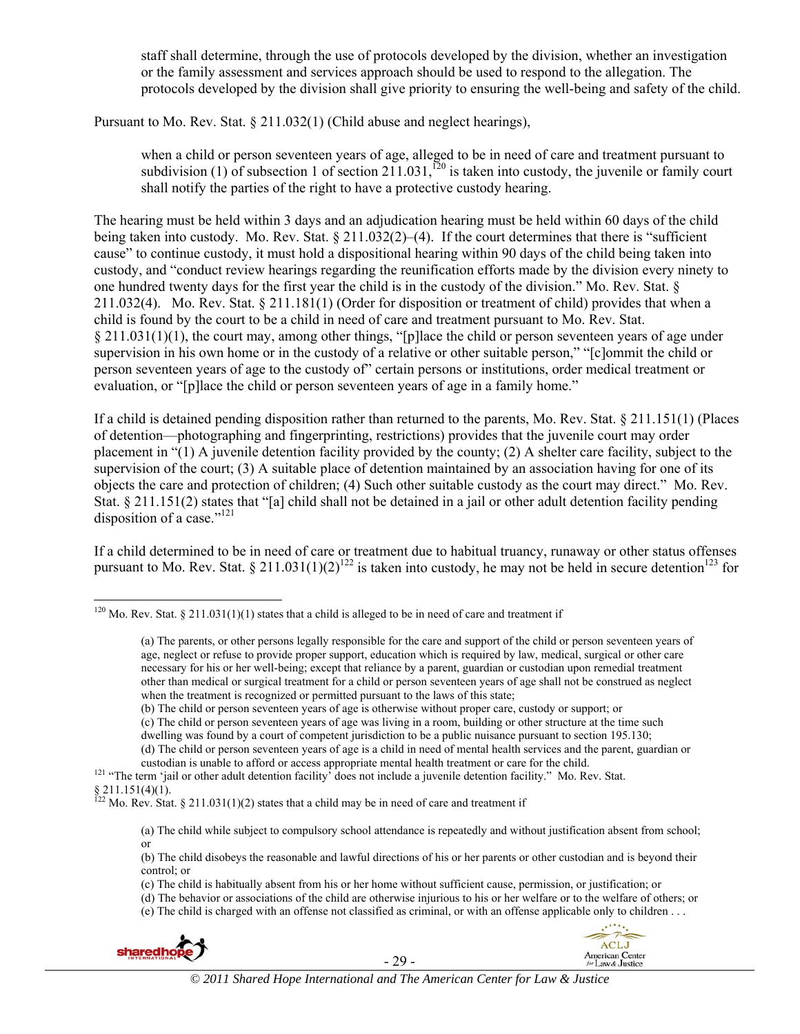> staff shall determine, through the use of protocols developed by the division, whether an investigation or the family assessment and services approach should be used to respond to the allegation. The protocols developed by the division shall give priority to ensuring the well-being and safety of the child.

Pursuant to Mo. Rev. Stat. § 211.032(1) (Child abuse and neglect hearings),

> when a child or person seventeen years of age, alleged to be in need of care and treatment pursuant to subdivision (1) of subsection 1 of section 211.031,[120] is taken into custody, the juvenile or family court shall notify the parties of the right to have a protective custody hearing.

The hearing must be held within 3 days and an adjudication hearing must be held within 60 days of the child being taken into custody. Mo. Rev. Stat. § 211.032(2)–(4). If the court determines that there is "sufficient cause" to continue custody, it must hold a dispositional hearing within 90 days of the child being taken into custody, and "conduct review hearings regarding the reunification efforts made by the division every ninety to one hundred twenty days for the first year the child is in the custody of the division." Mo. Rev. Stat. § 211.032(4). Mo. Rev. Stat. § 211.181(1) (Order for disposition or treatment of child) provides that when a child is found by the court to be a child in need of care and treatment pursuant to Mo. Rev. Stat. § 211.031(1)(1), the court may, among other things, "[p]lace the child or person seventeen years of age under supervision in his own home or in the custody of a relative or other suitable person," "[c]ommit the child or person seventeen years of age to the custody of" certain persons or institutions, order medical treatment or evaluation, or "[p]lace the child or person seventeen years of age in a family home."

If a child is detained pending disposition rather than returned to the parents, Mo. Rev. Stat. § 211.151(1) (Places of detention—photographing and fingerprinting, restrictions) provides that the juvenile court may order placement in "(1) A juvenile detention facility provided by the county; (2) A shelter care facility, subject to the supervision of the court; (3) A suitable place of detention maintained by an association having for one of its objects the care and protection of children; (4) Such other suitable custody as the court may direct." Mo. Rev. Stat. § 211.151(2) states that "[a] child shall not be detained in a jail or other adult detention facility pending disposition of a case."[121]

If a child determined to be in need of care or treatment due to habitual truancy, runaway or other status offenses pursuant to Mo. Rev. Stat. § 211.031(1)(2)[122] is taken into custody, he may not be held in secure detention[123] for

---

[120] Mo. Rev. Stat. § 211.031(1)(1) states that a child is alleged to be in need of care and treatment if

> (a) The parents, or other persons legally responsible for the care and support of the child or person seventeen years of age, neglect or refuse to provide proper support, education which is required by law, medical, surgical or other care necessary for his or her well-being; except that reliance by a parent, guardian or custodian upon remedial treatment other than medical or surgical treatment for a child or person seventeen years of age shall not be construed as neglect when the treatment is recognized or permitted pursuant to the laws of this state;
> (b) The child or person seventeen years of age is otherwise without proper care, custody or support; or
> (c) The child or person seventeen years of age was living in a room, building or other structure at the time such dwelling was found by a court of competent jurisdiction to be a public nuisance pursuant to section 195.130;
> (d) The child or person seventeen years of age is a child in need of mental health services and the parent, guardian or custodian is unable to afford or access appropriate mental health treatment or care for the child.

[121] "The term 'jail or other adult detention facility' does not include a juvenile detention facility." Mo. Rev. Stat. § 211.151(4)(1).

[122] Mo. Rev. Stat. § 211.031(1)(2) states that a child may be in need of care and treatment if

> (a) The child while subject to compulsory school attendance is repeatedly and without justification absent from school; or
> (b) The child disobeys the reasonable and lawful directions of his or her parents or other custodian and is beyond their control; or
> (c) The child is habitually absent from his or her home without sufficient cause, permission, or justification; or
> (d) The behavior or associations of the child are otherwise injurious to his or her welfare or to the welfare of others; or
> (e) The child is charged with an offense not classified as criminal, or with an offense applicable only to children . . .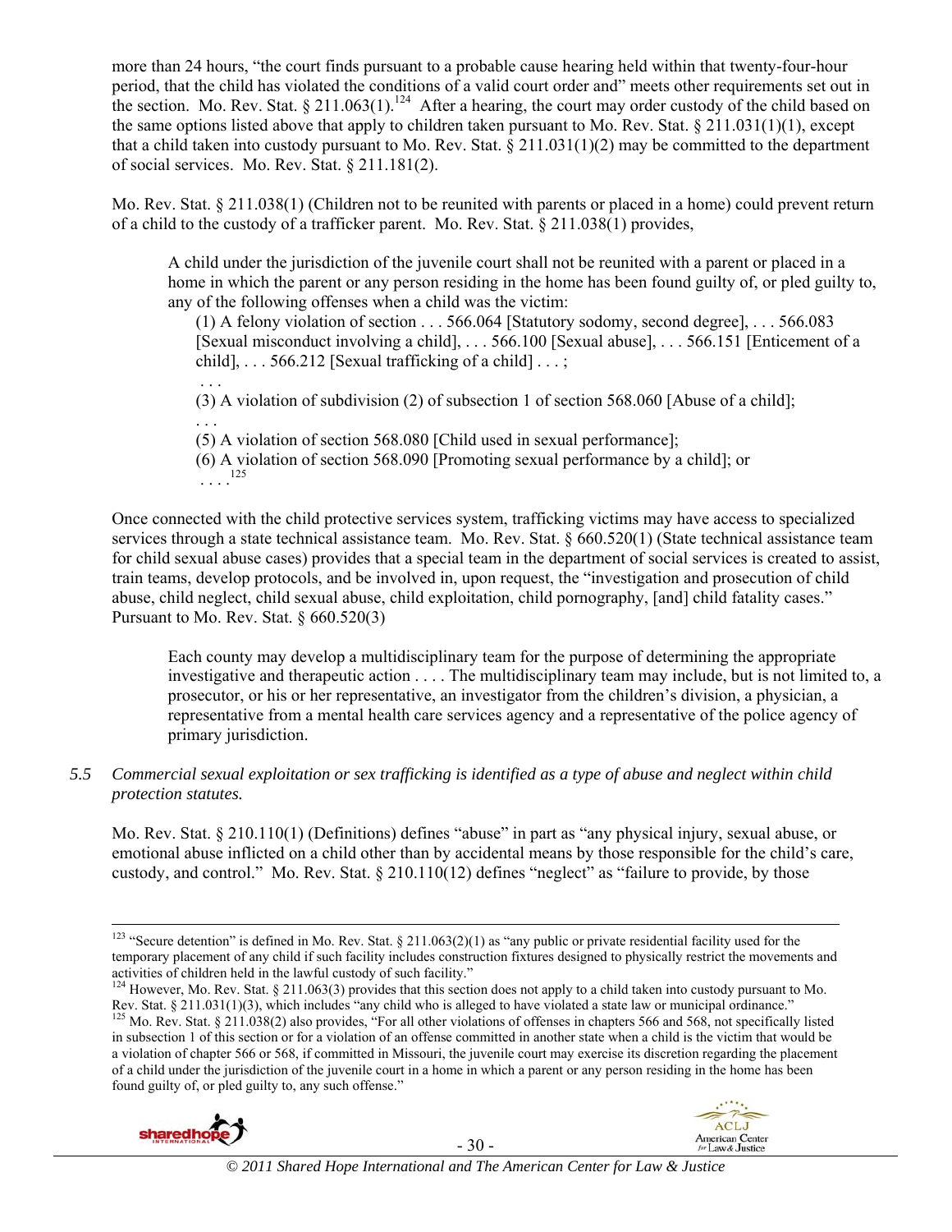more than 24 hours, "the court finds pursuant to a probable cause hearing held within that twenty-four-hour period, that the child has violated the conditions of a valid court order and" meets other requirements set out in the section. Mo. Rev. Stat. § 211.063(1).[124] After a hearing, the court may order custody of the child based on the same options listed above that apply to children taken pursuant to Mo. Rev. Stat. § 211.031(1)(1), except that a child taken into custody pursuant to Mo. Rev. Stat. § 211.031(1)(2) may be committed to the department of social services. Mo. Rev. Stat. § 211.181(2).

Mo. Rev. Stat. § 211.038(1) (Children not to be reunited with parents or placed in a home) could prevent return of a child to the custody of a trafficker parent. Mo. Rev. Stat. § 211.038(1) provides,

> A child under the jurisdiction of the juvenile court shall not be reunited with a parent or placed in a home in which the parent or any person residing in the home has been found guilty of, or pled guilty to, any of the following offenses when a child was the victim:
>
> (1) A felony violation of section . . . 566.064 [Statutory sodomy, second degree], . . . 566.083 [Sexual misconduct involving a child], . . . 566.100 [Sexual abuse], . . . 566.151 [Enticement of a child], . . . 566.212 [Sexual trafficking of a child] . . . ;
>
> . . .
>
> (3) A violation of subdivision (2) of subsection 1 of section 568.060 [Abuse of a child];
>
> . . .
>
> (5) A violation of section 568.080 [Child used in sexual performance];
>
> (6) A violation of section 568.090 [Promoting sexual performance by a child]; or
>
> . . . .[125]

Once connected with the child protective services system, trafficking victims may have access to specialized services through a state technical assistance team. Mo. Rev. Stat. § 660.520(1) (State technical assistance team for child sexual abuse cases) provides that a special team in the department of social services is created to assist, train teams, develop protocols, and be involved in, upon request, the "investigation and prosecution of child abuse, child neglect, child sexual abuse, child exploitation, child pornography, [and] child fatality cases." Pursuant to Mo. Rev. Stat. § 660.520(3)

> Each county may develop a multidisciplinary team for the purpose of determining the appropriate investigative and therapeutic action . . . . The multidisciplinary team may include, but is not limited to, a prosecutor, or his or her representative, an investigator from the children's division, a physician, a representative from a mental health care services agency and a representative of the police agency of primary jurisdiction.

*5.5 Commercial sexual exploitation or sex trafficking is identified as a type of abuse and neglect within child protection statutes.*

Mo. Rev. Stat. § 210.110(1) (Definitions) defines "abuse" in part as "any physical injury, sexual abuse, or emotional abuse inflicted on a child other than by accidental means by those responsible for the child's care, custody, and control." Mo. Rev. Stat. § 210.110(12) defines "neglect" as "failure to provide, by those

---

[123] "Secure detention" is defined in Mo. Rev. Stat. § 211.063(2)(1) as "any public or private residential facility used for the temporary placement of any child if such facility includes construction fixtures designed to physically restrict the movements and activities of children held in the lawful custody of such facility."

[124] However, Mo. Rev. Stat. § 211.063(3) provides that this section does not apply to a child taken into custody pursuant to Mo. Rev. Stat. § 211.031(1)(3), which includes "any child who is alleged to have violated a state law or municipal ordinance."

[125] Mo. Rev. Stat. § 211.038(2) also provides, "For all other violations of offenses in chapters 566 and 568, not specifically listed in subsection 1 of this section or for a violation of an offense committed in another state when a child is the victim that would be a violation of chapter 566 or 568, if committed in Missouri, the juvenile court may exercise its discretion regarding the placement of a child under the jurisdiction of the juvenile court in a home in which a parent or any person residing in the home has been found guilty of, or pled guilty to, any such offense."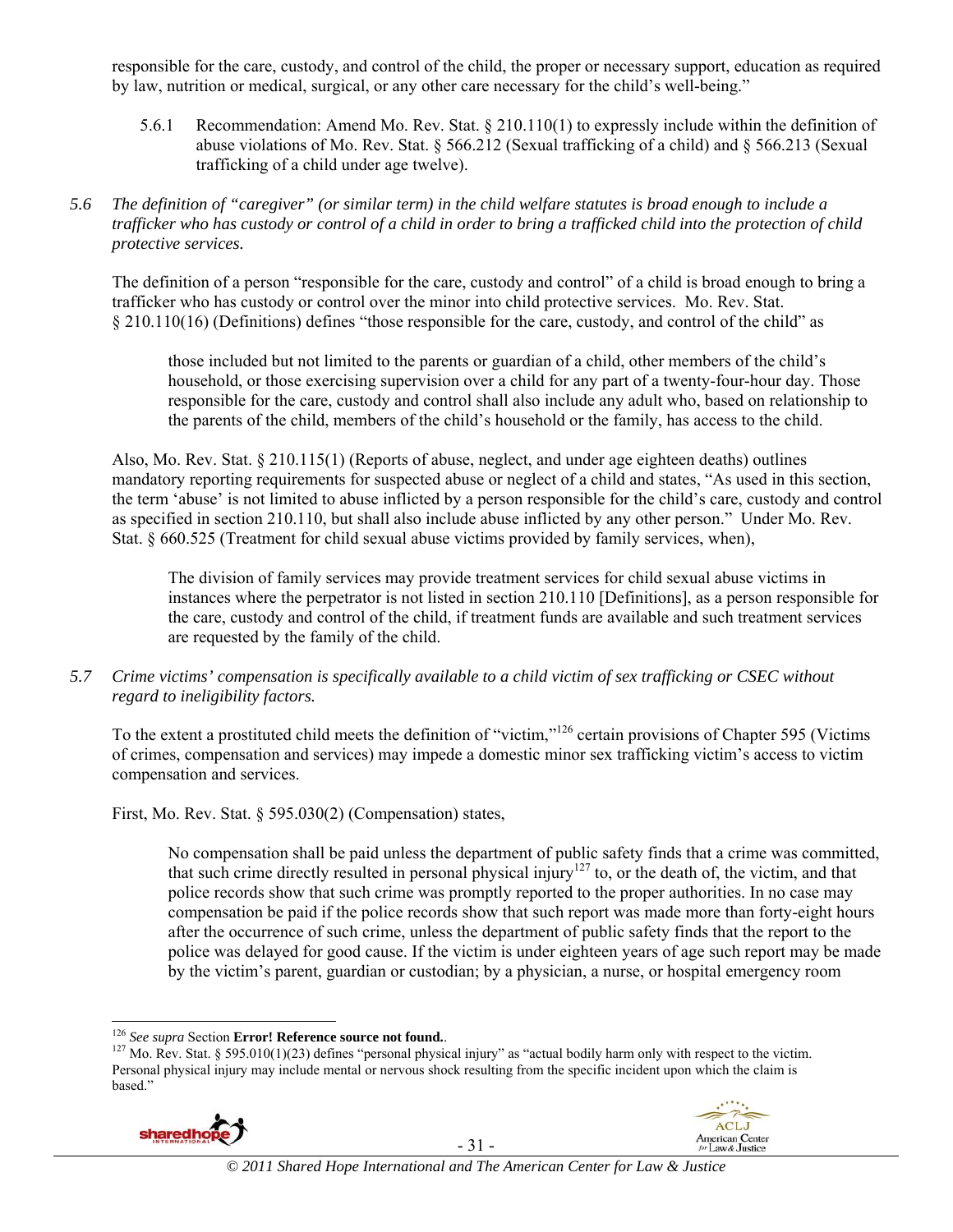responsible for the care, custody, and control of the child, the proper or necessary support, education as required by law, nutrition or medical, surgical, or any other care necessary for the child's well-being."

5.6.1 Recommendation: Amend Mo. Rev. Stat. § 210.110(1) to expressly include within the definition of abuse violations of Mo. Rev. Stat. § 566.212 (Sexual trafficking of a child) and § 566.213 (Sexual trafficking of a child under age twelve).

*5.6 The definition of "caregiver" (or similar term) in the child welfare statutes is broad enough to include a trafficker who has custody or control of a child in order to bring a trafficked child into the protection of child protective services.*

The definition of a person "responsible for the care, custody and control" of a child is broad enough to bring a trafficker who has custody or control over the minor into child protective services. Mo. Rev. Stat. § 210.110(16) (Definitions) defines "those responsible for the care, custody, and control of the child" as

> those included but not limited to the parents or guardian of a child, other members of the child's household, or those exercising supervision over a child for any part of a twenty-four-hour day. Those responsible for the care, custody and control shall also include any adult who, based on relationship to the parents of the child, members of the child's household or the family, has access to the child.

Also, Mo. Rev. Stat. § 210.115(1) (Reports of abuse, neglect, and under age eighteen deaths) outlines mandatory reporting requirements for suspected abuse or neglect of a child and states, "As used in this section, the term 'abuse' is not limited to abuse inflicted by a person responsible for the child's care, custody and control as specified in section 210.110, but shall also include abuse inflicted by any other person." Under Mo. Rev. Stat. § 660.525 (Treatment for child sexual abuse victims provided by family services, when),

> The division of family services may provide treatment services for child sexual abuse victims in instances where the perpetrator is not listed in section 210.110 [Definitions], as a person responsible for the care, custody and control of the child, if treatment funds are available and such treatment services are requested by the family of the child.

*5.7 Crime victims' compensation is specifically available to a child victim of sex trafficking or CSEC without regard to ineligibility factors.*

To the extent a prostituted child meets the definition of "victim,"[126] certain provisions of Chapter 595 (Victims of crimes, compensation and services) may impede a domestic minor sex trafficking victim's access to victim compensation and services.

First, Mo. Rev. Stat. § 595.030(2) (Compensation) states,

> No compensation shall be paid unless the department of public safety finds that a crime was committed, that such crime directly resulted in personal physical injury[127] to, or the death of, the victim, and that police records show that such crime was promptly reported to the proper authorities. In no case may compensation be paid if the police records show that such report was made more than forty-eight hours after the occurrence of such crime, unless the department of public safety finds that the report to the police was delayed for good cause. If the victim is under eighteen years of age such report may be made by the victim's parent, guardian or custodian; by a physician, a nurse, or hospital emergency room

---

[126] *See supra* Section **Error! Reference source not found.**.

[127] Mo. Rev. Stat. § 595.010(1)(23) defines "personal physical injury" as "actual bodily harm only with respect to the victim. Personal physical injury may include mental or nervous shock resulting from the specific incident upon which the claim is based."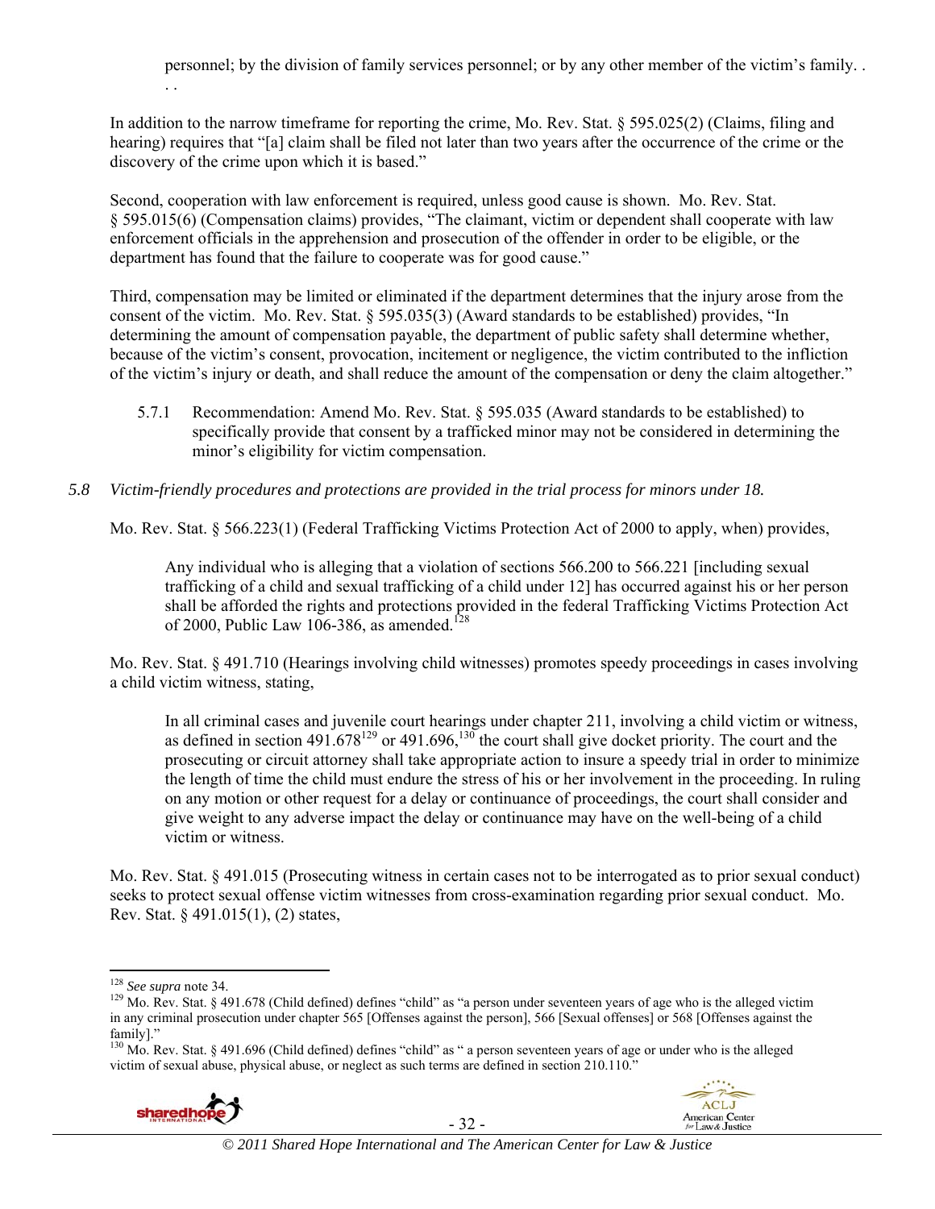personnel; by the division of family services personnel; or by any other member of the victim's family. . . .

In addition to the narrow timeframe for reporting the crime, Mo. Rev. Stat. § 595.025(2) (Claims, filing and hearing) requires that "[a] claim shall be filed not later than two years after the occurrence of the crime or the discovery of the crime upon which it is based."

Second, cooperation with law enforcement is required, unless good cause is shown. Mo. Rev. Stat. § 595.015(6) (Compensation claims) provides, "The claimant, victim or dependent shall cooperate with law enforcement officials in the apprehension and prosecution of the offender in order to be eligible, or the department has found that the failure to cooperate was for good cause."

Third, compensation may be limited or eliminated if the department determines that the injury arose from the consent of the victim. Mo. Rev. Stat. § 595.035(3) (Award standards to be established) provides, "In determining the amount of compensation payable, the department of public safety shall determine whether, because of the victim's consent, provocation, incitement or negligence, the victim contributed to the infliction of the victim's injury or death, and shall reduce the amount of the compensation or deny the claim altogether."

5.7.1 Recommendation: Amend Mo. Rev. Stat. § 595.035 (Award standards to be established) to specifically provide that consent by a trafficked minor may not be considered in determining the minor's eligibility for victim compensation.

*5.8 Victim-friendly procedures and protections are provided in the trial process for minors under 18.*

Mo. Rev. Stat. § 566.223(1) (Federal Trafficking Victims Protection Act of 2000 to apply, when) provides,

> Any individual who is alleging that a violation of sections 566.200 to 566.221 [including sexual trafficking of a child and sexual trafficking of a child under 12] has occurred against his or her person shall be afforded the rights and protections provided in the federal Trafficking Victims Protection Act of 2000, Public Law 106-386, as amended.[128]

Mo. Rev. Stat. § 491.710 (Hearings involving child witnesses) promotes speedy proceedings in cases involving a child victim witness, stating,

> In all criminal cases and juvenile court hearings under chapter 211, involving a child victim or witness, as defined in section 491.678[129] or 491.696,[130] the court shall give docket priority. The court and the prosecuting or circuit attorney shall take appropriate action to insure a speedy trial in order to minimize the length of time the child must endure the stress of his or her involvement in the proceeding. In ruling on any motion or other request for a delay or continuance of proceedings, the court shall consider and give weight to any adverse impact the delay or continuance may have on the well-being of a child victim or witness.

Mo. Rev. Stat. § 491.015 (Prosecuting witness in certain cases not to be interrogated as to prior sexual conduct) seeks to protect sexual offense victim witnesses from cross-examination regarding prior sexual conduct. Mo. Rev. Stat. § 491.015(1), (2) states,

---

[128] *See supra* note 34.

[129] Mo. Rev. Stat. § 491.678 (Child defined) defines "child" as "a person under seventeen years of age who is the alleged victim in any criminal prosecution under chapter 565 [Offenses against the person], 566 [Sexual offenses] or 568 [Offenses against the family]."

[130] Mo. Rev. Stat. § 491.696 (Child defined) defines "child" as " a person seventeen years of age or under who is the alleged victim of sexual abuse, physical abuse, or neglect as such terms are defined in section 210.110."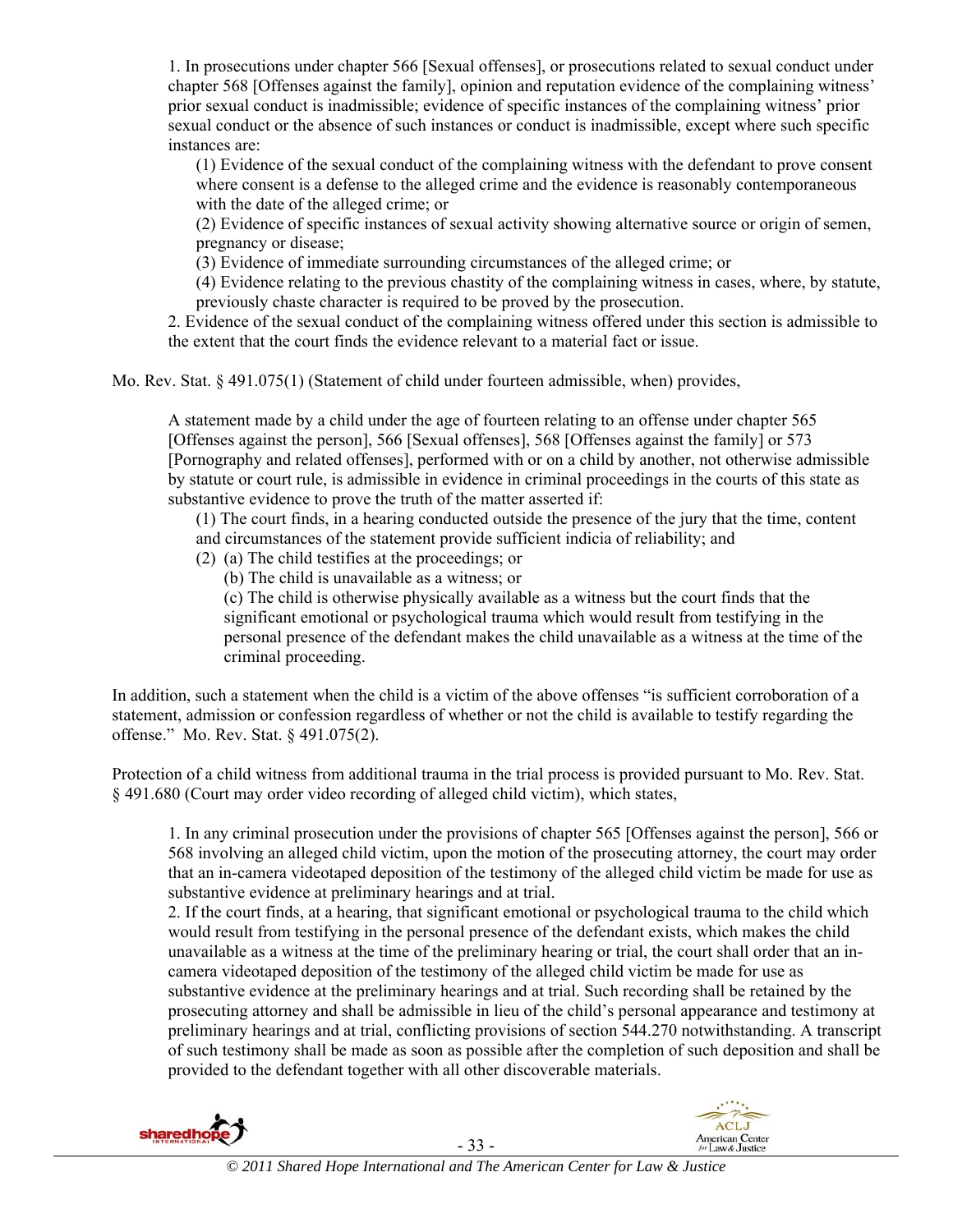1. In prosecutions under chapter 566 [Sexual offenses], or prosecutions related to sexual conduct under chapter 568 [Offenses against the family], opinion and reputation evidence of the complaining witness' prior sexual conduct is inadmissible; evidence of specific instances of the complaining witness' prior sexual conduct or the absence of such instances or conduct is inadmissible, except where such specific instances are:

> (1) Evidence of the sexual conduct of the complaining witness with the defendant to prove consent where consent is a defense to the alleged crime and the evidence is reasonably contemporaneous with the date of the alleged crime; or
>
> (2) Evidence of specific instances of sexual activity showing alternative source or origin of semen, pregnancy or disease;
>
> (3) Evidence of immediate surrounding circumstances of the alleged crime; or
>
> (4) Evidence relating to the previous chastity of the complaining witness in cases, where, by statute, previously chaste character is required to be proved by the prosecution.

2. Evidence of the sexual conduct of the complaining witness offered under this section is admissible to the extent that the court finds the evidence relevant to a material fact or issue.

Mo. Rev. Stat. § 491.075(1) (Statement of child under fourteen admissible, when) provides,

> A statement made by a child under the age of fourteen relating to an offense under chapter 565 [Offenses against the person], 566 [Sexual offenses], 568 [Offenses against the family] or 573 [Pornography and related offenses], performed with or on a child by another, not otherwise admissible by statute or court rule, is admissible in evidence in criminal proceedings in the courts of this state as substantive evidence to prove the truth of the matter asserted if:
>
> (1) The court finds, in a hearing conducted outside the presence of the jury that the time, content and circumstances of the statement provide sufficient indicia of reliability; and
>
> (2) (a) The child testifies at the proceedings; or
>
> (b) The child is unavailable as a witness; or
>
> (c) The child is otherwise physically available as a witness but the court finds that the significant emotional or psychological trauma which would result from testifying in the personal presence of the defendant makes the child unavailable as a witness at the time of the criminal proceeding.

In addition, such a statement when the child is a victim of the above offenses "is sufficient corroboration of a statement, admission or confession regardless of whether or not the child is available to testify regarding the offense." Mo. Rev. Stat. § 491.075(2).

Protection of a child witness from additional trauma in the trial process is provided pursuant to Mo. Rev. Stat. § 491.680 (Court may order video recording of alleged child victim), which states,

> 1. In any criminal prosecution under the provisions of chapter 565 [Offenses against the person], 566 or 568 involving an alleged child victim, upon the motion of the prosecuting attorney, the court may order that an in-camera videotaped deposition of the testimony of the alleged child victim be made for use as substantive evidence at preliminary hearings and at trial.
>
> 2. If the court finds, at a hearing, that significant emotional or psychological trauma to the child which would result from testifying in the personal presence of the defendant exists, which makes the child unavailable as a witness at the time of the preliminary hearing or trial, the court shall order that an in-camera videotaped deposition of the testimony of the alleged child victim be made for use as substantive evidence at the preliminary hearings and at trial. Such recording shall be retained by the prosecuting attorney and shall be admissible in lieu of the child's personal appearance and testimony at preliminary hearings and at trial, conflicting provisions of section 544.270 notwithstanding. A transcript of such testimony shall be made as soon as possible after the completion of such deposition and shall be provided to the defendant together with all other discoverable materials.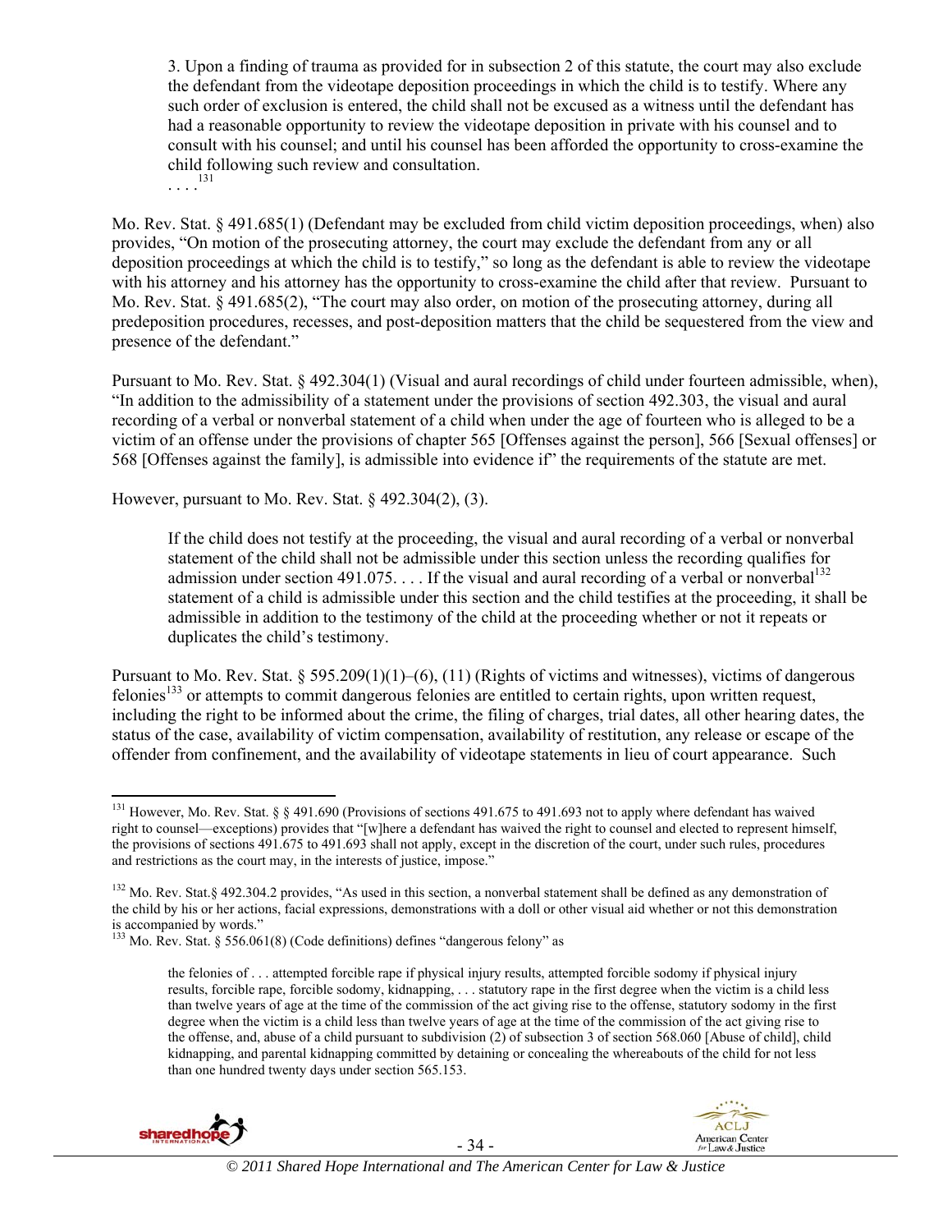> 3. Upon a finding of trauma as provided for in subsection 2 of this statute, the court may also exclude the defendant from the videotape deposition proceedings in which the child is to testify. Where any such order of exclusion is entered, the child shall not be excused as a witness until the defendant has had a reasonable opportunity to review the videotape deposition in private with his counsel and to consult with his counsel; and until his counsel has been afforded the opportunity to cross-examine the child following such review and consultation.
> . . . .[131]

Mo. Rev. Stat. § 491.685(1) (Defendant may be excluded from child victim deposition proceedings, when) also provides, "On motion of the prosecuting attorney, the court may exclude the defendant from any or all deposition proceedings at which the child is to testify," so long as the defendant is able to review the videotape with his attorney and his attorney has the opportunity to cross-examine the child after that review. Pursuant to Mo. Rev. Stat. § 491.685(2), "The court may also order, on motion of the prosecuting attorney, during all predeposition procedures, recesses, and post-deposition matters that the child be sequestered from the view and presence of the defendant."

Pursuant to Mo. Rev. Stat. § 492.304(1) (Visual and aural recordings of child under fourteen admissible, when), "In addition to the admissibility of a statement under the provisions of section 492.303, the visual and aural recording of a verbal or nonverbal statement of a child when under the age of fourteen who is alleged to be a victim of an offense under the provisions of chapter 565 [Offenses against the person], 566 [Sexual offenses] or 568 [Offenses against the family], is admissible into evidence if" the requirements of the statute are met.

However, pursuant to Mo. Rev. Stat. § 492.304(2), (3).

> If the child does not testify at the proceeding, the visual and aural recording of a verbal or nonverbal statement of the child shall not be admissible under this section unless the recording qualifies for admission under section 491.075. . . . If the visual and aural recording of a verbal or nonverbal[132] statement of a child is admissible under this section and the child testifies at the proceeding, it shall be admissible in addition to the testimony of the child at the proceeding whether or not it repeats or duplicates the child's testimony.

Pursuant to Mo. Rev. Stat. § 595.209(1)(1)–(6), (11) (Rights of victims and witnesses), victims of dangerous felonies[133] or attempts to commit dangerous felonies are entitled to certain rights, upon written request, including the right to be informed about the crime, the filing of charges, trial dates, all other hearing dates, the status of the case, availability of victim compensation, availability of restitution, any release or escape of the offender from confinement, and the availability of videotape statements in lieu of court appearance. Such

---

[131] However, Mo. Rev. Stat. § § 491.690 (Provisions of sections 491.675 to 491.693 not to apply where defendant has waived right to counsel—exceptions) provides that "[w]here a defendant has waived the right to counsel and elected to represent himself, the provisions of sections 491.675 to 491.693 shall not apply, except in the discretion of the court, under such rules, procedures and restrictions as the court may, in the interests of justice, impose."

[132] Mo. Rev. Stat.§ 492.304.2 provides, "As used in this section, a nonverbal statement shall be defined as any demonstration of the child by his or her actions, facial expressions, demonstrations with a doll or other visual aid whether or not this demonstration is accompanied by words."

[133] Mo. Rev. Stat. § 556.061(8) (Code definitions) defines "dangerous felony" as

> the felonies of . . . attempted forcible rape if physical injury results, attempted forcible sodomy if physical injury results, forcible rape, forcible sodomy, kidnapping, . . . statutory rape in the first degree when the victim is a child less than twelve years of age at the time of the commission of the act giving rise to the offense, statutory sodomy in the first degree when the victim is a child less than twelve years of age at the time of the commission of the act giving rise to the offense, and, abuse of a child pursuant to subdivision (2) of subsection 3 of section 568.060 [Abuse of child], child kidnapping, and parental kidnapping committed by detaining or concealing the whereabouts of the child for not less than one hundred twenty days under section 565.153.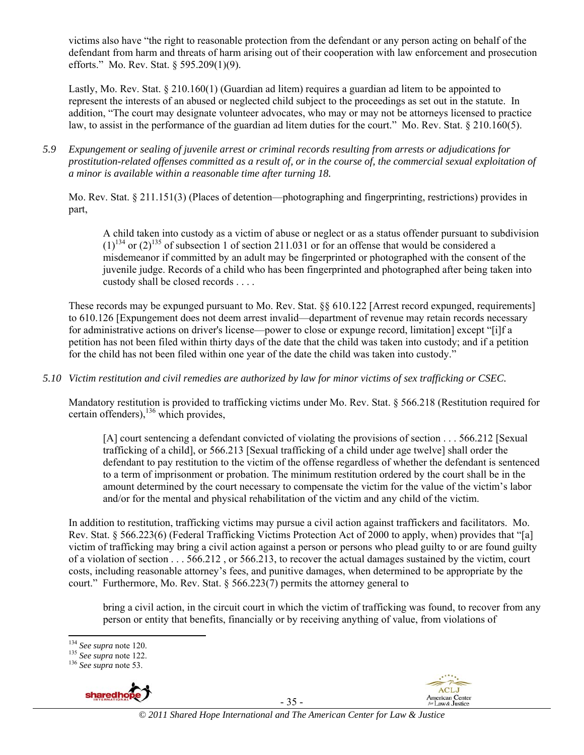victims also have "the right to reasonable protection from the defendant or any person acting on behalf of the defendant from harm and threats of harm arising out of their cooperation with law enforcement and prosecution efforts." Mo. Rev. Stat. § 595.209(1)(9).

Lastly, Mo. Rev. Stat. § 210.160(1) (Guardian ad litem) requires a guardian ad litem to be appointed to represent the interests of an abused or neglected child subject to the proceedings as set out in the statute. In addition, "The court may designate volunteer advocates, who may or may not be attorneys licensed to practice law, to assist in the performance of the guardian ad litem duties for the court." Mo. Rev. Stat. § 210.160(5).

*5.9 Expungement or sealing of juvenile arrest or criminal records resulting from arrests or adjudications for prostitution-related offenses committed as a result of, or in the course of, the commercial sexual exploitation of a minor is available within a reasonable time after turning 18.*

Mo. Rev. Stat. § 211.151(3) (Places of detention—photographing and fingerprinting, restrictions) provides in part,

> A child taken into custody as a victim of abuse or neglect or as a status offender pursuant to subdivision (1)[134] or (2)[135] of subsection 1 of section 211.031 or for an offense that would be considered a misdemeanor if committed by an adult may be fingerprinted or photographed with the consent of the juvenile judge. Records of a child who has been fingerprinted and photographed after being taken into custody shall be closed records . . . .

These records may be expunged pursuant to Mo. Rev. Stat. §§ 610.122 [Arrest record expunged, requirements] to 610.126 [Expungement does not deem arrest invalid—department of revenue may retain records necessary for administrative actions on driver's license—power to close or expunge record, limitation] except "[i]f a petition has not been filed within thirty days of the date that the child was taken into custody; and if a petition for the child has not been filed within one year of the date the child was taken into custody."

*5.10 Victim restitution and civil remedies are authorized by law for minor victims of sex trafficking or CSEC.*

Mandatory restitution is provided to trafficking victims under Mo. Rev. Stat. § 566.218 (Restitution required for certain offenders),[136] which provides,

> [A] court sentencing a defendant convicted of violating the provisions of section . . . 566.212 [Sexual trafficking of a child], or 566.213 [Sexual trafficking of a child under age twelve] shall order the defendant to pay restitution to the victim of the offense regardless of whether the defendant is sentenced to a term of imprisonment or probation. The minimum restitution ordered by the court shall be in the amount determined by the court necessary to compensate the victim for the value of the victim's labor and/or for the mental and physical rehabilitation of the victim and any child of the victim.

In addition to restitution, trafficking victims may pursue a civil action against traffickers and facilitators. Mo. Rev. Stat. § 566.223(6) (Federal Trafficking Victims Protection Act of 2000 to apply, when) provides that "[a] victim of trafficking may bring a civil action against a person or persons who plead guilty to or are found guilty of a violation of section . . . 566.212 , or 566.213, to recover the actual damages sustained by the victim, court costs, including reasonable attorney's fees, and punitive damages, when determined to be appropriate by the court." Furthermore, Mo. Rev. Stat. § 566.223(7) permits the attorney general to

> bring a civil action, in the circuit court in which the victim of trafficking was found, to recover from any person or entity that benefits, financially or by receiving anything of value, from violations of

---

[134] *See supra* note 120.
[135] *See supra* note 122.
[136] *See supra* note 53.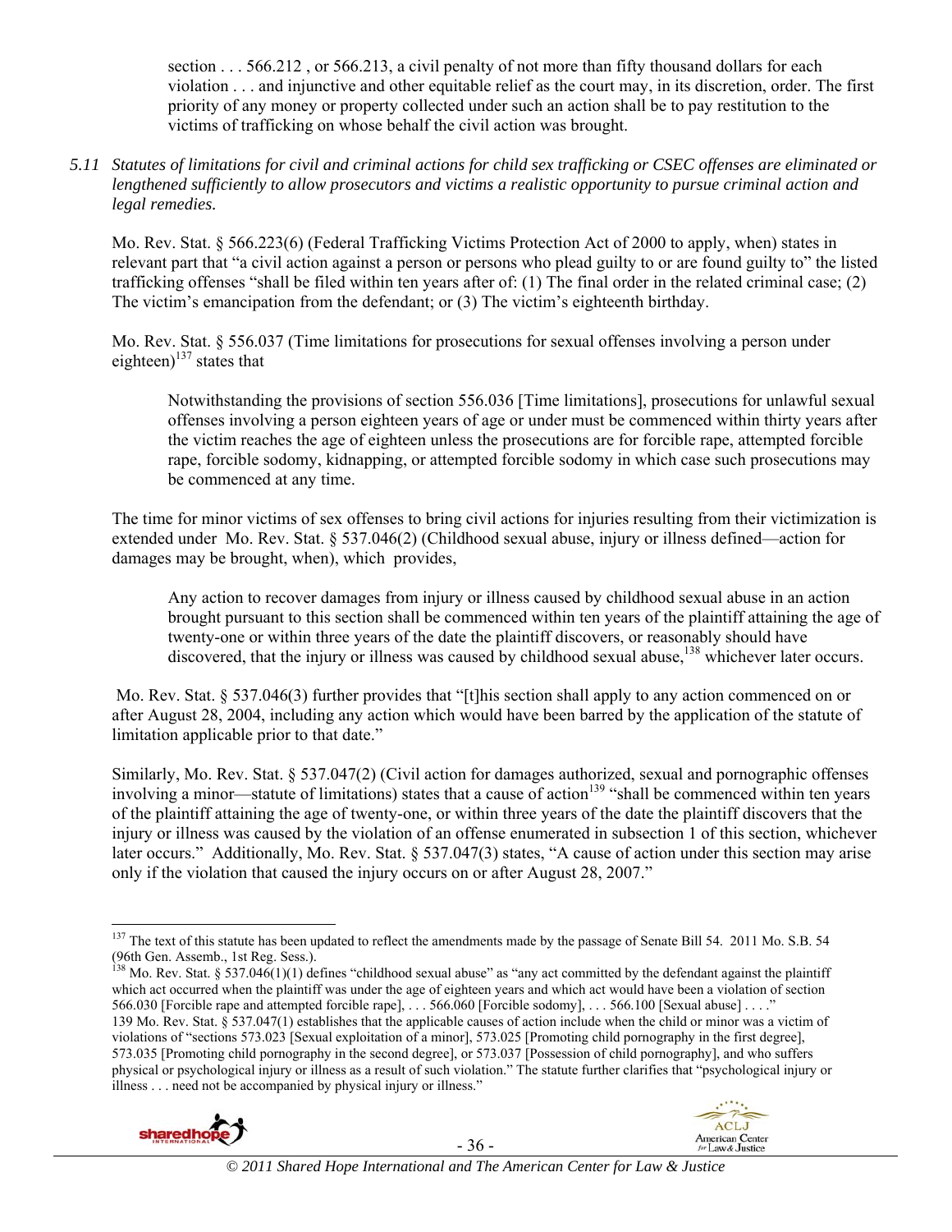section . . . 566.212 , or 566.213, a civil penalty of not more than fifty thousand dollars for each violation . . . and injunctive and other equitable relief as the court may, in its discretion, order. The first priority of any money or property collected under such an action shall be to pay restitution to the victims of trafficking on whose behalf the civil action was brought.

*5.11 Statutes of limitations for civil and criminal actions for child sex trafficking or CSEC offenses are eliminated or lengthened sufficiently to allow prosecutors and victims a realistic opportunity to pursue criminal action and legal remedies.*

Mo. Rev. Stat. § 566.223(6) (Federal Trafficking Victims Protection Act of 2000 to apply, when) states in relevant part that "a civil action against a person or persons who plead guilty to or are found guilty to" the listed trafficking offenses "shall be filed within ten years after of: (1) The final order in the related criminal case; (2) The victim's emancipation from the defendant; or (3) The victim's eighteenth birthday.

Mo. Rev. Stat. § 556.037 (Time limitations for prosecutions for sexual offenses involving a person under eighteen)[137] states that

> Notwithstanding the provisions of section 556.036 [Time limitations], prosecutions for unlawful sexual offenses involving a person eighteen years of age or under must be commenced within thirty years after the victim reaches the age of eighteen unless the prosecutions are for forcible rape, attempted forcible rape, forcible sodomy, kidnapping, or attempted forcible sodomy in which case such prosecutions may be commenced at any time.

The time for minor victims of sex offenses to bring civil actions for injuries resulting from their victimization is extended under Mo. Rev. Stat. § 537.046(2) (Childhood sexual abuse, injury or illness defined—action for damages may be brought, when), which provides,

> Any action to recover damages from injury or illness caused by childhood sexual abuse in an action brought pursuant to this section shall be commenced within ten years of the plaintiff attaining the age of twenty-one or within three years of the date the plaintiff discovers, or reasonably should have discovered, that the injury or illness was caused by childhood sexual abuse,[138] whichever later occurs.

Mo. Rev. Stat. § 537.046(3) further provides that "[t]his section shall apply to any action commenced on or after August 28, 2004, including any action which would have been barred by the application of the statute of limitation applicable prior to that date."

Similarly, Mo. Rev. Stat. § 537.047(2) (Civil action for damages authorized, sexual and pornographic offenses involving a minor—statute of limitations) states that a cause of action[139] "shall be commenced within ten years of the plaintiff attaining the age of twenty-one, or within three years of the date the plaintiff discovers that the injury or illness was caused by the violation of an offense enumerated in subsection 1 of this section, whichever later occurs." Additionally, Mo. Rev. Stat. § 537.047(3) states, "A cause of action under this section may arise only if the violation that caused the injury occurs on or after August 28, 2007."

---

[137] The text of this statute has been updated to reflect the amendments made by the passage of Senate Bill 54. 2011 Mo. S.B. 54 (96th Gen. Assemb., 1st Reg. Sess.).

[138] Mo. Rev. Stat. § 537.046(1)(1) defines "childhood sexual abuse" as "any act committed by the defendant against the plaintiff which act occurred when the plaintiff was under the age of eighteen years and which act would have been a violation of section 566.030 [Forcible rape and attempted forcible rape], . . . 566.060 [Forcible sodomy], . . . 566.100 [Sexual abuse] . . . ."

[139] Mo. Rev. Stat. § 537.047(1) establishes that the applicable causes of action include when the child or minor was a victim of violations of "sections 573.023 [Sexual exploitation of a minor], 573.025 [Promoting child pornography in the first degree], 573.035 [Promoting child pornography in the second degree], or 573.037 [Possession of child pornography], and who suffers physical or psychological injury or illness as a result of such violation." The statute further clarifies that "psychological injury or illness . . . need not be accompanied by physical injury or illness."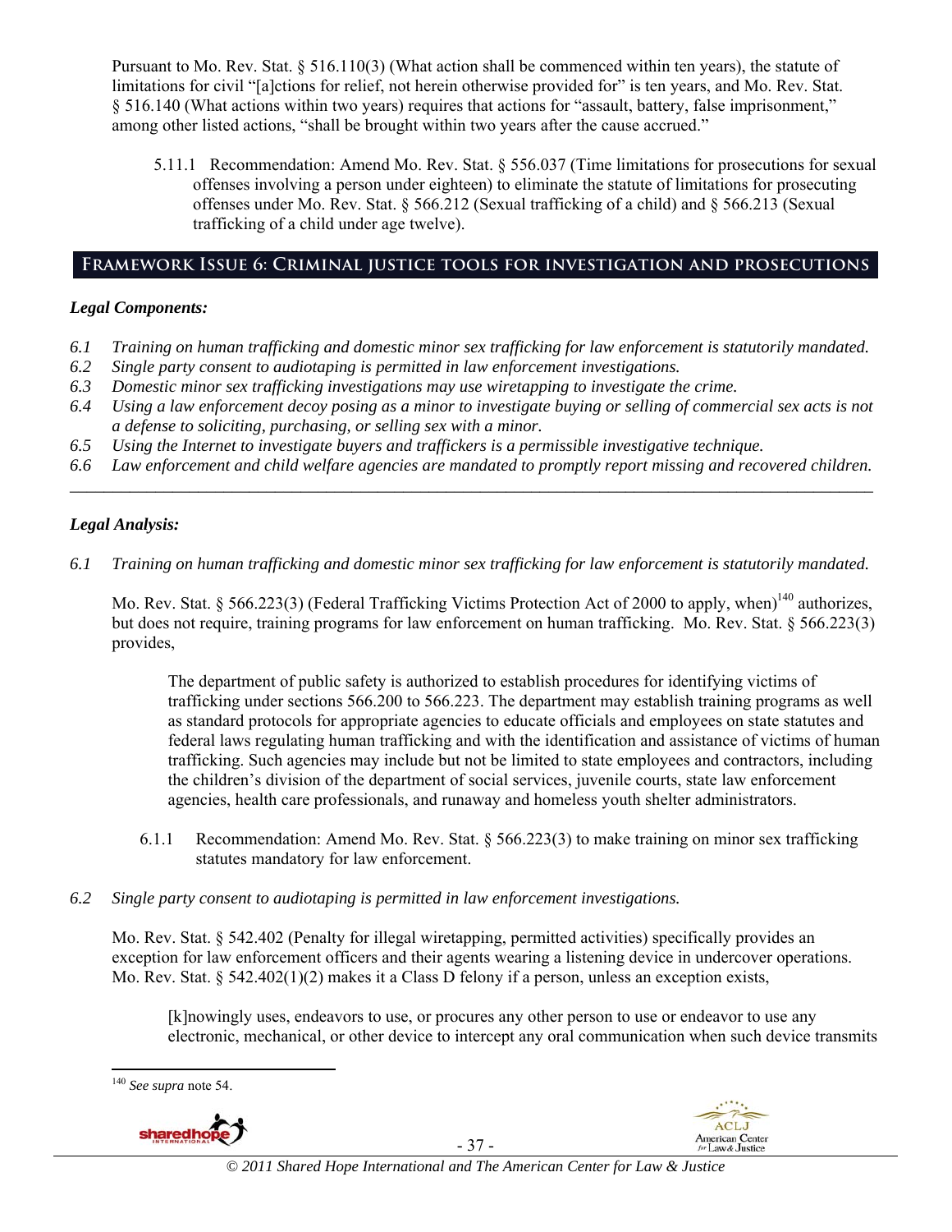Pursuant to Mo. Rev. Stat. § 516.110(3) (What action shall be commenced within ten years), the statute of limitations for civil "[a]ctions for relief, not herein otherwise provided for" is ten years, and Mo. Rev. Stat. § 516.140 (What actions within two years) requires that actions for "assault, battery, false imprisonment," among other listed actions, "shall be brought within two years after the cause accrued."

5.11.1 Recommendation: Amend Mo. Rev. Stat. § 556.037 (Time limitations for prosecutions for sexual offenses involving a person under eighteen) to eliminate the statute of limitations for prosecuting offenses under Mo. Rev. Stat. § 566.212 (Sexual trafficking of a child) and § 566.213 (Sexual trafficking of a child under age twelve).

## Framework Issue 6: Criminal justice tools for investigation and prosecutions

### *Legal Components:*

*6.1 Training on human trafficking and domestic minor sex trafficking for law enforcement is statutorily mandated.*
*6.2 Single party consent to audiotaping is permitted in law enforcement investigations.*
*6.3 Domestic minor sex trafficking investigations may use wiretapping to investigate the crime.*
*6.4 Using a law enforcement decoy posing as a minor to investigate buying or selling of commercial sex acts is not a defense to soliciting, purchasing, or selling sex with a minor.*
*6.5 Using the Internet to investigate buyers and traffickers is a permissible investigative technique.*
*6.6 Law enforcement and child welfare agencies are mandated to promptly report missing and recovered children.*

---

### *Legal Analysis:*

*6.1 Training on human trafficking and domestic minor sex trafficking for law enforcement is statutorily mandated.*

Mo. Rev. Stat. § 566.223(3) (Federal Trafficking Victims Protection Act of 2000 to apply, when)[140] authorizes, but does not require, training programs for law enforcement on human trafficking. Mo. Rev. Stat. § 566.223(3) provides,

> The department of public safety is authorized to establish procedures for identifying victims of trafficking under sections 566.200 to 566.223. The department may establish training programs as well as standard protocols for appropriate agencies to educate officials and employees on state statutes and federal laws regulating human trafficking and with the identification and assistance of victims of human trafficking. Such agencies may include but not be limited to state employees and contractors, including the children's division of the department of social services, juvenile courts, state law enforcement agencies, health care professionals, and runaway and homeless youth shelter administrators.

6.1.1 Recommendation: Amend Mo. Rev. Stat. § 566.223(3) to make training on minor sex trafficking statutes mandatory for law enforcement.

*6.2 Single party consent to audiotaping is permitted in law enforcement investigations.*

Mo. Rev. Stat. § 542.402 (Penalty for illegal wiretapping, permitted activities) specifically provides an exception for law enforcement officers and their agents wearing a listening device in undercover operations. Mo. Rev. Stat. § 542.402(1)(2) makes it a Class D felony if a person, unless an exception exists,

> [k]nowingly uses, endeavors to use, or procures any other person to use or endeavor to use any electronic, mechanical, or other device to intercept any oral communication when such device transmits

---

[140] *See supra* note 54.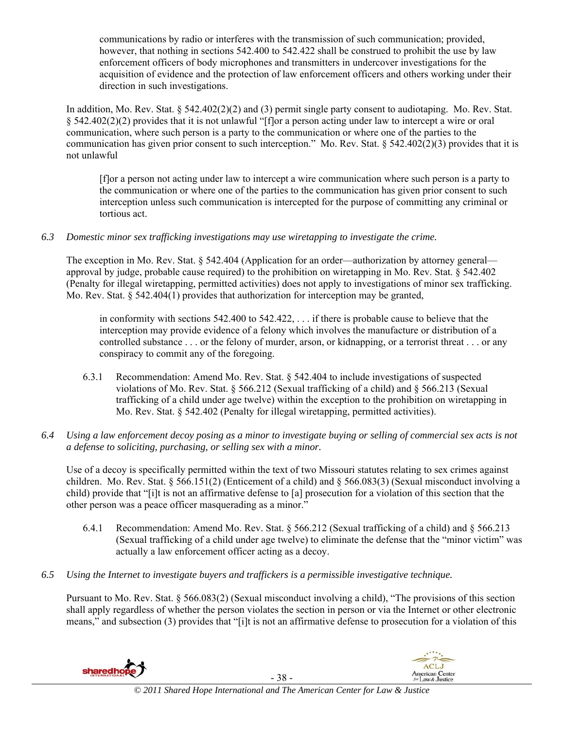> communications by radio or interferes with the transmission of such communication; provided, however, that nothing in sections 542.400 to 542.422 shall be construed to prohibit the use by law enforcement officers of body microphones and transmitters in undercover investigations for the acquisition of evidence and the protection of law enforcement officers and others working under their direction in such investigations.

In addition, Mo. Rev. Stat. § 542.402(2)(2) and (3) permit single party consent to audiotaping. Mo. Rev. Stat. § 542.402(2)(2) provides that it is not unlawful "[f]or a person acting under law to intercept a wire or oral communication, where such person is a party to the communication or where one of the parties to the communication has given prior consent to such interception." Mo. Rev. Stat. § 542.402(2)(3) provides that it is not unlawful

> [f]or a person not acting under law to intercept a wire communication where such person is a party to the communication or where one of the parties to the communication has given prior consent to such interception unless such communication is intercepted for the purpose of committing any criminal or tortious act.

*6.3 Domestic minor sex trafficking investigations may use wiretapping to investigate the crime.*

The exception in Mo. Rev. Stat. § 542.404 (Application for an order—authorization by attorney general—approval by judge, probable cause required) to the prohibition on wiretapping in Mo. Rev. Stat. § 542.402 (Penalty for illegal wiretapping, permitted activities) does not apply to investigations of minor sex trafficking. Mo. Rev. Stat. § 542.404(1) provides that authorization for interception may be granted,

> in conformity with sections 542.400 to 542.422, . . . if there is probable cause to believe that the interception may provide evidence of a felony which involves the manufacture or distribution of a controlled substance . . . or the felony of murder, arson, or kidnapping, or a terrorist threat . . . or any conspiracy to commit any of the foregoing.

6.3.1 Recommendation: Amend Mo. Rev. Stat. § 542.404 to include investigations of suspected violations of Mo. Rev. Stat. § 566.212 (Sexual trafficking of a child) and § 566.213 (Sexual trafficking of a child under age twelve) within the exception to the prohibition on wiretapping in Mo. Rev. Stat. § 542.402 (Penalty for illegal wiretapping, permitted activities).

*6.4 Using a law enforcement decoy posing as a minor to investigate buying or selling of commercial sex acts is not a defense to soliciting, purchasing, or selling sex with a minor.*

Use of a decoy is specifically permitted within the text of two Missouri statutes relating to sex crimes against children. Mo. Rev. Stat. § 566.151(2) (Enticement of a child) and § 566.083(3) (Sexual misconduct involving a child) provide that "[i]t is not an affirmative defense to [a] prosecution for a violation of this section that the other person was a peace officer masquerading as a minor."

6.4.1 Recommendation: Amend Mo. Rev. Stat. § 566.212 (Sexual trafficking of a child) and § 566.213 (Sexual trafficking of a child under age twelve) to eliminate the defense that the "minor victim" was actually a law enforcement officer acting as a decoy.

*6.5 Using the Internet to investigate buyers and traffickers is a permissible investigative technique.*

Pursuant to Mo. Rev. Stat. § 566.083(2) (Sexual misconduct involving a child), "The provisions of this section shall apply regardless of whether the person violates the section in person or via the Internet or other electronic means," and subsection (3) provides that "[i]t is not an affirmative defense to prosecution for a violation of this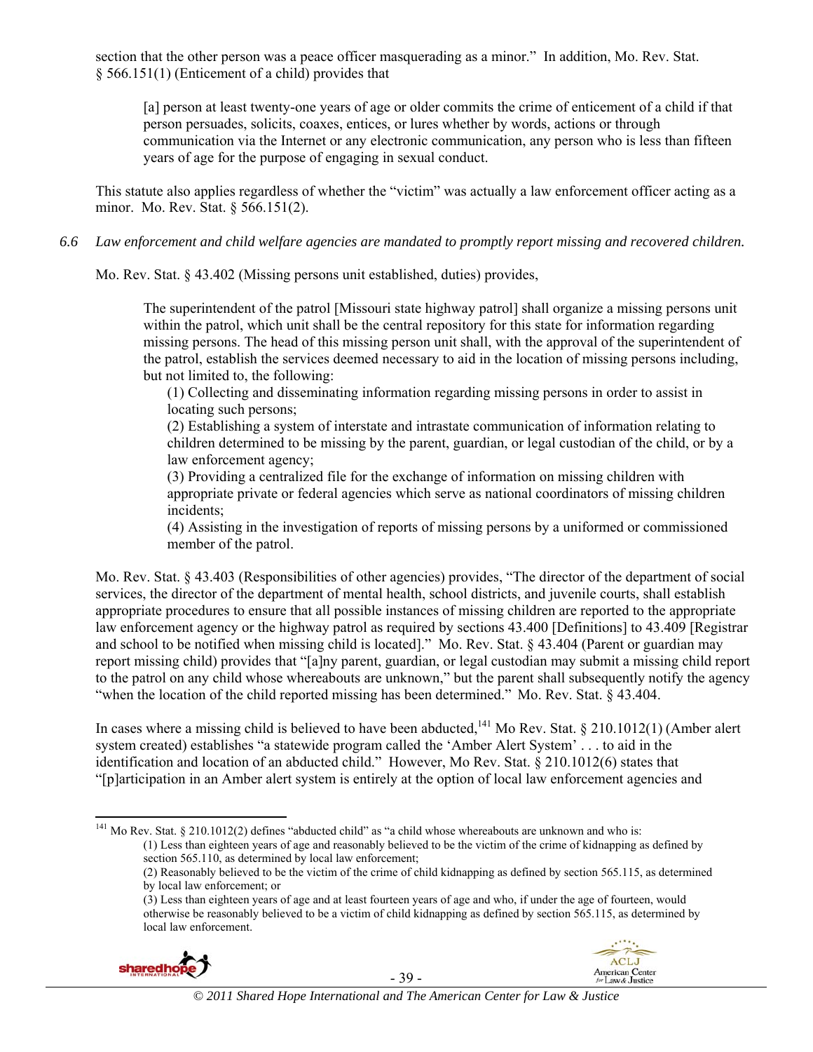section that the other person was a peace officer masquerading as a minor." In addition, Mo. Rev. Stat. § 566.151(1) (Enticement of a child) provides that

> [a] person at least twenty-one years of age or older commits the crime of enticement of a child if that person persuades, solicits, coaxes, entices, or lures whether by words, actions or through communication via the Internet or any electronic communication, any person who is less than fifteen years of age for the purpose of engaging in sexual conduct.

This statute also applies regardless of whether the "victim" was actually a law enforcement officer acting as a minor. Mo. Rev. Stat. § 566.151(2).

*6.6 Law enforcement and child welfare agencies are mandated to promptly report missing and recovered children.*

Mo. Rev. Stat. § 43.402 (Missing persons unit established, duties) provides,

> The superintendent of the patrol [Missouri state highway patrol] shall organize a missing persons unit within the patrol, which unit shall be the central repository for this state for information regarding missing persons. The head of this missing person unit shall, with the approval of the superintendent of the patrol, establish the services deemed necessary to aid in the location of missing persons including, but not limited to, the following:
>
> (1) Collecting and disseminating information regarding missing persons in order to assist in locating such persons;
>
> (2) Establishing a system of interstate and intrastate communication of information relating to children determined to be missing by the parent, guardian, or legal custodian of the child, or by a law enforcement agency;
>
> (3) Providing a centralized file for the exchange of information on missing children with appropriate private or federal agencies which serve as national coordinators of missing children incidents;
>
> (4) Assisting in the investigation of reports of missing persons by a uniformed or commissioned member of the patrol.

Mo. Rev. Stat. § 43.403 (Responsibilities of other agencies) provides, "The director of the department of social services, the director of the department of mental health, school districts, and juvenile courts, shall establish appropriate procedures to ensure that all possible instances of missing children are reported to the appropriate law enforcement agency or the highway patrol as required by sections 43.400 [Definitions] to 43.409 [Registrar and school to be notified when missing child is located]." Mo. Rev. Stat. § 43.404 (Parent or guardian may report missing child) provides that "[a]ny parent, guardian, or legal custodian may submit a missing child report to the patrol on any child whose whereabouts are unknown," but the parent shall subsequently notify the agency "when the location of the child reported missing has been determined." Mo. Rev. Stat. § 43.404.

In cases where a missing child is believed to have been abducted,[141] Mo Rev. Stat. § 210.1012(1) (Amber alert system created) establishes "a statewide program called the 'Amber Alert System' . . . to aid in the identification and location of an abducted child." However, Mo Rev. Stat. § 210.1012(6) states that "[p]articipation in an Amber alert system is entirely at the option of local law enforcement agencies and

---

[141] Mo Rev. Stat. § 210.1012(2) defines "abducted child" as "a child whose whereabouts are unknown and who is:

> (1) Less than eighteen years of age and reasonably believed to be the victim of the crime of kidnapping as defined by section 565.110, as determined by local law enforcement;
>
> (2) Reasonably believed to be the victim of the crime of child kidnapping as defined by section 565.115, as determined by local law enforcement; or
>
> (3) Less than eighteen years of age and at least fourteen years of age and who, if under the age of fourteen, would otherwise be reasonably believed to be a victim of child kidnapping as defined by section 565.115, as determined by local law enforcement.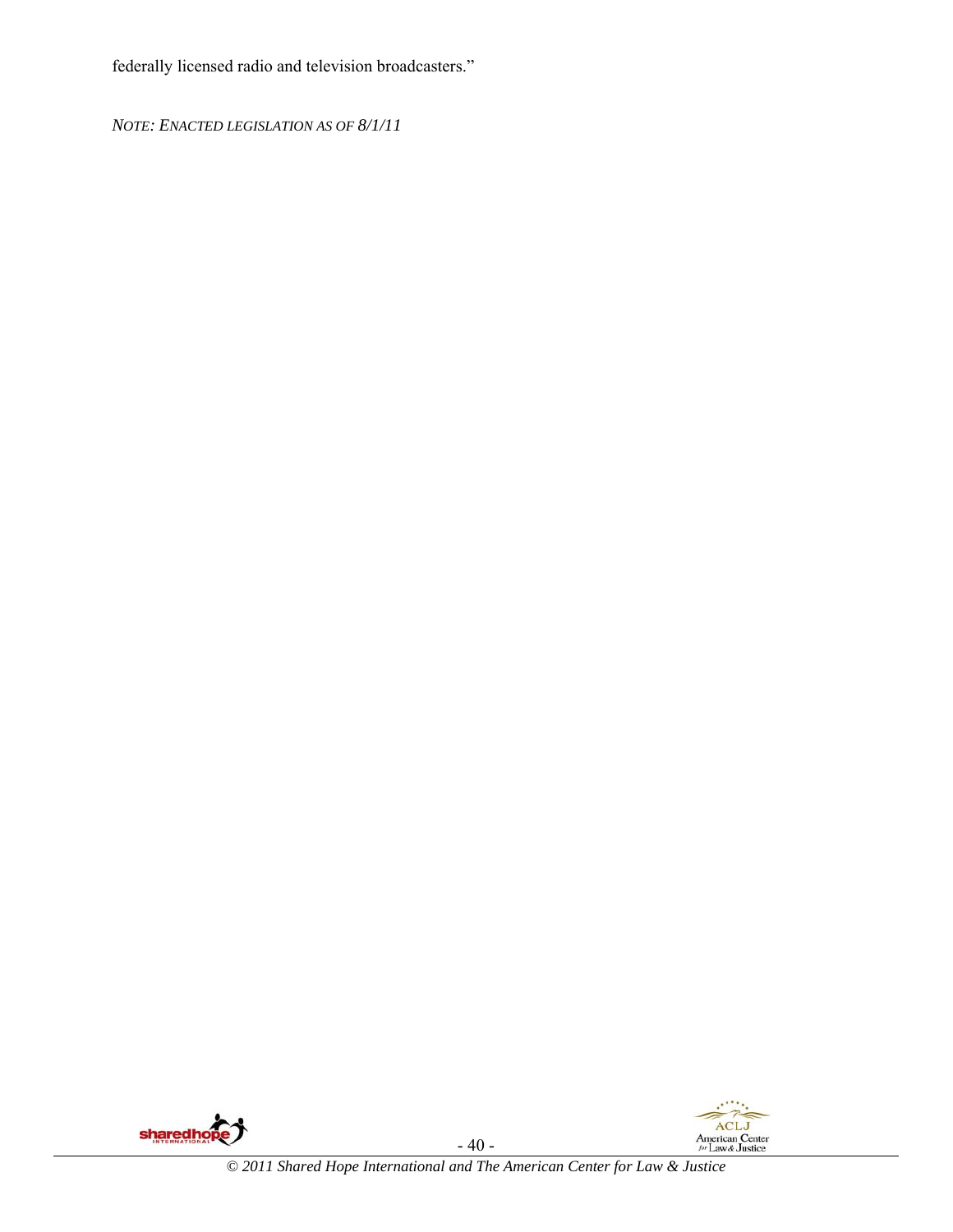federally licensed radio and television broadcasters."

*NOTE: ENACTED LEGISLATION AS OF 8/1/11*